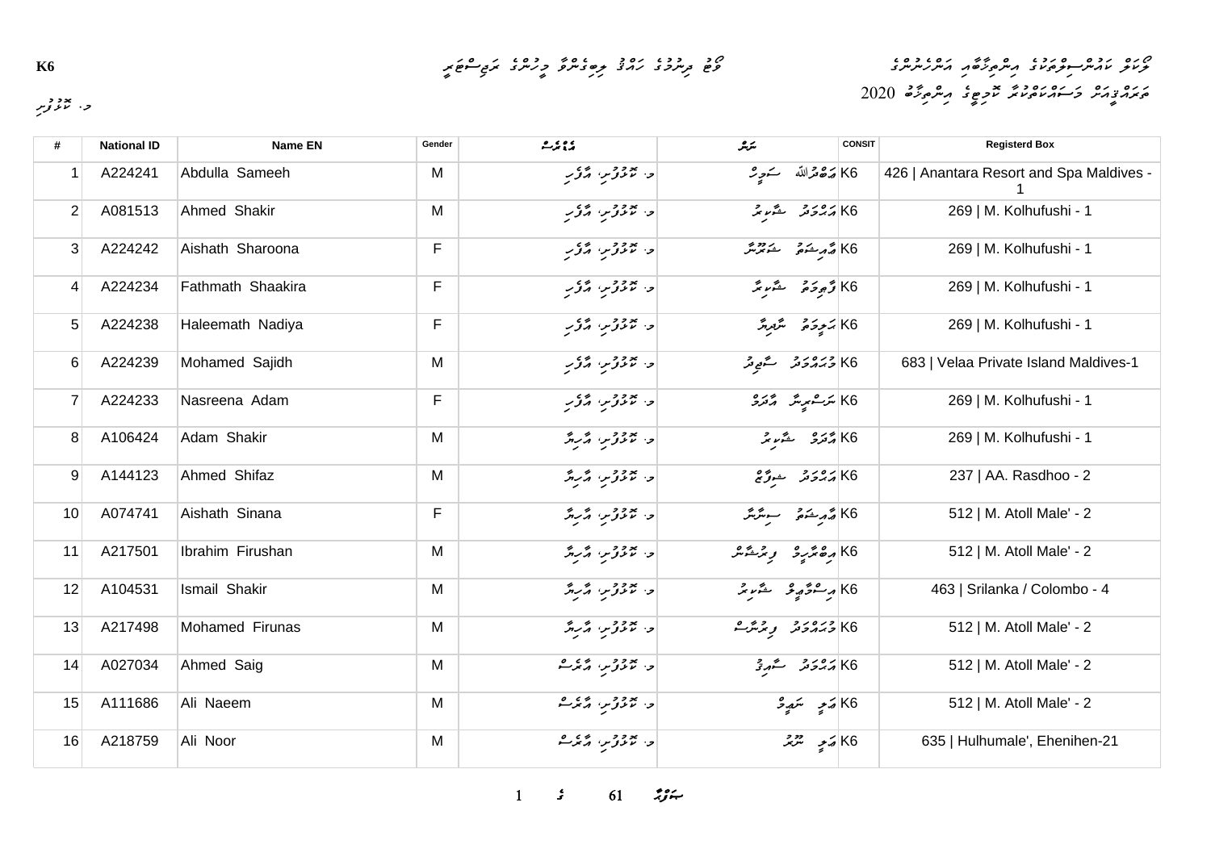# ޕާރލިމެންޓް އިންތިޚާބު ވޯޓުލާނެ ގޮތް K6

# ތާރީޚީ ގޮތުން ހޮވިގެން ދިއުމަށް ކުރެވޭ އިންތިޚާބު 2020

ވ. ކެޔޮދޫ

| # | National ID | Name EN | Gender | ޢެޑްރެސް | ނަން | CONSIT | Registerd Box |
|---|---|---|---|---|---|---|---|
| 1 | A224241 | Abdulla Sameeh | M | ވ. ކެޔޮދޫ، އާޒާދީ | އަބްދުﷲ ސަމީހު | K6 | 426 \| Anantara Resort and Spa Maldives - 1 |
| 2 | A081513 | Ahmed Shakir | M | ވ. ކެޔޮދޫ، އާޒާދީ | އަޙްމަދު ޝާކިރު | K6 | 269 \| M. Kolhufushi - 1 |
| 3 | A224242 | Aishath Sharoona | F | ވ. ކެޔޮދޫ، އާޒާދީ | އާއިޝަތު ޝަރޫނާ | K6 | 269 \| M. Kolhufushi - 1 |
| 4 | A224234 | Fathmath Shaakira | F | ވ. ކެޔޮދޫ، އާޒާދީ | ފާތިމަތު ޝާކިރާ | K6 | 269 \| M. Kolhufushi - 1 |
| 5 | A224238 | Haleemath Nadiya | F | ވ. ކެޔޮދޫ، އާޒާދީ | ހަލީމަތު ނާދިޔާ | K6 | 269 \| M. Kolhufushi - 1 |
| 6 | A224239 | Mohamed Sajidh | M | ވ. ކެޔޮދޫ، އާޒާދީ | މުޙައްމަދު ސާޖިދު | K6 | 683 \| Velaa Private Island Maldives-1 |
| 7 | A224233 | Nasreena Adam | F | ވ. ކެޔޮދޫ، އާޒާދީ | ނަސްރީނާ އާދަމް | K6 | 269 \| M. Kolhufushi - 1 |
| 8 | A106424 | Adam Shakir | M | ވ. ކެޔޮދޫ، އާރިޔާ | އާދަމް ޝާކިރު | K6 | 269 \| M. Kolhufushi - 1 |
| 9 | A144123 | Ahmed Shifaz | M | ވ. ކެޔޮދޫ، އާރިޔާ | އަޙްމަދު ޝިފާޒު | K6 | 237 \| AA. Rasdhoo - 2 |
| 10 | A074741 | Aishath Sinana | F | ވ. ކެޔޮދޫ، އާރިޔާ | އާއިޝަތު ސިނާނާ | K6 | 512 \| M. Atoll Male' - 2 |
| 11 | A217501 | Ibrahim Firushan | M | ވ. ކެޔޮދޫ، އާރިޔާ | އިބްރާހީމް ފިރުޝާން | K6 | 512 \| M. Atoll Male' - 2 |
| 12 | A104531 | Ismail Shakir | M | ވ. ކެޔޮދޫ، އާރިޔާ | އިސްމާޢީލް ޝާކިރު | K6 | 463 \| Srilanka / Colombo - 4 |
| 13 | A217498 | Mohamed Firunas | M | ވ. ކެޔޮދޫ، އާރިޔާ | މުޙައްމަދު ފިރުނާސް | K6 | 512 \| M. Atoll Male' - 2 |
| 14 | A027034 | Ahmed Saig | M | ވ. ކެޔޮދޫ، އާރަސް | އަޙްމަދު ސާއިގު | K6 | 512 \| M. Atoll Male' - 2 |
| 15 | A111686 | Ali Naeem | M | ވ. ކެޔޮދޫ، އާރަސް | އަލީ ނަޢީމް | K6 | 512 \| M. Atoll Male' - 2 |
| 16 | A218759 | Ali Noor | M | ވ. ކެޔޮދޫ، އާރަސް | އަލީ ނޫރު | K6 | 635 \| Hulhumale', Ehenihen-21 |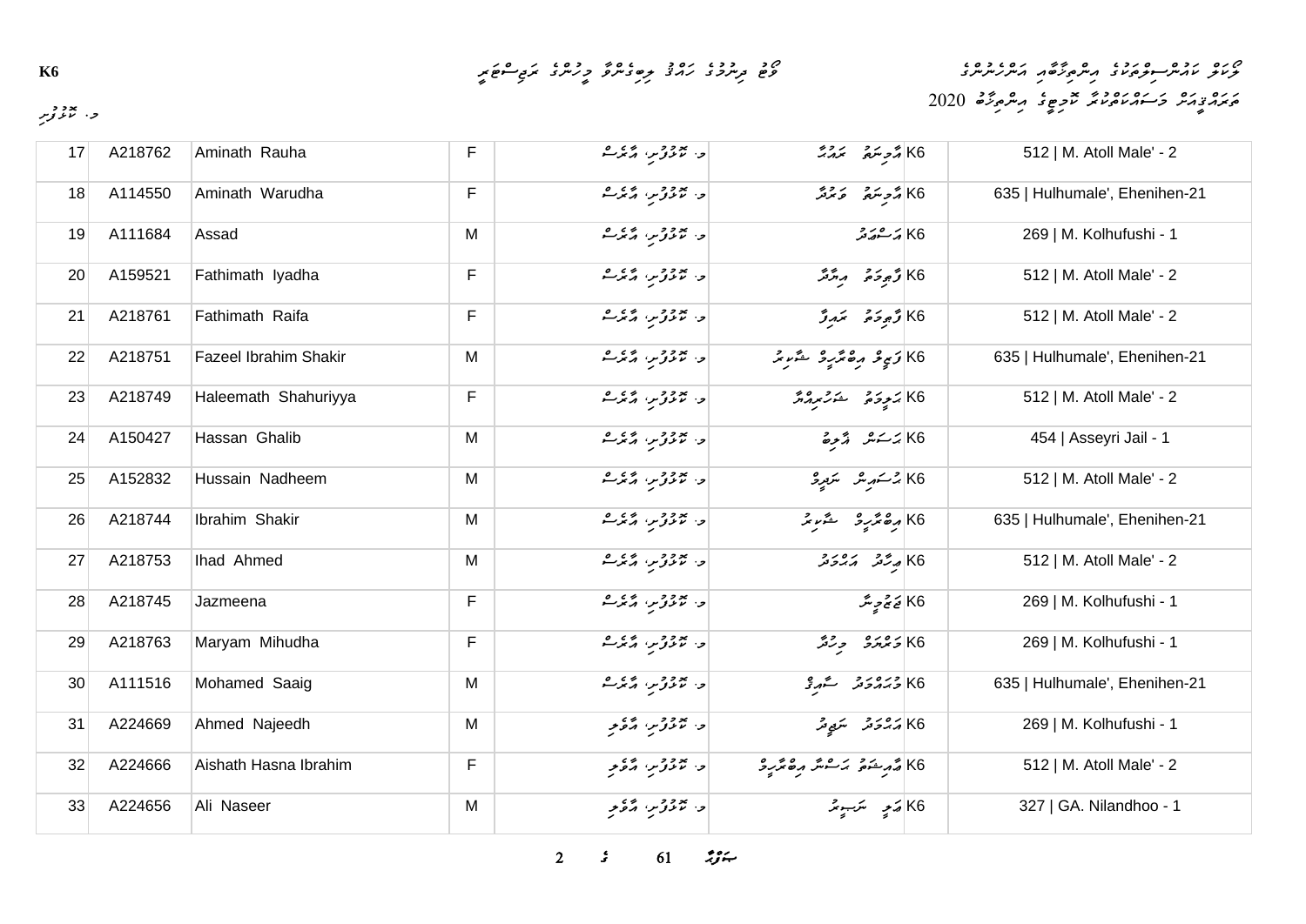| 17 | A218762 | Aminath Rauha | F | د. ކޮޅުފުށި، އާރަސް | K6 އާމިނަތު ރައުހާ | 512 \| M. Atoll Male' - 2 |
|---|---|---|---|---|---|---|
| 18 | A114550 | Aminath Warudha | F | د. ކޮޅުފުށި، އާރަސް | K6 އާމިނަތު ވަރުދާ | 635 \| Hulhumale', Ehenihen-21 |
| 19 | A111684 | Assad | M | د. ކޮޅުފުށި، އާރަސް | K6 އަސްޢަދު | 269 \| M. Kolhufushi - 1 |
| 20 | A159521 | Fathimath Iyadha | F | د. ކޮޅުފުށި، އާރަސް | K6 ފާތިމަތު އިޔާދާ | 512 \| M. Atoll Male' - 2 |
| 21 | A218761 | Fathimath Raifa | F | د. ކޮޅުފުށި، އާރަސް | K6 ފާތިމަތު ރައިފާ | 512 \| M. Atoll Male' - 2 |
| 22 | A218751 | Fazeel Ibrahim Shakir | M | د. ކޮޅުފުށި، އާރަސް | K6 ފަޒީލް އިބްރާހީމް ޝާކިރު | 635 \| Hulhumale', Ehenihen-21 |
| 23 | A218749 | Haleemath Shahuriyya | F | د. ކޮޅުފުށި، އާރަސް | K6 ހަލީމަތު ޝަހުރިއްޔާ | 512 \| M. Atoll Male' - 2 |
| 24 | A150427 | Hassan Ghalib | M | د. ކޮޅުފުށި، އާރަސް | K6 ހަސަން ޣާލިބު | 454 \| Asseyri Jail - 1 |
| 25 | A152832 | Hussain Nadheem | M | د. ކޮޅުފުށި، އާރަސް | K6 ހުސައިން ނަދީމް | 512 \| M. Atoll Male' - 2 |
| 26 | A218744 | Ibrahim Shakir | M | د. ކޮޅުފުށި، އާރަސް | K6 އިބްރާހީމް ޝާކިރު | 635 \| Hulhumale', Ehenihen-21 |
| 27 | A218753 | Ihad Ahmed | M | د. ކޮޅުފުށި، އާރަސް | K6 އިހާދު އަހުމަދު | 512 \| M. Atoll Male' - 2 |
| 28 | A218745 | Jazmeena | F | د. ކޮޅުފުށި، އާރަސް | K6 ޖަޒްމީނާ | 269 \| M. Kolhufushi - 1 |
| 29 | A218763 | Maryam Mihudha | F | د. ކޮޅުފުށި، އާރަސް | K6 މަރްޔަމް މިހުދާ | 269 \| M. Kolhufushi - 1 |
| 30 | A111516 | Mohamed Saaig | M | د. ކޮޅުފުށި، އާރަސް | K6 މުހައްމަދު ސާއިގު | 635 \| Hulhumale', Ehenihen-21 |
| 31 | A224669 | Ahmed Najeedh | M | د. ކޮޅުފުށި، އާވެލި | K6 އަހުމަދު ނަޖީދު | 269 \| M. Kolhufushi - 1 |
| 32 | A224666 | Aishath Hasna Ibrahim | F | د. ކޮޅުފުށި، އާވެލި | K6 އާއިޝަތު ހަސްނާ އިބްރާހީމް | 512 \| M. Atoll Male' - 2 |
| 33 | A224656 | Ali Naseer | M | د. ކޮޅުފުށި، އާވެލި | K6 އަލި ނަސީރު | 327 \| GA. Nilandhoo - 1 |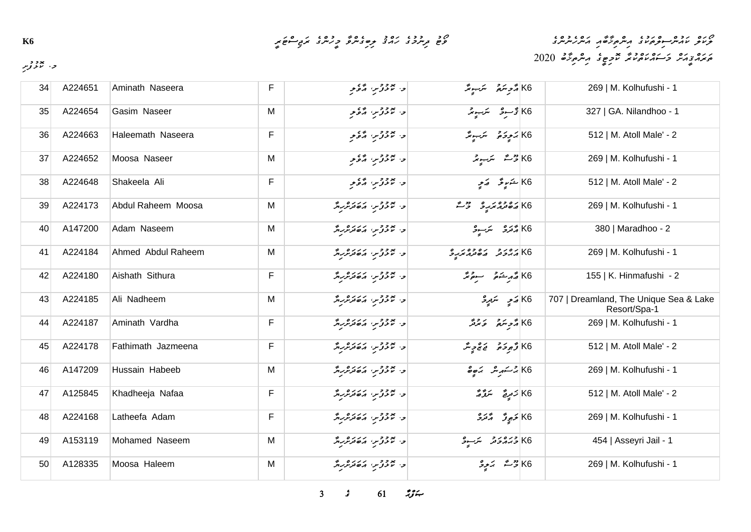| 34 | A224651 | Aminath Naseera | F | ދ. ކޮޅުފުށި، އާމޮތި | K6 އާމިނަތު ނަސީރާ | 269 \| M. Kolhufushi - 1 |
|---|---|---|---|---|---|---|
| 35 | A224654 | Gasim Naseer | M | ދ. ކޮޅުފުށި، އާމޮތި | K6 ޤާސިމް ނަސީރު | 327 \| GA. Nilandhoo - 1 |
| 36 | A224663 | Haleemath Naseera | F | ދ. ކޮޅުފުށި، އާމޮތި | K6 ހަލީމަތު ނަސީރާ | 512 \| M. Atoll Male' - 2 |
| 37 | A224652 | Moosa Naseer | M | ދ. ކޮޅުފުށި، އާމޮތި | K6 މޫސާ ނަސީރު | 269 \| M. Kolhufushi - 1 |
| 38 | A224648 | Shakeela Ali | F | ދ. ކޮޅުފުށި، އާމޮތި | K6 ޝަކީލާ ޢަލީ | 512 \| M. Atoll Male' - 2 |
| 39 | A224173 | Abdul Raheem Moosa | M | ދ. ކޮޅުފުށި، އަބަދަށްހިޔާ | K6 އަބްދުއްރަޙީމް މޫސާ | 269 \| M. Kolhufushi - 1 |
| 40 | A147200 | Adam Naseem | M | ދ. ކޮޅުފުށި، އަބަދަށްހިޔާ | K6 އާދަމް ނަސީމް | 380 \| Maradhoo - 2 |
| 41 | A224184 | Ahmed Abdul Raheem | M | ދ. ކޮޅުފުށި، އަބަދަށްހިޔާ | K6 އަޙްމަދު އަބްދުއްރަޙީމް | 269 \| M. Kolhufushi - 1 |
| 42 | A224180 | Aishath Sithura | F | ދ. ކޮޅުފުށި، އަބަދަށްހިޔާ | K6 އާއިޝަތު ސިތުރާ | 155 \| K. Hinmafushi - 2 |
| 43 | A224185 | Ali Nadheem | M | ދ. ކޮޅުފުށި، އަބަދަށްހިޔާ | K6 ޢަލީ ނަދީމް | 707 \| Dreamland, The Unique Sea & Lake Resort/Spa-1 |
| 44 | A224187 | Aminath Vardha | F | ދ. ކޮޅުފުށި، އަބަދަށްހިޔާ | K6 އާމިނަތު ވަރުދާ | 269 \| M. Kolhufushi - 1 |
| 45 | A224178 | Fathimath Jazmeena | F | ދ. ކޮޅުފުށި، އަބަދަށްހިޔާ | K6 ފާތިމަތު ޖަޒްމީނާ | 512 \| M. Atoll Male' - 2 |
| 46 | A147209 | Hussain Habeeb | M | ދ. ކޮޅުފުށި، އަބަދަށްހިޔާ | K6 ހުސައިން ހަބީބު | 269 \| M. Kolhufushi - 1 |
| 47 | A125845 | Khadheeja Nafaa | F | ދ. ކޮޅުފުށި، އަބަދަށްހިޔާ | K6 ޚަދީޖާ ނަފާއާ | 512 \| M. Atoll Male' - 2 |
| 48 | A224168 | Latheefa Adam | F | ދ. ކޮޅުފުށި، އަބަދަށްހިޔާ | K6 ލަޠީފާ އާދަމް | 269 \| M. Kolhufushi - 1 |
| 49 | A153119 | Mohamed Naseem | M | ދ. ކޮޅުފުށި، އަބަދަށްހިޔާ | K6 މުޙައްމަދު ނަސީމް | 454 \| Asseyri Jail - 1 |
| 50 | A128335 | Moosa Haleem | M | ދ. ކޮޅުފުށި، އަބަދަށްހިޔާ | K6 މޫސާ ހަލީމް | 269 \| M. Kolhufushi - 1 |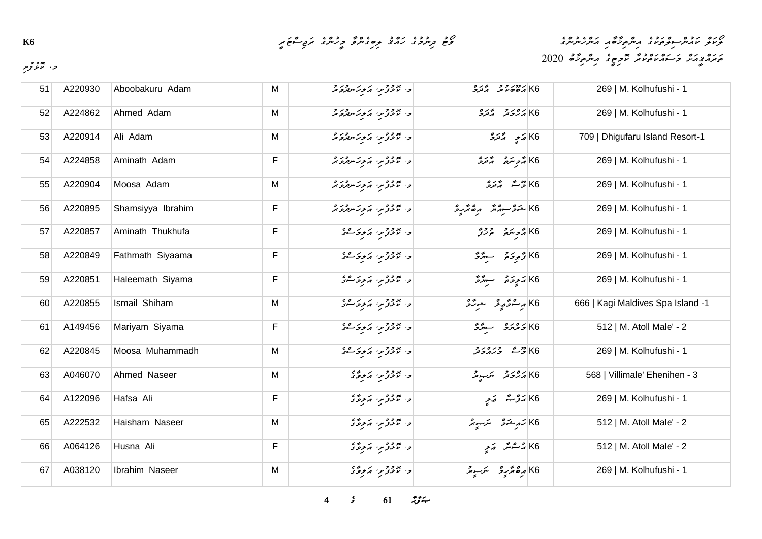| 51 | A220930 | Aboobakuru Adam | M | މ. ކޮޅުފުށި، އަލިރަސްދޫގެ | K6 އަބޫބަކުރު އާދަމް | 269 \| M. Kolhufushi - 1 |
|---|---|---|---|---|---|---|
| 52 | A224862 | Ahmed Adam | M | މ. ކޮޅުފުށި، އަލިރަސްދޫގެ | K6 އަހްމަދު އާދަމް | 269 \| M. Kolhufushi - 1 |
| 53 | A220914 | Ali Adam | M | މ. ކޮޅުފުށި، އަލިރަސްދޫގެ | K6 އަލީ އާދަމް | 709 \| Dhigufaru Island Resort-1 |
| 54 | A224858 | Aminath Adam | F | މ. ކޮޅުފުށި، އަލިރަސްދޫގެ | K6 އާމިނަތު އާދަމް | 269 \| M. Kolhufushi - 1 |
| 55 | A220904 | Moosa Adam | M | މ. ކޮޅުފުށި، އަލިރަސްދޫގެ | K6 މޫސާ އާދަމް | 269 \| M. Kolhufushi - 1 |
| 56 | A220895 | Shamsiyya Ibrahim | F | މ. ކޮޅުފުށި، އަލިރަސްދޫގެ | K6 ޝަމްސިއްޔާ އިބްރާހީމް | 269 \| M. Kolhufushi - 1 |
| 57 | A220857 | Aminath Thukhufa | F | މ. ކޮޅުފުށި، އަލިވަސް ގެ | K6 އާމިނަތު ތުޙްފާ | 269 \| M. Kolhufushi - 1 |
| 58 | A220849 | Fathmath Siyaama | F | މ. ކޮޅުފުށި، އަލިވަސް ގެ | K6 ފާތިމަތު ސިޔާމާ | 269 \| M. Kolhufushi - 1 |
| 59 | A220851 | Haleemath Siyama | F | މ. ކޮޅުފުށި، އަލިވަސް ގެ | K6 ހަލީމަތު ސިޔާމާ | 269 \| M. Kolhufushi - 1 |
| 60 | A220855 | Ismail Shiham | M | މ. ކޮޅުފުށި، އަލިވަސް ގެ | K6 އިސްމާޢީލް ޝިހާމް | 666 \| Kagi Maldives Spa Island -1 |
| 61 | A149456 | Mariyam Siyama | F | މ. ކޮޅުފުށި، އަލިވަސް ގެ | K6 މަރިޔަމް ސިޔާމާ | 512 \| M. Atoll Male' - 2 |
| 62 | A220845 | Moosa Muhammadh | M | މ. ކޮޅުފުށި، އަލިވަސް ގެ | K6 މޫސާ މުހައްމަދު | 269 \| M. Kolhufushi - 1 |
| 63 | A046070 | Ahmed Naseer | M | މ. ކޮޅުފުށި، އަލިވާގެ | K6 އަހްމަދު ނަސީރު | 568 \| Villimale' Ehenihen - 3 |
| 64 | A122096 | Hafsa Ali | F | މ. ކޮޅުފުށި، އަލިވާގެ | K6 ހަފްސާ އަލީ | 269 \| M. Kolhufushi - 1 |
| 65 | A222532 | Haisham Naseer | M | މ. ކޮޅުފުށި، އަލިވާގެ | K6 ހައިޝަމް ނަސީރު | 512 \| M. Atoll Male' - 2 |
| 66 | A064126 | Husna Ali | F | މ. ކޮޅުފުށި، އަލިވާގެ | K6 ހުސްނާ އަލީ | 512 \| M. Atoll Male' - 2 |
| 67 | A038120 | Ibrahim Naseer | M | މ. ކޮޅުފުށި، އަލިވާގެ | K6 އިބްރާހީމް ނަސީރު | 269 \| M. Kolhufushi - 1 |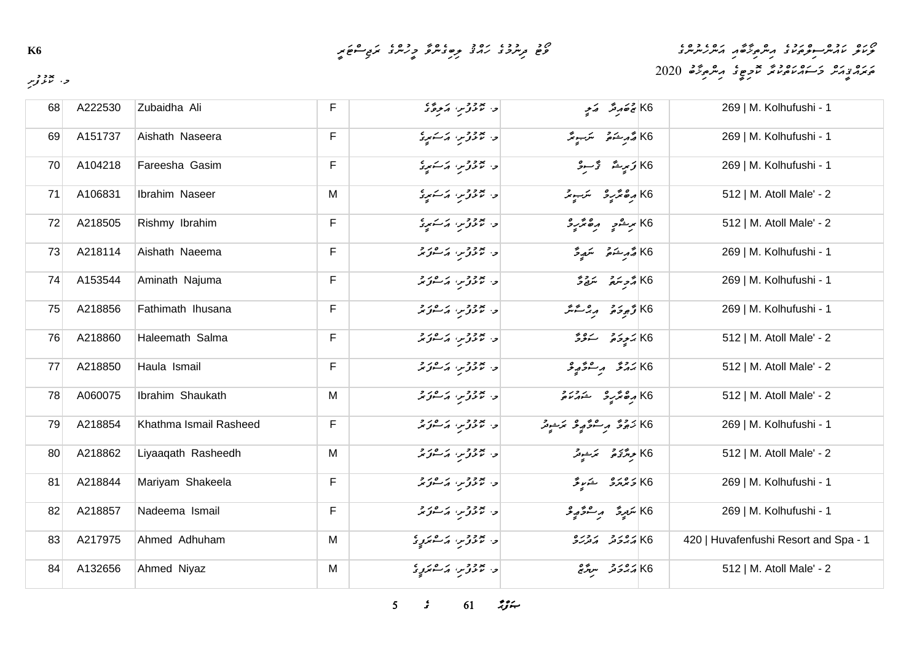| 68 | A222530 | Zubaidha Ali | F | د. ކޮޅުފުށި، އަލިވިލާގެ | ޒުބައިދާ އަލި K6 | 269 \| M. Kolhufushi - 1 |
|---|---|---|---|---|---|---|
| 69 | A151737 | Aishath Naseera | F | د. ކޮޅުފުށި، އަސަރީގެ | އާއިޝަތު ނަސީރާ K6 | 269 \| M. Kolhufushi - 1 |
| 70 | A104218 | Fareesha Gasim | F | د. ކޮޅުފުށި، އަސަރީގެ | ފަރީޝާ ގާސިމް K6 | 269 \| M. Kolhufushi - 1 |
| 71 | A106831 | Ibrahim Naseer | M | د. ކޮޅުފުށި، އަސަރީގެ | އިބްރާހީމް ނަސީރު K6 | 512 \| M. Atoll Male' - 2 |
| 72 | A218505 | Rishmy Ibrahim | F | د. ކޮޅުފުށި، އަސަރީގެ | ރިޝްމީ އިބްރާހީމް K6 | 512 \| M. Atoll Male' - 2 |
| 73 | A218114 | Aishath Naeema | F | د. ކޮޅުފުށި، އަސްލަމް | އާއިޝަތު ނަޢީމާ K6 | 269 \| M. Kolhufushi - 1 |
| 74 | A153544 | Aminath Najuma | F | د. ކޮޅުފުށި، އަސްލަމް | އާމިނަތު ނަޖުމާ K6 | 269 \| M. Kolhufushi - 1 |
| 75 | A218856 | Fathimath Ihusana | F | د. ކޮޅުފުށި، އަސްލަމް | ފާތިމަތު އިޙްސާނާ K6 | 269 \| M. Kolhufushi - 1 |
| 76 | A218860 | Haleemath Salma | F | د. ކޮޅުފުށި، އަސްލަމް | ހަލީމަތު ސަލްމާ K6 | 512 \| M. Atoll Male' - 2 |
| 77 | A218850 | Haula Ismail | F | د. ކޮޅުފުށި، އަސްލަމް | ހައުލާ އިސްމާޢީލް K6 | 512 \| M. Atoll Male' - 2 |
| 78 | A060075 | Ibrahim Shaukath | M | د. ކޮޅުފުށި، އަސްލަމް | އިބްރާހީމް ޝައުކަތު K6 | 512 \| M. Atoll Male' - 2 |
| 79 | A218854 | Khathma Ismail Rasheed | F | د. ކޮޅުފުށި، އަސްލަމް | ޚަތްމާ އިސްމާޢީލް ރަޝީދު K6 | 269 \| M. Kolhufushi - 1 |
| 80 | A218862 | Liyaaqath Rasheedh | M | د. ކޮޅުފުށި، އަސްލަމް | ލިޔާޤަތު ރަޝީދު K6 | 512 \| M. Atoll Male' - 2 |
| 81 | A218844 | Mariyam Shakeela | F | د. ކޮޅުފުށި، އަސްލަމް | މަރިޔަމް ޝަކީލާ K6 | 269 \| M. Kolhufushi - 1 |
| 82 | A218857 | Nadeema Ismail | F | د. ކޮޅުފުށި، އަސްލަމް | ނަދީމާ އިސްމާޢީލް K6 | 269 \| M. Kolhufushi - 1 |
| 83 | A217975 | Ahmed Adhuham | M | د. ކޮޅުފުށި، އަސްނަވީގެ | އަޙްމަދު އަދުހަމް K6 | 420 \| Huvafenfushi Resort and Spa - 1 |
| 84 | A132656 | Ahmed Niyaz | M | د. ކޮޅުފުށި، އަސްނަވީގެ | އަޙްމަދު ނިޔާޒު K6 | 512 \| M. Atoll Male' - 2 |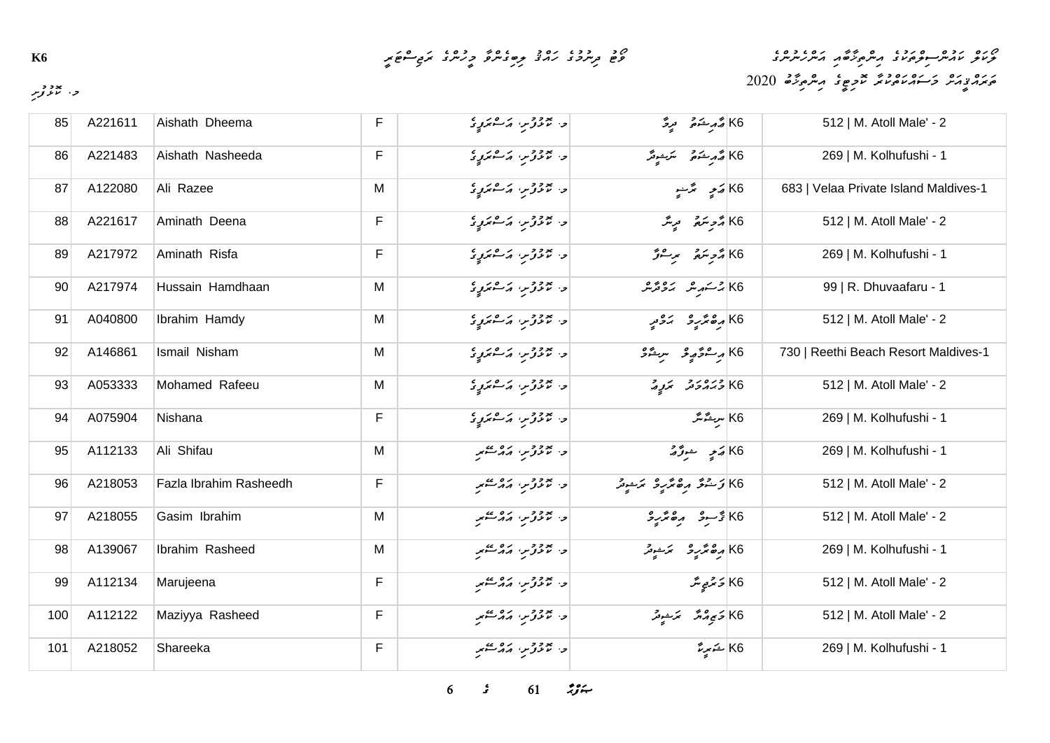| 85 | A221611 | Aishath Dheema | F | د· ކޮޅުފުށި، އަސްރަފީގެ | K6 | ޢާއިޝަތު ދީމާ | 512 \| M. Atoll Male' - 2 |
|---|---|---|---|---|---|---|---|
| 86 | A221483 | Aishath Nasheeda | F | د· ކޮޅުފުށި، އަސްރަފީގެ | K6 | ޢާއިޝަތު ނަޝީދާ | 269 \| M. Kolhufushi - 1 |
| 87 | A122080 | Ali Razee | M | د· ކޮޅުފުށި، އަސްރަފީގެ | K6 | ޢަލީ ރާޒީ | 683 \| Velaa Private Island Maldives-1 |
| 88 | A221617 | Aminath Deena | F | د· ކޮޅުފުށި، އަސްރަފީގެ | K6 | އާމިނަތު ދީނާ | 512 \| M. Atoll Male' - 2 |
| 89 | A217972 | Aminath Risfa | F | د· ކޮޅުފުށި، އަސްރަފީގެ | K6 | އާމިނަތު ރިސްފާ | 269 \| M. Kolhufushi - 1 |
| 90 | A217974 | Hussain Hamdhaan | M | د· ކޮޅުފުށި، އަސްރަފީގެ | K6 | ހުސައިން ހަމްދާން | 99 \| R. Dhuvaafaru - 1 |
| 91 | A040800 | Ibrahim Hamdy | M | د· ކޮޅުފުށި، އަސްރަފީގެ | K6 | އިބްރާހީމް ހަމްދީ | 512 \| M. Atoll Male' - 2 |
| 92 | A146861 | Ismail Nisham | M | د· ކޮޅުފުށި، އަސްރަފީގެ | K6 | އިސްމާޢީލް ނިޝާމް | 730 \| Reethi Beach Resort Maldives-1 |
| 93 | A053333 | Mohamed Rafeeu | M | د· ކޮޅުފުށި، އަސްރަފީގެ | K6 | މުހައްމަދު ރަފީޢު | 512 \| M. Atoll Male' - 2 |
| 94 | A075904 | Nishana | F | د· ކޮޅުފުށި، އަސްރަފީގެ | K6 | ނިޝާނާ | 269 \| M. Kolhufushi - 1 |
| 95 | A112133 | Ali Shifau | M | د· ކޮޅުފުށި، އައުސަބީ | K6 | ޢަލީ ޝިފާއު | 269 \| M. Kolhufushi - 1 |
| 96 | A218053 | Fazla Ibrahim Rasheedh | F | د· ކޮޅުފުށި، އައުސަބީ | K6 | ފަޟްލާ އިބްރާހީމް ރަޝީދު | 512 \| M. Atoll Male' - 2 |
| 97 | A218055 | Gasim Ibrahim | M | د· ކޮޅުފުށި، އައުސަބީ | K6 | ޤާސިމް އިބްރާހީމް | 512 \| M. Atoll Male' - 2 |
| 98 | A139067 | Ibrahim Rasheed | M | د· ކޮޅުފުށި، އައުސަބީ | K6 | އިބްރާހީމް ރަޝީދު | 269 \| M. Kolhufushi - 1 |
| 99 | A112134 | Marujeena | F | د· ކޮޅުފުށި، އައުސަބީ | K6 | މަރުޖީނާ | 512 \| M. Atoll Male' - 2 |
| 100 | A112122 | Maziyya Rasheed | F | د· ކޮޅުފުށި، އައުސަބީ | K6 | މަޒިއްޔާ ރަޝީދު | 512 \| M. Atoll Male' - 2 |
| 101 | A218052 | Shareeka | F | د· ކޮޅުފުށި، އައުސަބީ | K6 | ޝަރީކާ | 269 \| M. Kolhufushi - 1 |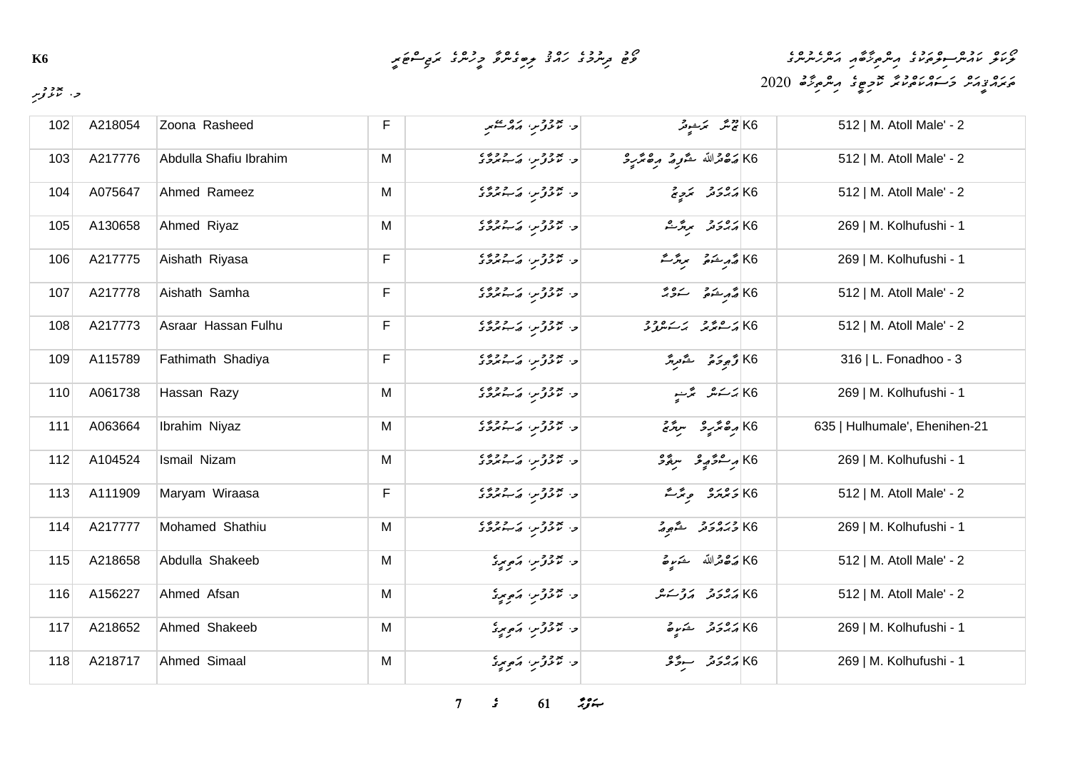| 102 | A218054 | Zoona Rasheed | F | د. ކޮޅުފުށި، އަޅުގަނޑު | K6 ޒޫނާ ރަޝީދު | 512 \| M. Atoll Male' - 2 |
|---|---|---|---|---|---|---|
| 103 | A217776 | Abdulla Shafiu Ibrahim | M | د. ކޮޅުފުށި، އަސްމާރުގެ | K6 އަބްދުﷲ ޝާފިއު އިބްރާހީމް | 512 \| M. Atoll Male' - 2 |
| 104 | A075647 | Ahmed Rameez | M | د. ކޮޅުފުށި، އަސްމާރުގެ | K6 އަޙްމަދު ރަމީޒް | 512 \| M. Atoll Male' - 2 |
| 105 | A130658 | Ahmed Riyaz | M | د. ކޮޅުފުށި، އަސްމާރުގެ | K6 އަޙްމަދު ރިޔާޒް | 269 \| M. Kolhufushi - 1 |
| 106 | A217775 | Aishath Riyasa | F | د. ކޮޅުފުށި، އަސްމާރުގެ | K6 އާއިޝަތު ރިޔާސާ | 269 \| M. Kolhufushi - 1 |
| 107 | A217778 | Aishath Samha | F | د. ކޮޅުފުށި، އަސްމާރުގެ | K6 އާއިޝަތު ސަމްހާ | 512 \| M. Atoll Male' - 2 |
| 108 | A217773 | Asraar Hassan Fulhu | F | د. ކޮޅުފުށި، އަސްމާރުގެ | K6 އަސްރާރު ހަސަންފުޅު | 512 \| M. Atoll Male' - 2 |
| 109 | A115789 | Fathimath Shadiya | F | د. ކޮޅުފުށި، އަސްމާރުގެ | K6 ފާތިމަތު ޝާދިޔާ | 316 \| L. Fonadhoo - 3 |
| 110 | A061738 | Hassan Razy | M | د. ކޮޅުފުށި، އަސްމާރުގެ | K6 ހަސަން ރާޒީ | 269 \| M. Kolhufushi - 1 |
| 111 | A063664 | Ibrahim Niyaz | M | د. ކޮޅުފުށި، އަސްމާރުގެ | K6 އިބްރާހީމް ނިޔާޒް | 635 \| Hulhumale', Ehenihen-21 |
| 112 | A104524 | Ismail Nizam | M | د. ކޮޅުފުށި، އަސްމާރުގެ | K6 އިސްމާޢީލް ނިޒާމް | 269 \| M. Kolhufushi - 1 |
| 113 | A111909 | Maryam Wiraasa | F | د. ކޮޅުފުށި، އަސްމާރުގެ | K6 މަރްޔަމް ވިރާސާ | 512 \| M. Atoll Male' - 2 |
| 114 | A217777 | Mohamed Shathiu | M | د. ކޮޅުފުށި، އަސްމާރުގެ | K6 މުޙައްމަދު ޝާތިއު | 269 \| M. Kolhufushi - 1 |
| 115 | A218658 | Abdulla Shakeeb | M | د. ކޮޅުފުށި، އަލިމިހި | K6 އަބްދުﷲ ޝަކީބު | 512 \| M. Atoll Male' - 2 |
| 116 | A156227 | Ahmed Afsan | M | د. ކޮޅުފުށި، އަލިމިހި | K6 އަޙްމަދު އަފްސަން | 512 \| M. Atoll Male' - 2 |
| 117 | A218652 | Ahmed Shakeeb | M | د. ކޮޅުފުށި، އަލިމިހި | K6 އަޙްމަދު ޝަކީބު | 269 \| M. Kolhufushi - 1 |
| 118 | A218717 | Ahmed Simaal | M | د. ކޮޅުފުށި، އަލިމިހި | K6 އަޙްމަދު ސިމާލް | 269 \| M. Kolhufushi - 1 |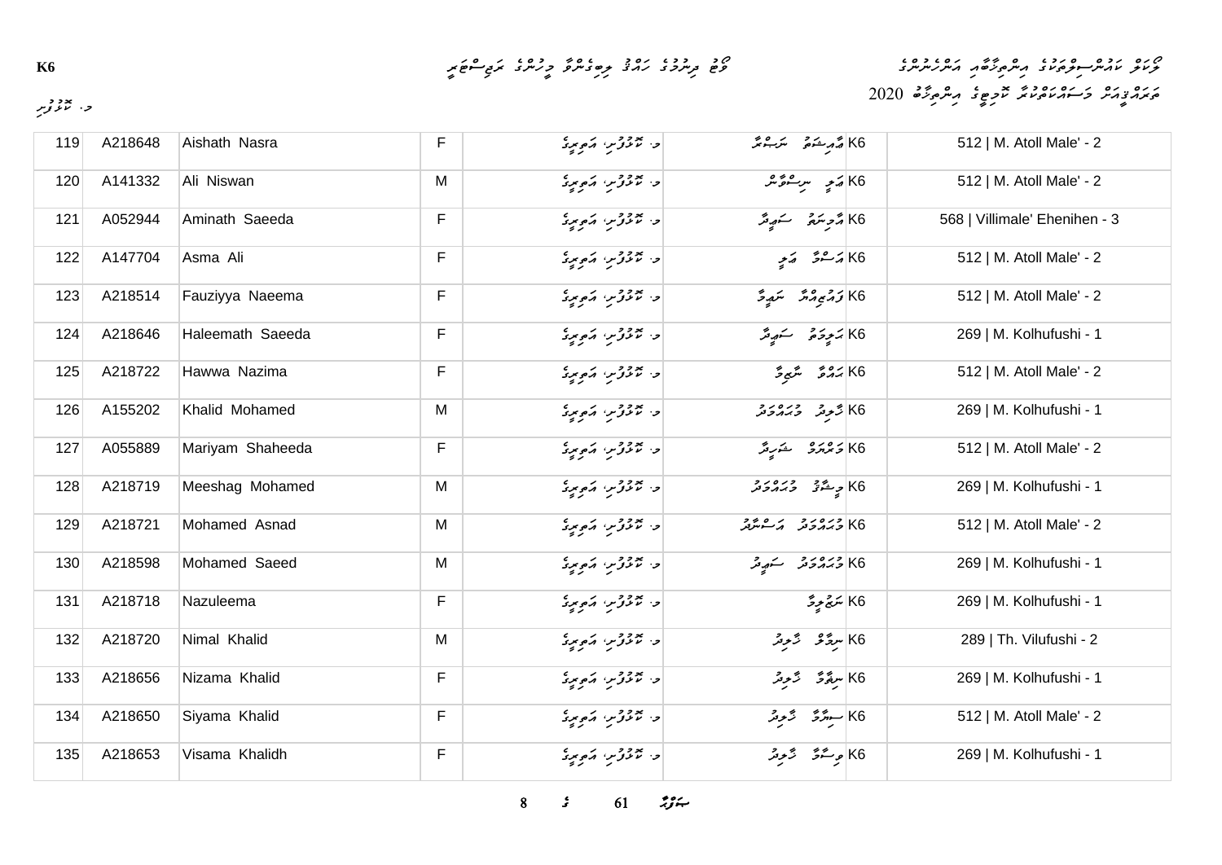| 119 | A218648 | Aishath Nasra | F | ގ. ކޮޅުފުށި، އަތޮޅުގެ | K6 އައިޝަތު ނަސްރާ | 512 \| M. Atoll Male' - 2 |
|---|---|---|---|---|---|---|
| 120 | A141332 | Ali Niswan | M | ގ. ކޮޅުފުށި، އަތޮޅުގެ | K6 އަލި ނިސްވާން | 512 \| M. Atoll Male' - 2 |
| 121 | A052944 | Aminath Saeeda | F | ގ. ކޮޅުފުށި، އަތޮޅުގެ | K6 އާމިނަތު ސަޢީދާ | 568 \| Villimale' Ehenihen - 3 |
| 122 | A147704 | Asma Ali | F | ގ. ކޮޅުފުށި، އަތޮޅުގެ | K6 އަސްމާ އަލި | 512 \| M. Atoll Male' - 2 |
| 123 | A218514 | Fauziyya Naeema | F | ގ. ކޮޅުފުށި، އަތޮޅުގެ | K6 ފައުޒިއްޔާ ނަޢީމާ | 512 \| M. Atoll Male' - 2 |
| 124 | A218646 | Haleemath Saeeda | F | ގ. ކޮޅުފުށި، އަތޮޅުގެ | K6 ހަލީމަތު ސަޢީދާ | 269 \| M. Kolhufushi - 1 |
| 125 | A218722 | Hawwa Nazima | F | ގ. ކޮޅުފުށި، އަތޮޅުގެ | K6 ހައްވާ ނާޒިމާ | 512 \| M. Atoll Male' - 2 |
| 126 | A155202 | Khalid Mohamed | M | ގ. ކޮޅުފުށި، އަތޮޅުގެ | K6 ޚާލިދު މުހައްމަދު | 269 \| M. Kolhufushi - 1 |
| 127 | A055889 | Mariyam Shaheeda | F | ގ. ކޮޅުފުށި، އަތޮޅުގެ | K6 މަރިޔަމް ޝަހީދާ | 512 \| M. Atoll Male' - 2 |
| 128 | A218719 | Meeshag Mohamed | M | ގ. ކޮޅުފުށި، އަތޮޅުގެ | K6 މީޝާގު މުހައްމަދު | 269 \| M. Kolhufushi - 1 |
| 129 | A218721 | Mohamed Asnad | M | ގ. ކޮޅުފުށި، އަތޮޅުގެ | K6 މުހައްމަދު އަސްނަދު | 512 \| M. Atoll Male' - 2 |
| 130 | A218598 | Mohamed Saeed | M | ގ. ކޮޅުފުށި، އަތޮޅުގެ | K6 މުހައްމަދު ސަޢީދު | 269 \| M. Kolhufushi - 1 |
| 131 | A218718 | Nazuleema | F | ގ. ކޮޅުފުށި، އަތޮޅުގެ | K6 ނަޒުލީމާ | 269 \| M. Kolhufushi - 1 |
| 132 | A218720 | Nimal Khalid | M | ގ. ކޮޅުފުށި، އަތޮޅުގެ | K6 ނިމާލް ޚާލިދު | 289 \| Th. Vilufushi - 2 |
| 133 | A218656 | Nizama Khalid | F | ގ. ކޮޅުފުށި، އަތޮޅުގެ | K6 ނިޒާމާ ޚާލިދު | 269 \| M. Kolhufushi - 1 |
| 134 | A218650 | Siyama Khalid | F | ގ. ކޮޅުފުށި، އަތޮޅުގެ | K6 ސިޔާމާ ޚާލިދު | 512 \| M. Atoll Male' - 2 |
| 135 | A218653 | Visama Khalidh | F | ގ. ކޮޅުފުށި، އަތޮޅުގެ | K6 ވިސާމާ ޚާލިދު | 269 \| M. Kolhufushi - 1 |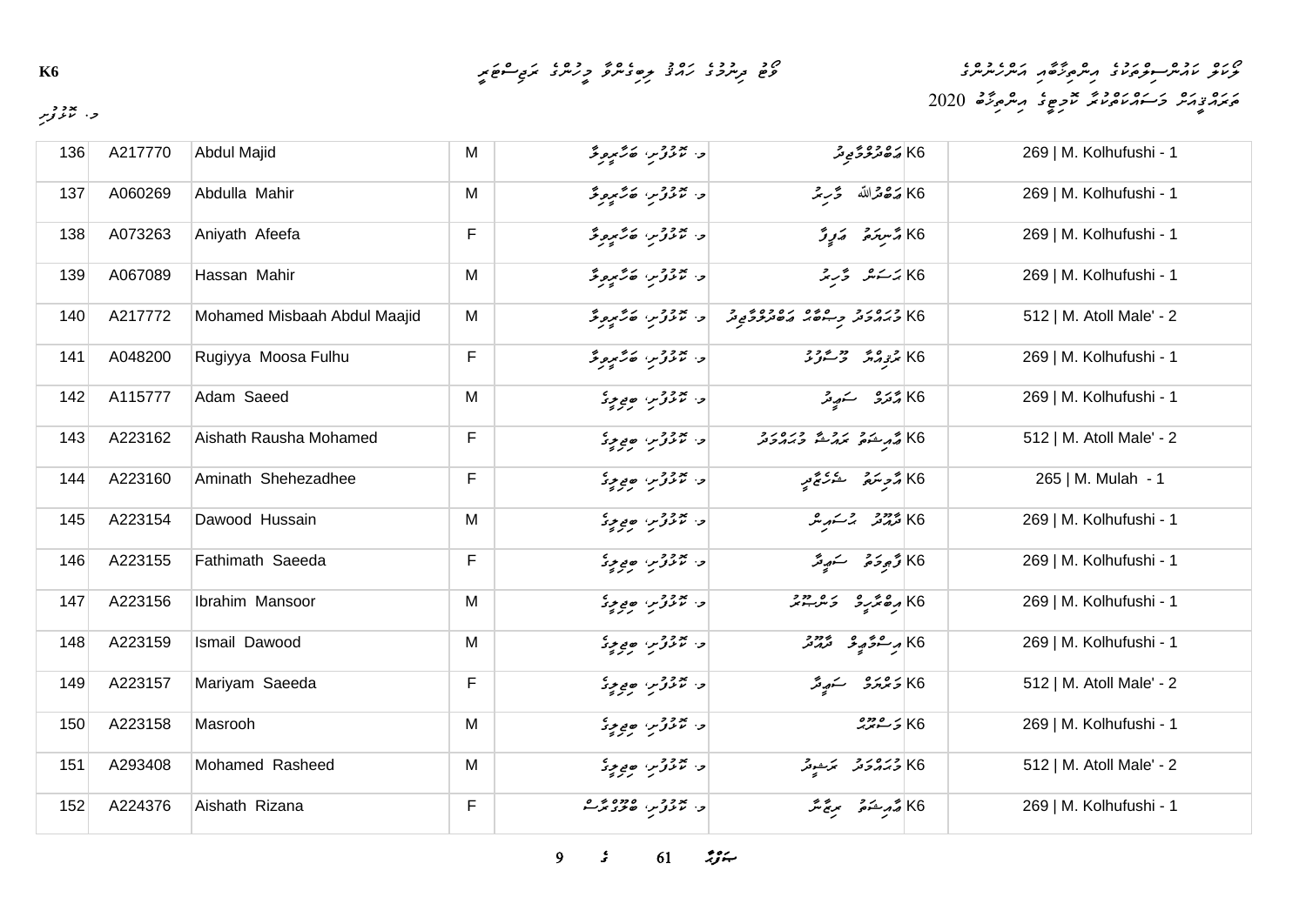| 136 | A217770 | Abdul Majid | M | د. ކޮޅުފުށި، ބަހާރީވިލާ | K6 އަބްދުލްމާޖިދު | 269 \| M. Kolhufushi - 1 |
|---|---|---|---|---|---|---|
| 137 | A060269 | Abdulla Mahir | M | د. ކޮޅުފުށި، ބަހާރީވިލާ | K6 އަބްދުﷲ މާހިރު | 269 \| M. Kolhufushi - 1 |
| 138 | A073263 | Aniyath Afeefa | F | د. ކޮޅުފުށި، ބަހާރީވިލާ | K6 އާނިޔަތު އަފީފާ | 269 \| M. Kolhufushi - 1 |
| 139 | A067089 | Hassan Mahir | M | د. ކޮޅުފުށި، ބަހާރީވިލާ | K6 ޙަސަން މާހިރު | 269 \| M. Kolhufushi - 1 |
| 140 | A217772 | Mohamed Misbaah Abdul Maajid | M | د. ކޮޅުފުށި، ބަހާރީވިލާ | K6 މުޙައްމަދު މިސްބާހް އަބްދުލްމާޖިދު | 512 \| M. Atoll Male' - 2 |
| 141 | A048200 | Rugiyya Moosa Fulhu | F | د. ކޮޅުފުށި، ބަހާރީވިލާ | K6 ރުގިއްޔާ މޫސާފުޅު | 269 \| M. Kolhufushi - 1 |
| 142 | A115777 | Adam Saeed | M | د. ކޮޅުފުށި، ބީޗްވިލާ | K6 އާދަމް ސައީދު | 269 \| M. Kolhufushi - 1 |
| 143 | A223162 | Aishath Rausha Mohamed | F | د. ކޮޅުފުށި، ބީޗްވިލާ | K6 އާއިޝަތު ރައުޝާ މުޙައްމަދު | 512 \| M. Atoll Male' - 2 |
| 144 | A223160 | Aminath Shehezadhee | F | د. ކޮޅުފުށި، ބީޗްވިލާ | K6 އާމިނަތު ޝެހެޒާދީ | 265 \| M. Mulah - 1 |
| 145 | A223154 | Dawood Hussain | M | د. ކޮޅުފުށި، ބީޗްވިލާ | K6 ދާއޫދު ހުސައިން | 269 \| M. Kolhufushi - 1 |
| 146 | A223155 | Fathimath Saeeda | F | د. ކޮޅުފުށި، ބީޗްވިލާ | K6 ފާތިމަތު ސައީދާ | 269 \| M. Kolhufushi - 1 |
| 147 | A223156 | Ibrahim Mansoor | M | د. ކޮޅުފުށި، ބީޗްވިލާ | K6 އިބްރާހީމް މަންސޫރު | 269 \| M. Kolhufushi - 1 |
| 148 | A223159 | Ismail Dawood | M | د. ކޮޅުފުށި، ބީޗްވިލާ | K6 އިސްމާއީލް ދާއޫދު | 269 \| M. Kolhufushi - 1 |
| 149 | A223157 | Mariyam Saeeda | F | د. ކޮޅުފުށި، ބީޗްވިލާ | K6 މަރިޔަމް ސައީދާ | 512 \| M. Atoll Male' - 2 |
| 150 | A223158 | Masrooh | M | د. ކޮޅުފުށި، ބީޗްވިލާ | K6 މަސްރޫހު | 269 \| M. Kolhufushi - 1 |
| 151 | A293408 | Mohamed Rasheed | M | د. ކޮޅުފުށި، ބީޗްވިލާ | K6 މުޙައްމަދު ރަޝީދު | 512 \| M. Atoll Male' - 2 |
| 152 | A224376 | Aishath Rizana | F | د. ކޮޅުފުށި، ބޫމަގުހާރު | K6 އާއިޝަތު ރިޒާނާ | 269 \| M. Kolhufushi - 1 |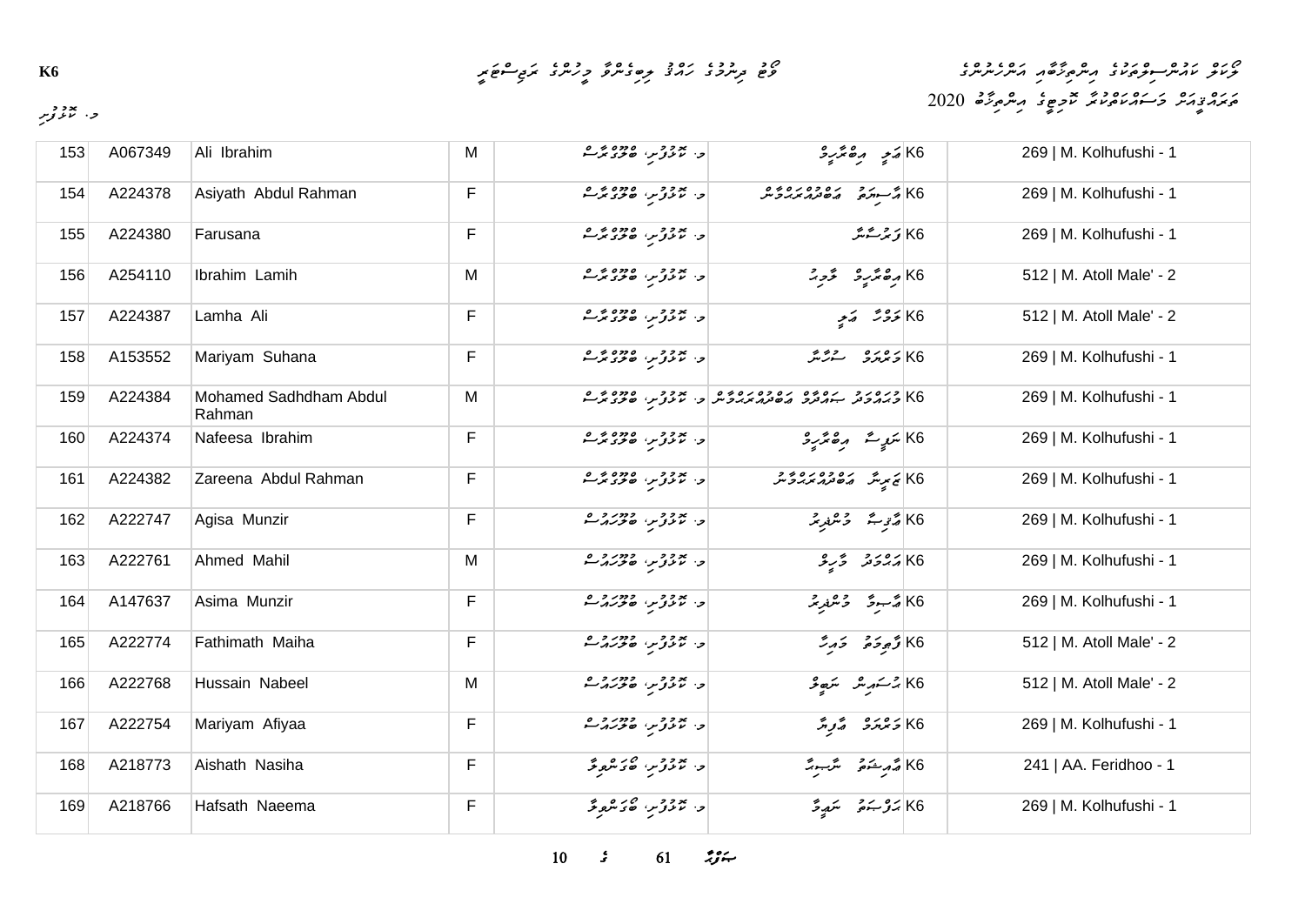| 153 | A067349 | Ali Ibrahim | M | د. ކޮޅުފުށި، ބޮޑުގޯޅިސް | K6 ޢަލީ ޢިބްރާހީމް | 269 \| M. Kolhufushi - 1 |
|---|---|---|---|---|---|---|
| 154 | A224378 | Asiyath Abdul Rahman | F | د. ކޮޅުފުށި، ބޮޑުގޯޅިސް | K6 އާސިޔަތު ޢަބްދުއްރަޙްމާން | 269 \| M. Kolhufushi - 1 |
| 155 | A224380 | Farusana | F | د. ކޮޅުފުށި، ބޮޑުގޯޅިސް | K6 ފަރުސާނާ | 269 \| M. Kolhufushi - 1 |
| 156 | A254110 | Ibrahim Lamih | M | د. ކޮޅުފުށި، ބޮޑުގޯޅިސް | K6 ޢިބްރާހީމް ލާމިޙް | 512 \| M. Atoll Male' - 2 |
| 157 | A224387 | Lamha Ali | F | د. ކޮޅުފުށި، ބޮޑުގޯޅިސް | K6 ލަމްހާ ޢަލީ | 512 \| M. Atoll Male' - 2 |
| 158 | A153552 | Mariyam Suhana | F | د. ކޮޅުފުށި، ބޮޑުގޯޅިސް | K6 މަރިޔަމް ސުހާނާ | 269 \| M. Kolhufushi - 1 |
| 159 | A224384 | Mohamed Sadhdham Abdul Rahman | M | د. ކޮޅުފުށި، ބޮޑުގޯޅިސް | K6 މުޙައްމަދު ސައްދާމް ޢަބްދުއްރަޙްމާން | 269 \| M. Kolhufushi - 1 |
| 160 | A224374 | Nafeesa Ibrahim | F | د. ކޮޅުފުށި، ބޮޑުގޯޅިސް | K6 ނަފީސާ ޢިބްރާހީމް | 269 \| M. Kolhufushi - 1 |
| 161 | A224382 | Zareena Abdul Rahman | F | د. ކޮޅުފުށި، ބޮޑުގޯޅިސް | K6 ޒަރީނާ ޢަބްދުއްރަޙްމާން | 269 \| M. Kolhufushi - 1 |
| 162 | A222747 | Agisa Munzir | F | د. ކޮޅުފުށި، ބޮޑުހުރަސް | K6 އާގިސާ މުންޒިރު | 269 \| M. Kolhufushi - 1 |
| 163 | A222761 | Ahmed Mahil | M | د. ކޮޅުފުށި، ބޮޑުހުރަސް | K6 އަޙްމަދު މާހިލް | 269 \| M. Kolhufushi - 1 |
| 164 | A147637 | Asima Munzir | F | د. ކޮޅުފުށި، ބޮޑުހުރަސް | K6 އާސިމާ މުންޒިރު | 269 \| M. Kolhufushi - 1 |
| 165 | A222774 | Fathimath Maiha | F | د. ކޮޅުފުށި، ބޮޑުހުރަސް | K6 ފާތިމަތު މައިހާ | 512 \| M. Atoll Male' - 2 |
| 166 | A222768 | Hussain Nabeel | M | د. ކޮޅުފުށި، ބޮޑުހުރަސް | K6 ޙުސައިން ނަބީލް | 512 \| M. Atoll Male' - 2 |
| 167 | A222754 | Mariyam Afiyaa | F | د. ކޮޅުފުށި، ބޮޑުހުރަސް | K6 މަރިޔަމް އާފިޔާ | 269 \| M. Kolhufushi - 1 |
| 168 | A218773 | Aishath Nasiha | F | د. ކޮޅުފުށި، ބޯގަސްދޮށުގެ | K6 އައިޝަތު ނާސިހާ | 241 \| AA. Feridhoo - 1 |
| 169 | A218766 | Hafsath Naeema | F | د. ކޮޅުފުށި، ބޯގަސްދޮށުގެ | K6 ހަފްސަތު ނަޢީމާ | 269 \| M. Kolhufushi - 1 |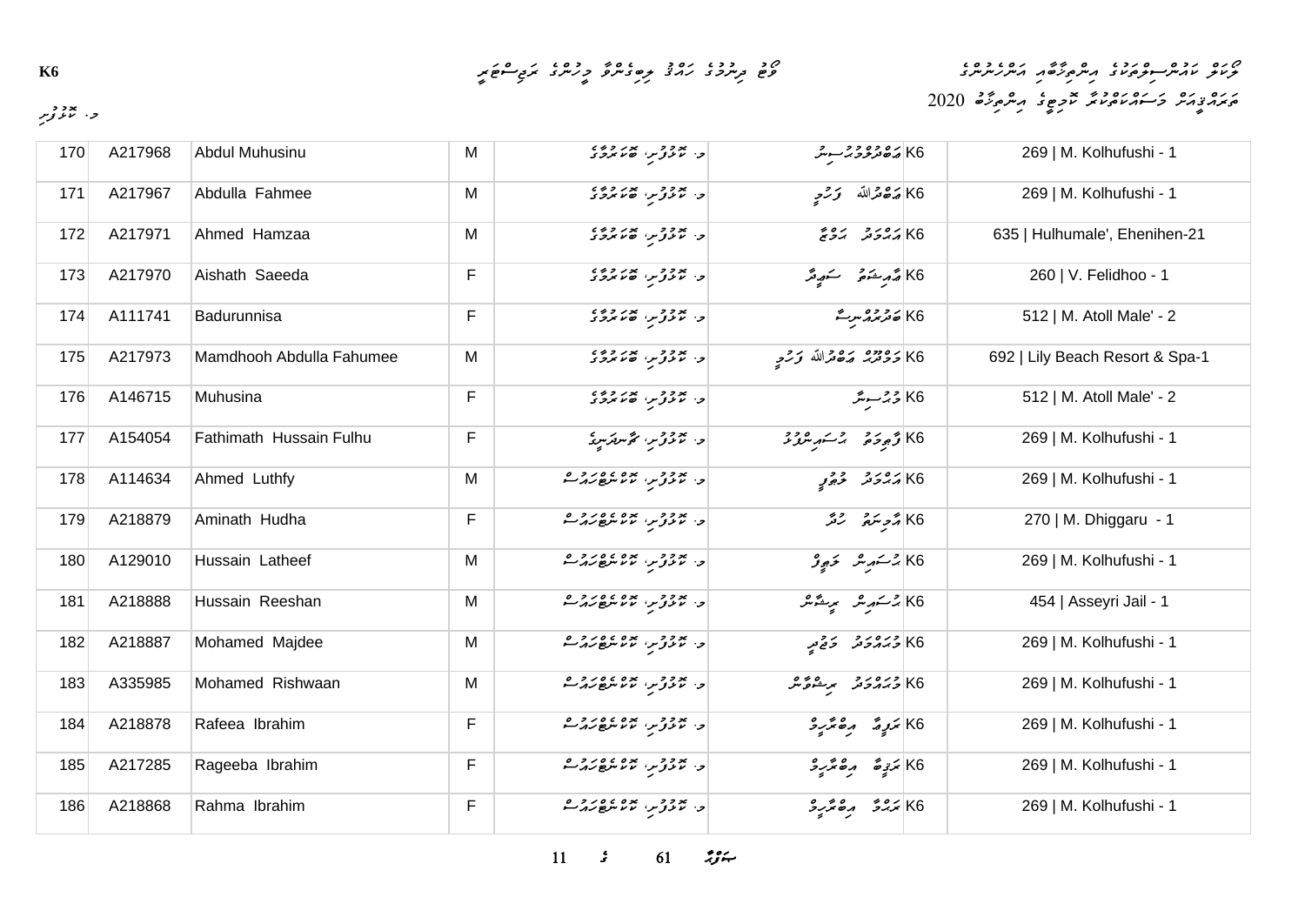| 170 | A217968 | Abdul Muhusinu | M | د. ކޮޅުފުށި، ބޮއަރުމާގެ | K6 އަބްދުލްމުހުސިނު | 269 \| M. Kolhufushi - 1 |
|---|---|---|---|---|---|---|
| 171 | A217967 | Abdulla Fahmee | M | د. ކޮޅުފުށި، ބޮއަރުމާގެ | K6 އަބްދުﷲ ފަހުމީ | 269 \| M. Kolhufushi - 1 |
| 172 | A217971 | Ahmed Hamzaa | M | د. ކޮޅުފުށި، ބޮއަރުމާގެ | K6 އަޙްމަދު ހަމްޒާ | 635 \| Hulhumale', Ehenihen-21 |
| 173 | A217970 | Aishath Saeeda | F | د. ކޮޅުފުށި، ބޮއަރުމާގެ | K6 އާއިޝަތު ސަޢީދާ | 260 \| V. Felidhoo - 1 |
| 174 | A111741 | Badurunnisa | F | د. ކޮޅުފުށި، ބޮއަރުމާގެ | K6 ބަދުރުއްނިސާ | 512 \| M. Atoll Male' - 2 |
| 175 | A217973 | Mamdhooh Abdulla Fahumee | M | د. ކޮޅުފުށި، ބޮއަރުމާގެ | K6 މަމްދޫޙް އަބްދުﷲ ފަހުމީ | 692 \| Lily Beach Resort & Spa-1 |
| 176 | A146715 | Muhusina | F | د. ކޮޅުފުށި، ބޮއަރުމާގެ | K6 މުހުސިނާ | 512 \| M. Atoll Male' - 2 |
| 177 | A154054 | Fathimath Hussain Fulhu | F | د. ކޮޅުފުށި، ގޯނަރީގެ | K6 ފާތިމަތު ހުސައިންފުޅު | 269 \| M. Kolhufushi - 1 |
| 178 | A114634 | Ahmed Luthfy | M | د. ކޮޅުފުށި، ކޮކޯނަޓްހައުސް | K6 އަޙްމަދު ލުތުފީ | 269 \| M. Kolhufushi - 1 |
| 179 | A218879 | Aminath Hudha | F | د. ކޮޅުފުށި، ކޮކޯނަޓްހައުސް | K6 އާމިނަތު ހުދާ | 270 \| M. Dhiggaru - 1 |
| 180 | A129010 | Hussain Latheef | M | د. ކޮޅުފުށި، ކޮކޯނަޓްހައުސް | K6 ހުސައިން ލަތީފް | 269 \| M. Kolhufushi - 1 |
| 181 | A218888 | Hussain Reeshan | M | د. ކޮޅުފުށި، ކޮކޯނަޓްހައުސް | K6 ހުސައިން ރީޝާން | 454 \| Asseyri Jail - 1 |
| 182 | A218887 | Mohamed Majdee | M | د. ކޮޅުފުށި، ކޮކޯނަޓްހައުސް | K6 މުޙައްމަދު މަޖްދީ | 269 \| M. Kolhufushi - 1 |
| 183 | A335985 | Mohamed Rishwaan | M | د. ކޮޅުފުށި، ކޮކޯނަޓްހައުސް | K6 މުޙައްމަދު ރިޝްވާން | 269 \| M. Kolhufushi - 1 |
| 184 | A218878 | Rafeea Ibrahim | F | د. ކޮޅުފުށި، ކޮކޯނަޓްހައުސް | K6 ރަފީޢާ އިބްރާހިމް | 269 \| M. Kolhufushi - 1 |
| 185 | A217285 | Rageeba Ibrahim | F | د. ކޮޅުފުށި، ކޮކޯނަޓްހައުސް | K6 ރަޤީބާ އިބްރާހިމް | 269 \| M. Kolhufushi - 1 |
| 186 | A218868 | Rahma Ibrahim | F | د. ކޮޅުފުށި، ކޮކޯނަޓްހައުސް | K6 ރަޙްމާ އިބްރާހިމް | 269 \| M. Kolhufushi - 1 |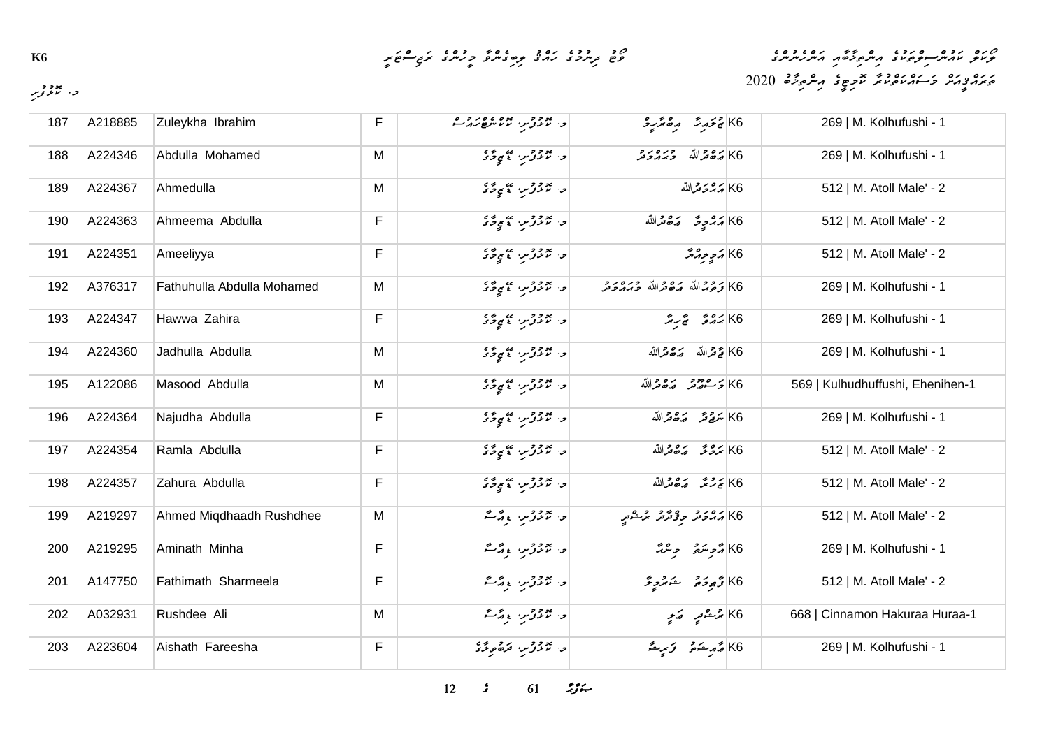| 187 | A218885 | Zuleykha Ibrahim | F | د. تمرکرمر، تمرکرمرکرکر شه | K6 ج تحمرگ مرەنگرىرى | 269 \| M. Kolhufushi - 1 |
|---|---|---|---|---|---|---|
| 188 | A224346 | Abdulla Mohamed | M | د. تمرکرمر، تمرکرکر | K6 مَەقىراللە دىرەدىر | 269 \| M. Kolhufushi - 1 |
| 189 | A224367 | Ahmedulla | M | د. تمرکرمر، تمرکرکر | K6 مَرْدَوَقْرَاللّه | 512 \| M. Atoll Male' - 2 |
| 190 | A224363 | Ahmeema Abdulla | F | د. تمرکرمر، تمرکرکر | K6 مَرْدِرَّ مَەقىراللە | 512 \| M. Atoll Male' - 2 |
| 191 | A224351 | Ameeliyya | F | د. تمرکرمر، تمرکرکر | K6 مَرِمِرْمَّ | 512 \| M. Atoll Male' - 2 |
| 192 | A376317 | Fathuhulla Abdulla Mohamed | M | د. تمرکرمر، تمرکرکر | K6 وَمِرْدَاللّه مَەقىراللە دىرەدىر | 269 \| M. Kolhufushi - 1 |
| 193 | A224347 | Hawwa Zahira | F | د. تمرکرمر، تمرکرکر | K6 بَرْدُوْ تَجْرِمَّ | 269 \| M. Kolhufushi - 1 |
| 194 | A224360 | Jadhulla Abdulla | M | د. تمرکرمر، تمرکرکر | K6 يَحقراللّه مَەقىراللە | 269 \| M. Kolhufushi - 1 |
| 195 | A122086 | Masood Abdulla | M | د. تمرکرمر، تمرکرکر | K6 وَسْوَمُّرْ مَەقىراللە | 569 \| Kulhudhuffushi, Ehenihen-1 |
| 196 | A224364 | Najudha Abdulla | F | د. تمرکرمر، تمرکرکر | K6 سَرَجَوْ مَەقىراللە | 269 \| M. Kolhufushi - 1 |
| 197 | A224354 | Ramla Abdulla | F | د. تمرکرمر، تمرکرکر | K6 بَرُوْدُ مَەقىراللە | 512 \| M. Atoll Male' - 2 |
| 198 | A224357 | Zahura Abdulla | F | د. تمرکرمر، تمرکرکر | K6 يَرْدُ مَەقىراللە | 512 \| M. Atoll Male' - 2 |
| 199 | A219297 | Ahmed Miqdhaadh Rushdhee | M | د. تمرکرمر، دِمَّسَّ | K6 مَرْدَوَرْ وِتْرُوَّرْ بَرْشُورِ | 512 \| M. Atoll Male' - 2 |
| 200 | A219295 | Aminath Minha | F | د. تمرکرمر، دِمَّسَّ | K6 مَّرِسَرَّ دِسْرُ | 269 \| M. Kolhufushi - 1 |
| 201 | A147750 | Fathimath Sharmeela | F | د. تمرکرمر، دِمَّسَّ | K6 وَّجِرَدَّ شَتَرْدِوَّ | 512 \| M. Atoll Male' - 2 |
| 202 | A032931 | Rushdee Ali | M | د. تمرکرمر، دِمَّسَّ | K6 بَرْشُورِ مَرِ | 668 \| Cinnamon Hakuraa Huraa-1 |
| 203 | A223604 | Aishath Fareesha | F | د. تمرکرمر، تَرْدُوِدَّى | K6 مَّرِشَوْ وَبِرِشَّ | 269 \| M. Kolhufushi - 1 |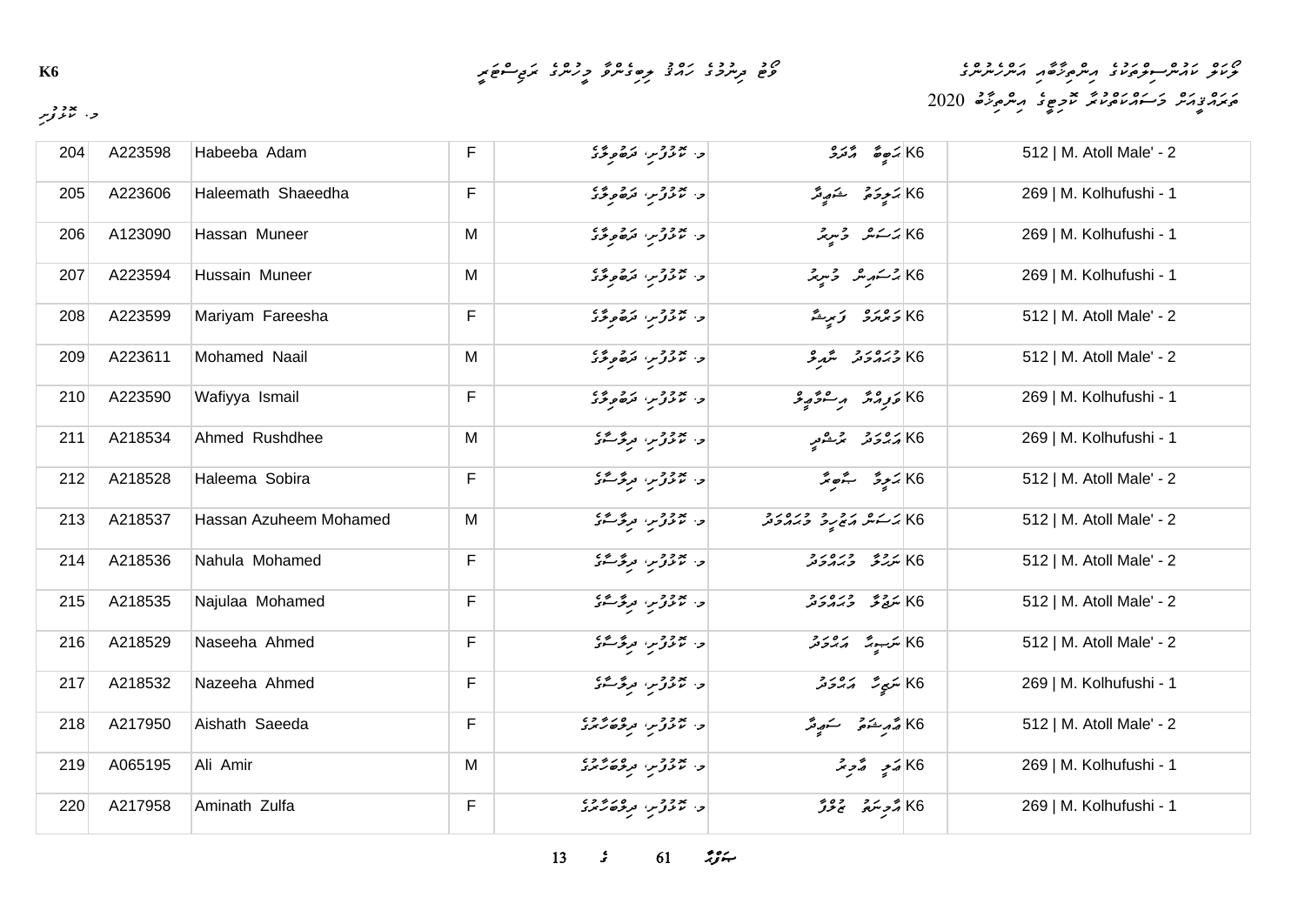| 204 | A223598 | Habeeba Adam | F | د. ކޮޅުފުށި، ދަތުރުވާގެ | ހަބީބާ އާދަމް K6 | 512 \| M. Atoll Male' - 2 |
|---|---|---|---|---|---|---|
| 205 | A223606 | Haleemath Shaeedha | F | د. ކޮޅުފުށި، ދަތުރުވާގެ | ހަލީމަތު ޝަޢީދާ K6 | 269 \| M. Kolhufushi - 1 |
| 206 | A123090 | Hassan Muneer | M | د. ކޮޅުފުށި، ދަތުރުވާގެ | ހަސަން މުނީރު K6 | 269 \| M. Kolhufushi - 1 |
| 207 | A223594 | Hussain Muneer | M | د. ކޮޅުފުށި، ދަތުރުވާގެ | ހުސައިން މުނީރު K6 | 269 \| M. Kolhufushi - 1 |
| 208 | A223599 | Mariyam Fareesha | F | د. ކޮޅުފުށި، ދަތުރުވާގެ | މަރިޔަމް ފަރީޝާ K6 | 512 \| M. Atoll Male' - 2 |
| 209 | A223611 | Mohamed Naail | M | د. ކޮޅުފުށި، ދަތުރުވާގެ | މުހައްމަދު ނާއިލް K6 | 512 \| M. Atoll Male' - 2 |
| 210 | A223590 | Wafiyya Ismail | F | د. ކޮޅުފުށި، ދަތުރުވާގެ | ވަފިއްޔާ އިސްމާއީލް K6 | 269 \| M. Kolhufushi - 1 |
| 211 | A218534 | Ahmed Rushdhee | M | د. ކޮޅުފުށި، ދިލާސާގެ | އަހުމަދު ރުޝްދީ K6 | 269 \| M. Kolhufushi - 1 |
| 212 | A218528 | Haleema Sobira | F | د. ކޮޅުފުށި، ދިލާސާގެ | ހަލީމާ ޞާބިރާ K6 | 512 \| M. Atoll Male' - 2 |
| 213 | A218537 | Hassan Azuheem Mohamed | M | د. ކޮޅުފުށި، ދިލާސާގެ | ހަސަން އަޒުހީމް މުހައްމަދު K6 | 512 \| M. Atoll Male' - 2 |
| 214 | A218536 | Nahula Mohamed | F | د. ކޮޅުފުށި، ދިލާސާގެ | ނަހުލާ މުހައްމަދު K6 | 512 \| M. Atoll Male' - 2 |
| 215 | A218535 | Najulaa Mohamed | F | د. ކޮޅުފުށި، ދިލާސާގެ | ނަޖުލާ މުހައްމަދު K6 | 512 \| M. Atoll Male' - 2 |
| 216 | A218529 | Naseeha Ahmed | F | د. ކޮޅުފުށި، ދިލާސާގެ | ނަސީހާ އަހުމަދު K6 | 512 \| M. Atoll Male' - 2 |
| 217 | A218532 | Nazeeha Ahmed | F | د. ކޮޅުފުށި، ދިލާސާގެ | ނަޒީހާ އަހުމަދު K6 | 269 \| M. Kolhufushi - 1 |
| 218 | A217950 | Aishath Saeeda | F | د. ކޮޅުފުށި، ދިލްބަހާރުގެ | އާއިޝަތު ސަޢީދާ K6 | 512 \| M. Atoll Male' - 2 |
| 219 | A065195 | Ali Amir | M | د. ކޮޅުފުށި، ދިލްބަހާރުގެ | އަލި އާމިރު K6 | 269 \| M. Kolhufushi - 1 |
| 220 | A217958 | Aminath Zulfa | F | د. ކޮޅުފުށި، ދިލްބަހާރުގެ | އާމިނަތު ޒުލްފާ K6 | 269 \| M. Kolhufushi - 1 |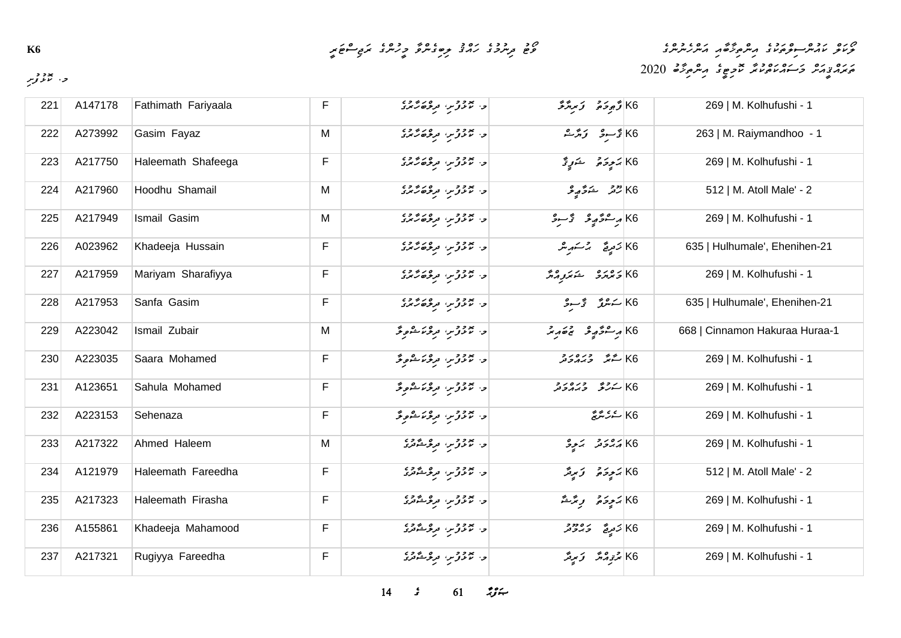| 221 | A147178 | Fathimath Fariyaala | F | މ. ކޮޅުފުށި، ދިލްބަހާރުގެ | K6 ފާތިމަތު ފަރިޔާލާ | 269 \| M. Kolhufushi - 1 |
|---|---|---|---|---|---|---|
| 222 | A273992 | Gasim Fayaz | M | މ. ކޮޅުފުށި، ދިލްބަހާރުގެ | K6 ގާސިމް ފަޔާޒް | 263 \| M. Raiymandhoo - 1 |
| 223 | A217750 | Haleemath Shafeega | F | މ. ކޮޅުފުށި، ދިލްބަހާރުގެ | K6 ހަލީމަތު ޝަފީގާ | 269 \| M. Kolhufushi - 1 |
| 224 | A217960 | Hoodhu Shamail | M | މ. ކޮޅުފުށި، ދިލްބަހާރުގެ | K6 ހޫދު ޝަމާއިލް | 512 \| M. Atoll Male' - 2 |
| 225 | A217949 | Ismail Gasim | M | މ. ކޮޅުފުށި، ދިލްބަހާރުގެ | K6 އިސްމާއިލް ގާސިމް | 269 \| M. Kolhufushi - 1 |
| 226 | A023962 | Khadeeja Hussain | F | މ. ކޮޅުފުށި، ދިލްބަހާރުގެ | K6 ޚަދީޖާ ހުސައިން | 635 \| Hulhumale', Ehenihen-21 |
| 227 | A217959 | Mariyam Sharafiyya | F | މ. ކޮޅުފުށި، ދިލްބަހާރުގެ | K6 މަރިޔަމް ޝަރަފިއްޔާ | 269 \| M. Kolhufushi - 1 |
| 228 | A217953 | Sanfa Gasim | F | މ. ކޮޅުފުށި، ދިލްބަހާރުގެ | K6 ސަންފާ ގާސިމް | 635 \| Hulhumale', Ehenihen-21 |
| 229 | A223042 | Ismail Zubair | M | މ. ކޮޅުފުށި، ދިލްކަޝްމީރާ | K6 އިސްމާއިލް ޒުބައިރު | 668 \| Cinnamon Hakuraa Huraa-1 |
| 230 | A223035 | Saara Mohamed | F | މ. ކޮޅުފުށި، ދިލްކަޝްމީރާ | K6 ސާރާ މުޙައްމަދު | 269 \| M. Kolhufushi - 1 |
| 231 | A123651 | Sahula Mohamed | F | މ. ކޮޅުފުށި، ދިލްކަޝްމީރާ | K6 ސަހުލާ މުޙައްމަދު | 269 \| M. Kolhufushi - 1 |
| 232 | A223153 | Sehenaza | F | މ. ކޮޅުފުށި، ދިލްކަޝްމީރާ | K6 ސެހެނާޒާ | 269 \| M. Kolhufushi - 1 |
| 233 | A217322 | Ahmed Haleem | M | މ. ކޮޅުފުށި، ދިލްޝާދުގެ | K6 އަޙްމަދު ހަލީމް | 269 \| M. Kolhufushi - 1 |
| 234 | A121979 | Haleemath Fareedha | F | މ. ކޮޅުފުށި، ދިލްޝާދުގެ | K6 ހަލީމަތު ފަރީދާ | 512 \| M. Atoll Male' - 2 |
| 235 | A217323 | Haleemath Firasha | F | މ. ކޮޅުފުށި، ދިލްޝާދުގެ | K6 ހަލީމަތު ފިރާޝާ | 269 \| M. Kolhufushi - 1 |
| 236 | A155861 | Khadeeja Mahamood | F | މ. ކޮޅުފުށި، ދިލްޝާދުގެ | K6 ޚަދީޖާ މަޙްމޫދު | 269 \| M. Kolhufushi - 1 |
| 237 | A217321 | Rugiyya Fareedha | F | މ. ކޮޅުފުށި، ދިލްޝާދުގެ | K6 ރުގިއްޔާ ފަރީދާ | 269 \| M. Kolhufushi - 1 |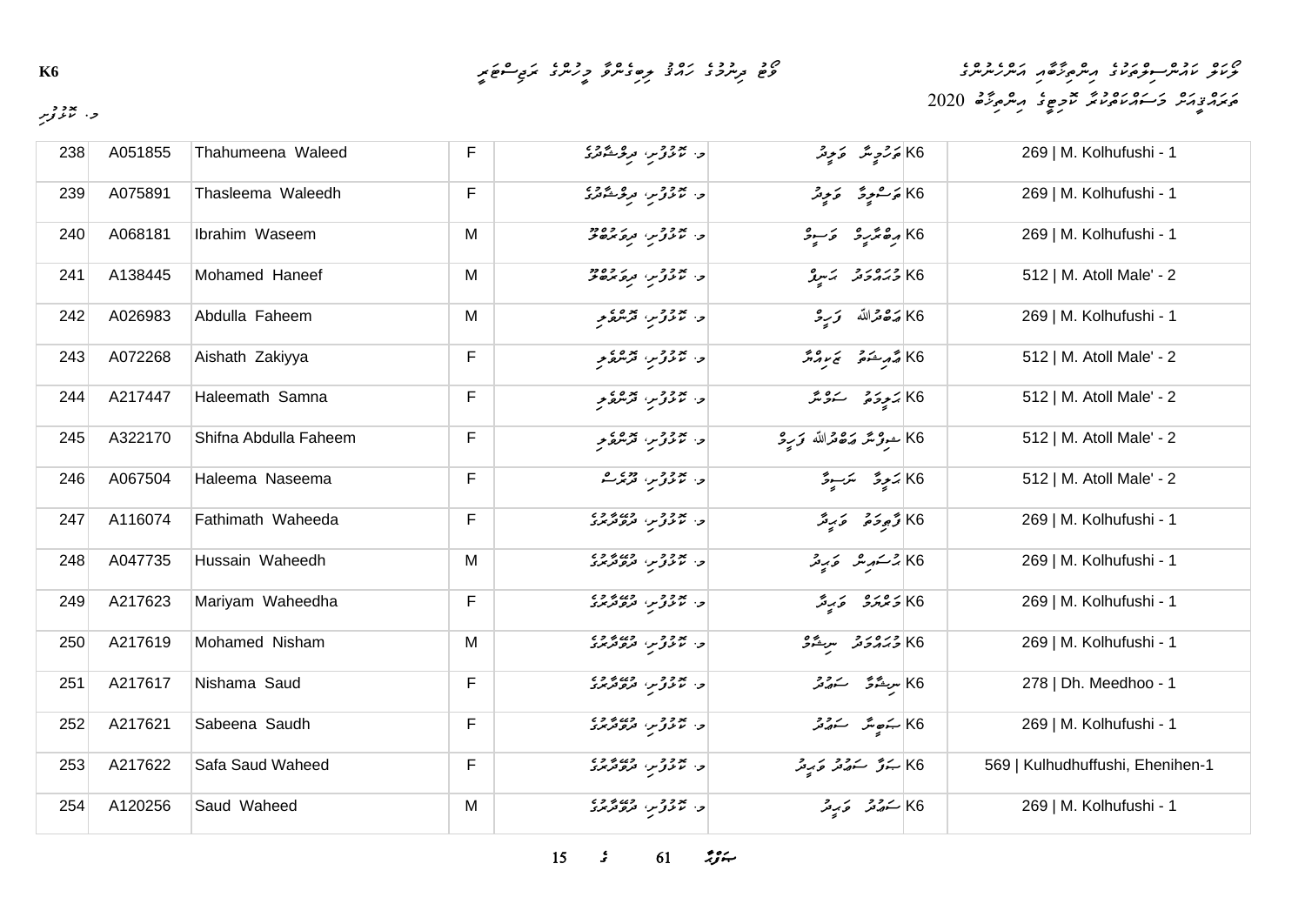| 238 | A051855 | Thahumeena Waleed | F | و· ކޮޅުފުށި، ދިލްޝާދުގެ | K6 ތަހުމީނާ ވަލީދު | 269 \| M. Kolhufushi - 1 |
|---|---|---|---|---|---|---|
| 239 | A075891 | Thasleema Waleedh | F | و· ކޮޅުފުށި، ދިލްޝާދުގެ | K6 ތަސްލީމާ ވަލީދު | 269 \| M. Kolhufushi - 1 |
| 240 | A068181 | Ibrahim Waseem | M | و· ކޮޅުފުށި، ދިލަރުބާވާ | K6 އިބްރާހީމް ވަސީމް | 269 \| M. Kolhufushi - 1 |
| 241 | A138445 | Mohamed Haneef | M | و· ކޮޅުފުށި، ދިލަރުބާވާ | K6 މުހައްމަދު ހަނީފު | 512 \| M. Atoll Male' - 2 |
| 242 | A026983 | Abdulla Faheem | M | و· ކޮޅުފުށި، ދޮންމާޅި | K6 އަބްދުﷲ ފަހީމް | 269 \| M. Kolhufushi - 1 |
| 243 | A072268 | Aishath Zakiyya | F | و· ކޮޅުފުށި، ދޮންމާޅި | K6 އާއިޝަތު ޒަކިއްޔާ | 512 \| M. Atoll Male' - 2 |
| 244 | A217447 | Haleemath Samna | F | و· ކޮޅުފުށި، ދޮންމާޅި | K6 ހަލީމަތު ސަމްނާ | 512 \| M. Atoll Male' - 2 |
| 245 | A322170 | Shifna Abdulla Faheem | F | و· ކޮޅުފުށި، ދޮންމާޅި | K6 ޝިފްނާ އަބްދުﷲ ފަހީމް | 512 \| M. Atoll Male' - 2 |
| 246 | A067504 | Haleema Naseema | F | و· ކޮޅުފުށި، ދޫރެސް | K6 ހަލީމާ ނަސީމާ | 512 \| M. Atoll Male' - 2 |
| 247 | A116074 | Fathimath Waheeda | F | و· ކޮޅުފުށި، ދޭވާދުރުގެ | K6 ފާތިމަތު ވަހީދާ | 269 \| M. Kolhufushi - 1 |
| 248 | A047735 | Hussain Waheedh | M | و· ކޮޅުފުށި، ދޭވާދުރުގެ | K6 ހުސައިން ވަހީދު | 269 \| M. Kolhufushi - 1 |
| 249 | A217623 | Mariyam Waheedha | F | و· ކޮޅުފުށި، ދޭވާދުރުގެ | K6 މަރިޔަމް ވަހީދާ | 269 \| M. Kolhufushi - 1 |
| 250 | A217619 | Mohamed Nisham | M | و· ކޮޅުފުށި، ދޭވާދުރުގެ | K6 މުހައްމަދު ނިޝާމް | 269 \| M. Kolhufushi - 1 |
| 251 | A217617 | Nishama Saud | F | و· ކޮޅުފުށި، ދޭވާދުރުގެ | K6 ނިޝާމާ ސައުދު | 278 \| Dh. Meedhoo - 1 |
| 252 | A217621 | Sabeena Saudh | F | و· ކޮޅުފުށި، ދޭވާދުރުގެ | K6 ސަބީނާ ސައުދު | 269 \| M. Kolhufushi - 1 |
| 253 | A217622 | Safa Saud Waheed | F | و· ކޮޅުފުށި، ދޭވާދުރުގެ | K6 ސަފާ ސައުދު ވަހީދު | 569 \| Kulhudhuffushi, Ehenihen-1 |
| 254 | A120256 | Saud Waheed | M | و· ކޮޅުފުށި، ދޭވާދުރުގެ | K6 ސައުދު ވަހީދު | 269 \| M. Kolhufushi - 1 |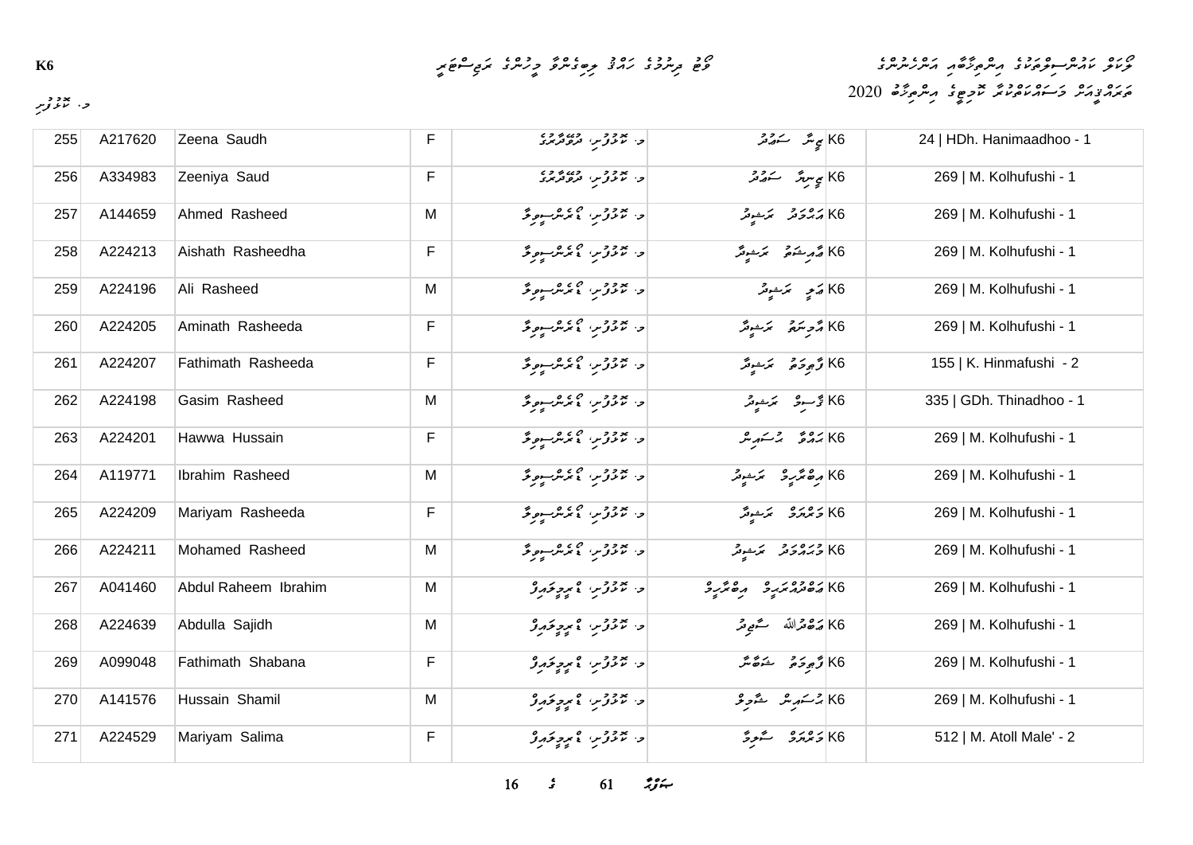| 255 | A217620 | Zeena Saudh | F | د. ކޮޅުފުށި، ދޫވެއްދުރު | K6 ޒީނާ ސަޢޫދު | 24 \| HDh. Hanimaadhoo - 1 |
|---|---|---|---|---|---|---|
| 256 | A334983 | Zeeniya Saud | F | د. ކޮޅުފުށި، ދޫވެއްދުރު | K6 ޒީނިޔާ ސަޢޫދު | 269 \| M. Kolhufushi - 1 |
| 257 | A144659 | Ahmed Rasheed | M | د. ކޮޅުފުށި، ގުލްޝަންވިލާ | K6 އަހުމަދު ރަޝީދު | 269 \| M. Kolhufushi - 1 |
| 258 | A224213 | Aishath Rasheedha | F | د. ކޮޅުފުށި، ގުލްޝަންވިލާ | K6 އާއިޝަތު ރަޝީދާ | 269 \| M. Kolhufushi - 1 |
| 259 | A224196 | Ali Rasheed | M | د. ކޮޅުފުށި، ގުލްޝަންވިލާ | K6 އަލި ރަޝީދު | 269 \| M. Kolhufushi - 1 |
| 260 | A224205 | Aminath Rasheeda | F | د. ކޮޅުފުށި، ގުލްޝަންވިލާ | K6 އާމިނަތު ރަޝީދާ | 269 \| M. Kolhufushi - 1 |
| 261 | A224207 | Fathimath Rasheeda | F | د. ކޮޅުފުށި، ގުލްޝަންވިލާ | K6 ފާތިމަތު ރަޝީދާ | 155 \| K. Hinmafushi - 2 |
| 262 | A224198 | Gasim Rasheed | M | د. ކޮޅުފުށި، ގުލްޝަންވިލާ | K6 ޤާސިމު ރަޝީދު | 335 \| GDh. Thinadhoo - 1 |
| 263 | A224201 | Hawwa Hussain | F | د. ކޮޅުފުށި، ގުލްޝަންވިލާ | K6 ހައްވާ ހުސައިން | 269 \| M. Kolhufushi - 1 |
| 264 | A119771 | Ibrahim Rasheed | M | د. ކޮޅުފުށި، ގުލްޝަންވިލާ | K6 އިބްރާހީމް ރަޝީދު | 269 \| M. Kolhufushi - 1 |
| 265 | A224209 | Mariyam Rasheeda | F | د. ކޮޅުފުށި، ގުލްޝަންވިލާ | K6 މަރިޔަމް ރަޝީދާ | 269 \| M. Kolhufushi - 1 |
| 266 | A224211 | Mohamed Rasheed | M | د. ކޮޅުފުށި، ގުލްޝަންވިލާ | K6 މުހައްމަދު ރަޝީދު | 269 \| M. Kolhufushi - 1 |
| 267 | A041460 | Abdul Raheem Ibrahim | M | د. ކޮޅުފުށި، ގުރިމަތިވިލާ | K6 އަބްދުއްރަޙީމް އިބްރާހީމް | 269 \| M. Kolhufushi - 1 |
| 268 | A224639 | Abdulla Sajidh | M | د. ކޮޅުފުށި، ގުރިމަތިވިލާ | K6 އަބްދުﷲ ސާޖިދު | 269 \| M. Kolhufushi - 1 |
| 269 | A099048 | Fathimath Shabana | F | د. ކޮޅުފުށި، ގުރިމަތިވިލާ | K6 ފާތިމަތު ޝަބާނާ | 269 \| M. Kolhufushi - 1 |
| 270 | A141576 | Hussain Shamil | M | د. ކޮޅުފުށި، ގުރިމަތިވިލާ | K6 ހުސައިން ޝާމިލް | 269 \| M. Kolhufushi - 1 |
| 271 | A224529 | Mariyam Salima | F | د. ކޮޅުފުށި، ގުރިމަތިވިލާ | K6 މަރިޔަމް ސާލިމާ | 512 \| M. Atoll Male' - 2 |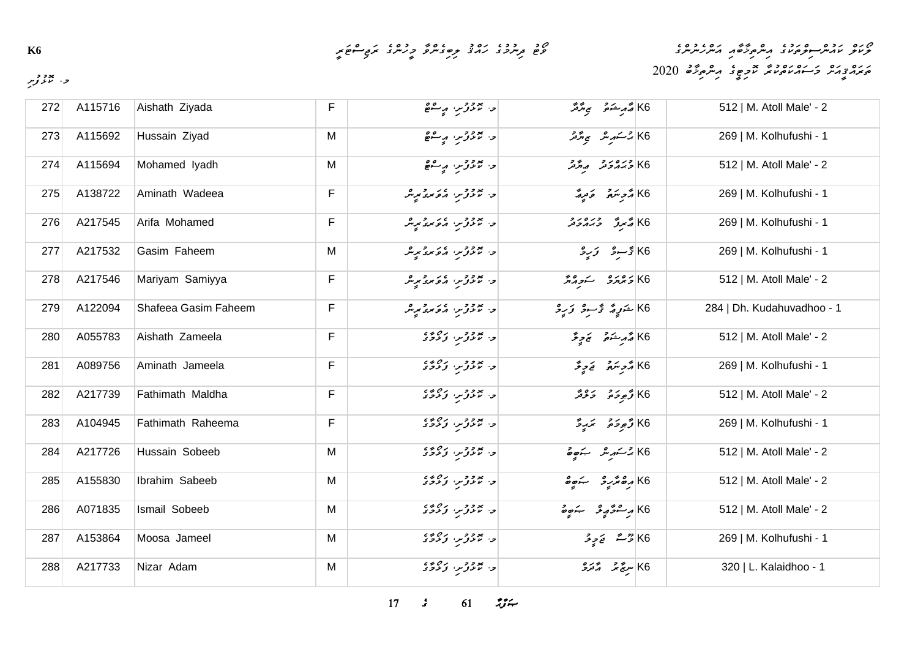| 272 | A115716 | Aishath Ziyada | F | د. ކޮޅުފުށި، ދިލާބު | K6 އައިޝަތު ޒިޔާދާ | 512 \| M. Atoll Male' - 2 |
|---|---|---|---|---|---|---|
| 273 | A115692 | Hussain Ziyad | M | د. ކޮޅުފުށި، ދިލާބު | K6 ހުސައިން ޒިޔާދު | 269 \| M. Kolhufushi - 1 |
| 274 | A115694 | Mohamed Iyadh | M | د. ކޮޅުފުށި، ދިލާބު | K6 މުހައްމަދު އިޔާދު | 512 \| M. Atoll Male' - 2 |
| 275 | A138722 | Aminath Wadeea | F | د. ކޮޅުފުށި، އަލަނޑުގިރިން | K6 އާމިނަތު ވަދީއާ | 269 \| M. Kolhufushi - 1 |
| 276 | A217545 | Arifa Mohamed | F | د. ކޮޅުފުށި، އަލަނޑުގިރިން | K6 އާރިފާ މުހައްމަދު | 269 \| M. Kolhufushi - 1 |
| 277 | A217532 | Gasim Faheem | M | د. ކޮޅުފުށި، އަލަނޑުގިރިން | K6 ޤާސިމް ފަހީމް | 269 \| M. Kolhufushi - 1 |
| 278 | A217546 | Mariyam Samiyya | F | د. ކޮޅުފުށި، އަލަނޑުގިރިން | K6 މަރިޔަމް ސަމިއްޔާ | 512 \| M. Atoll Male' - 2 |
| 279 | A122094 | Shafeea Gasim Faheem | F | د. ކޮޅުފުށި، އަލަނޑުގިރިން | K6 ޝަފީޢާ ޤާސިމް ފަހީމް | 284 \| Dh. Kudahuvadhoo - 1 |
| 280 | A055783 | Aishath Zameela | F | د. ކޮޅުފުށި، ވަށުގޭ | K6 އައިޝަތު ޒަމީލާ | 512 \| M. Atoll Male' - 2 |
| 281 | A089756 | Aminath Jameela | F | د. ކޮޅުފުށި، ވަށުގޭ | K6 އާމިނަތު ޖަމީލާ | 269 \| M. Kolhufushi - 1 |
| 282 | A217739 | Fathimath Maldha | F | د. ކޮޅުފުށި، ވަށުގޭ | K6 ފާތިމަތު މަލްދާ | 512 \| M. Atoll Male' - 2 |
| 283 | A104945 | Fathimath Raheema | F | د. ކޮޅުފުށި، ވަށުގޭ | K6 ފާތިމަތު ރަހީމާ | 269 \| M. Kolhufushi - 1 |
| 284 | A217726 | Hussain Sobeeb | M | د. ކޮޅުފުށި، ވަށުގޭ | K6 ހުސައިން ސޮބީބު | 512 \| M. Atoll Male' - 2 |
| 285 | A155830 | Ibrahim Sabeeb | M | د. ކޮޅުފުށި، ވަށުގޭ | K6 އިބްރާހީމް ސަބީބު | 512 \| M. Atoll Male' - 2 |
| 286 | A071835 | Ismail Sobeeb | M | د. ކޮޅުފުށި، ވަށުގޭ | K6 އިސްމާޢީލް ސަބީބު | 512 \| M. Atoll Male' - 2 |
| 287 | A153864 | Moosa Jameel | M | د. ކޮޅުފުށި، ވަށުގޭ | K6 މޫސާ ޖަމީލް | 269 \| M. Kolhufushi - 1 |
| 288 | A217733 | Nizar Adam | M | د. ކޮޅުފުށި، ވަށުގޭ | K6 ނިޒާރު އާދަމް | 320 \| L. Kalaidhoo - 1 |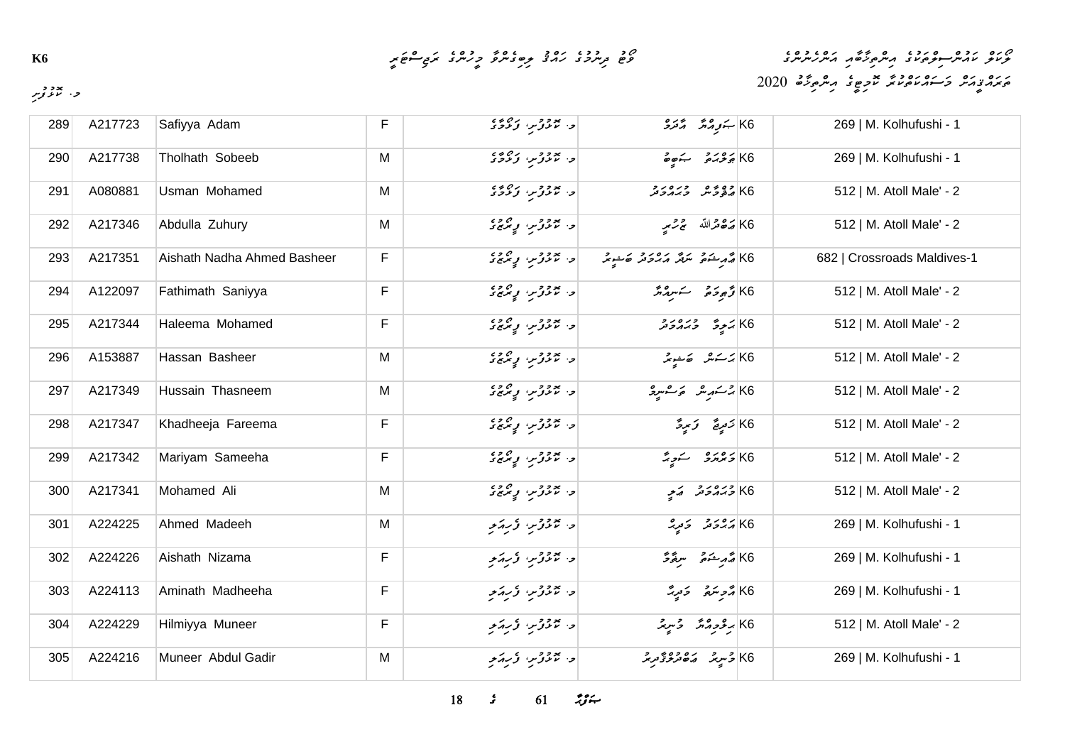| 289 | A217723 | Safiyya Adam | F | د. ކޮޅުފުށި، ފަރުވާގެ | K6 ސަފިއްޔާ އާދަމް | 269 \| M. Kolhufushi - 1 |
|---|---|---|---|---|---|---|
| 290 | A217738 | Tholhath Sobeeb | M | د. ކޮޅުފުށި، ފަރުވާގެ | K6 ތޮޅަތު ސަބީބު | 269 \| M. Kolhufushi - 1 |
| 291 | A080881 | Usman Mohamed | M | د. ކޮޅުފުށި، ފަރުވާގެ | K6 އުސްމާން މުޙައްމަދު | 512 \| M. Atoll Male' - 2 |
| 292 | A217346 | Abdulla Zuhury | M | د. ކޮޅުފުށި، ފިނިޖެހޭ | K6 އަބްދުﷲ ޒުހުރީ | 512 \| M. Atoll Male' - 2 |
| 293 | A217351 | Aishath Nadha Ahmed Basheer | F | د. ކޮޅުފުށި، ފިނިޖެހޭ | K6 އާއިޝަތު ނަދާ އަޙްމަދު ބަޝީރު | 682 \| Crossroads Maldives-1 |
| 294 | A122097 | Fathimath Saniyya | F | د. ކޮޅުފުށި، ފިނިޖެހޭ | K6 ފާތިމަތު ސަނިއްޔާ | 512 \| M. Atoll Male' - 2 |
| 295 | A217344 | Haleema Mohamed | F | د. ކޮޅުފުށި، ފިނިޖެހޭ | K6 ހަލީމާ މުޙައްމަދު | 512 \| M. Atoll Male' - 2 |
| 296 | A153887 | Hassan Basheer | M | د. ކޮޅުފުށި، ފިނިޖެހޭ | K6 ހަސަން ބަޝީރު | 512 \| M. Atoll Male' - 2 |
| 297 | A217349 | Hussain Thasneem | M | د. ކޮޅުފުށި، ފިނިޖެހޭ | K6 ހުސައިން ތަސްނީމް | 512 \| M. Atoll Male' - 2 |
| 298 | A217347 | Khadheeja Fareema | F | د. ކޮޅުފުށި، ފިނިޖެހޭ | K6 ޚަދީޖާ ފަރީމާ | 512 \| M. Atoll Male' - 2 |
| 299 | A217342 | Mariyam Sameeha | F | د. ކޮޅުފުށި، ފިނިޖެހޭ | K6 މަރިޔަމް ސަމީޙާ | 512 \| M. Atoll Male' - 2 |
| 300 | A217341 | Mohamed Ali | M | د. ކޮޅުފުށި، ފިނިޖެހޭ | K6 މުޙައްމަދު ޢަލީ | 512 \| M. Atoll Male' - 2 |
| 301 | A224225 | Ahmed Madeeh | M | د. ކޮޅުފުށި، ފެހިމާލެ | K6 އަޙްމަދު މަދީޙު | 269 \| M. Kolhufushi - 1 |
| 302 | A224226 | Aishath Nizama | F | د. ކޮޅުފުށި، ފެހިމާލެ | K6 އާއިޝަތު ނިޒާމާ | 269 \| M. Kolhufushi - 1 |
| 303 | A224113 | Aminath Madheeha | F | د. ކޮޅުފުށި، ފެހިމާލެ | K6 އާމިނަތު މަދީހާ | 269 \| M. Kolhufushi - 1 |
| 304 | A224229 | Hilmiyya Muneer | F | د. ކޮޅުފުށި، ފެހިމާލެ | K6 ހިލްމިއްޔާ މުނީރު | 512 \| M. Atoll Male' - 2 |
| 305 | A224216 | Muneer Abdul Gadir | M | د. ކޮޅުފުށި، ފެހިމާލެ | K6 މުނީރު އަބްދުލްޤާދިރު | 269 \| M. Kolhufushi - 1 |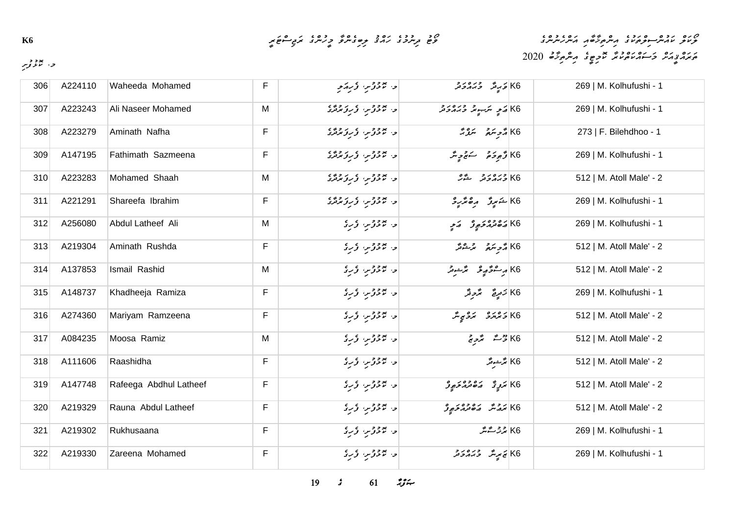| 306 | A224110 | Waheeda Mohamed | F | م. ކޮޅުފުށި، ފެހިމަލި | K6 ވަހީދާ މުހައްމަދު | 269 \| M. Kolhufushi - 1 |
|---|---|---|---|---|---|---|
| 307 | A223243 | Ali Naseer Mohamed | M | م. ކޮޅުފުށި، ފެހިވަރުދޮށު | K6 އަލީ ނަސީރު މުހައްމަދު | 269 \| M. Kolhufushi - 1 |
| 308 | A223279 | Aminath Nafha | F | م. ކޮޅުފުށި، ފެހިވަރުދޮށު | K6 އާމިނަތު ނަފްހާ | 273 \| F. Bilehdhoo - 1 |
| 309 | A147195 | Fathimath Sazmeena | F | م. ކޮޅުފުށި، ފެހިވަރުދޮށު | K6 ފާތިމަތު ސަޒްމީނާ | 269 \| M. Kolhufushi - 1 |
| 310 | A223283 | Mohamed Shaah | M | م. ކޮޅުފުށި، ފެހިވަރުދޮށު | K6 މުހައްމަދު ޝާހް | 512 \| M. Atoll Male' - 2 |
| 311 | A221291 | Shareefa Ibrahim | F | م. ކޮޅުފުށި، ފެހިވަރުދޮށު | K6 ޝަރީފާ އިބްރާހީމް | 269 \| M. Kolhufushi - 1 |
| 312 | A256080 | Abdul Latheef Ali | M | م. ކޮޅުފުށި، ފެހިގެ | K6 އަބްދުއްލަތީފު އަލީ | 269 \| M. Kolhufushi - 1 |
| 313 | A219304 | Aminath Rushda | F | م. ކޮޅުފުށި، ފެހިގެ | K6 އާމިނަތު ރުޝްދާ | 512 \| M. Atoll Male' - 2 |
| 314 | A137853 | Ismail Rashid | M | م. ކޮޅުފުށި، ފެހިގެ | K6 އިސްމާޢީލް ރާޝިދު | 512 \| M. Atoll Male' - 2 |
| 315 | A148737 | Khadheeja Ramiza | F | م. ކޮޅުފުށި، ފެހިގެ | K6 ޚަދީޖާ ރާމިޒާ | 269 \| M. Kolhufushi - 1 |
| 316 | A274360 | Mariyam Ramzeena | F | م. ކޮޅުފުށި، ފެހިގެ | K6 މަރިޔަމް ރަމްޒީނާ | 512 \| M. Atoll Male' - 2 |
| 317 | A084235 | Moosa Ramiz | M | م. ކޮޅުފުށި، ފެހިގެ | K6 މޫސާ ރާމިޒް | 512 \| M. Atoll Male' - 2 |
| 318 | A111606 | Raashidha | F | م. ކޮޅުފުށި، ފެހިގެ | K6 ރާޝިދާ | 512 \| M. Atoll Male' - 2 |
| 319 | A147748 | Rafeega Abdhul Latheef | F | م. ކޮޅުފުށި، ފެހިގެ | K6 ރަފީގާ އަބްދުއްލަތީފު | 512 \| M. Atoll Male' - 2 |
| 320 | A219329 | Rauna Abdul Latheef | F | م. ކޮޅުފުށި، ފެހިގެ | K6 ރައުނާ އަބްދުއްލަތީފު | 512 \| M. Atoll Male' - 2 |
| 321 | A219302 | Rukhusaana | F | م. ކޮޅުފުށި، ފެހިގެ | K6 ރުހުސާނާ | 269 \| M. Kolhufushi - 1 |
| 322 | A219330 | Zareena Mohamed | F | م. ކޮޅުފުށި، ފެހިގެ | K6 ޒަރީނާ މުހައްމަދު | 269 \| M. Kolhufushi - 1 |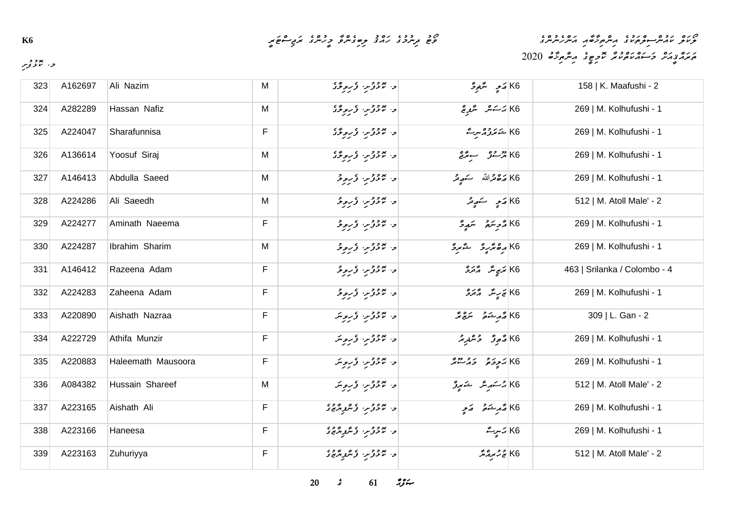| 323 | A162697 | Ali Nazim | M | د. ކޮޅުފުށި، ފެހިވިލާގެ | K6 އަލީ ނާޒިމް | 158 \| K. Maafushi - 2 |
|---|---|---|---|---|---|---|
| 324 | A282289 | Hassan Nafiz | M | د. ކޮޅުފުށި، ފެހިވިލާގެ | K6 ހަސަން ނާފިޒް | 269 \| M. Kolhufushi - 1 |
| 325 | A224047 | Sharafunnisa | F | د. ކޮޅުފުށި، ފެހިވިލާގެ | K6 ޝަރަފުއްނިސާ | 269 \| M. Kolhufushi - 1 |
| 326 | A136614 | Yoosuf Siraj | M | د. ކޮޅުފުށި، ފެހިވިލާގެ | K6 ޔޫސުފް ސިރާޖު | 269 \| M. Kolhufushi - 1 |
| 327 | A146413 | Abdulla Saeed | M | د. ކޮޅުފުށި، ފެހިވިލު | K6 އަބްދުﷲ ސައީދު | 269 \| M. Kolhufushi - 1 |
| 328 | A224286 | Ali Saeedh | M | د. ކޮޅުފުށި، ފެހިވިލު | K6 އަލީ ސައީދު | 512 \| M. Atoll Male' - 2 |
| 329 | A224277 | Aminath Naeema | F | د. ކޮޅުފުށި، ފެހިވިލު | K6 އާމިނަތު ނަޢީމާ | 269 \| M. Kolhufushi - 1 |
| 330 | A224287 | Ibrahim Sharim | M | د. ކޮޅުފުށި، ފެހިވިލު | K6 އިބްރާހީމް ޝާރިމް | 269 \| M. Kolhufushi - 1 |
| 331 | A146412 | Razeena Adam | F | د. ކޮޅުފުށި، ފެހިވިލު | K6 ރަޒީނާ އާދަމް | 463 \| Srilanka / Colombo - 4 |
| 332 | A224283 | Zaheena Adam | F | د. ކޮޅުފުށި، ފެހިވިލު | K6 ޒަހީނާ އާދަމް | 269 \| M. Kolhufushi - 1 |
| 333 | A220890 | Aishath Nazraa | F | د. ކޮޅުފުށި، ފެހިވިނަ | K6 އާއިޝަތު ނަޒްރާ | 309 \| L. Gan - 2 |
| 334 | A222729 | Athifa Munzir | F | د. ކޮޅުފުށި، ފެހިވިނަ | K6 އާތިފާ މުންޒިރު | 269 \| M. Kolhufushi - 1 |
| 335 | A220883 | Haleemath Mausoora | F | د. ކޮޅުފުށި، ފެހިވިނަ | K6 ހަލީމަތު މައުސޫރާ | 269 \| M. Kolhufushi - 1 |
| 336 | A084382 | Hussain Shareef | M | د. ކޮޅުފުށި، ފެހިވިނަ | K6 ހުސައިން ޝަރީފް | 512 \| M. Atoll Male' - 2 |
| 337 | A223165 | Aishath Ali | F | د. ކޮޅުފުށި، ފެންފިޔާޒުގެ | K6 އާއިޝަތު އަލީ | 269 \| M. Kolhufushi - 1 |
| 338 | A223166 | Haneesa | F | د. ކޮޅުފުށި، ފެންފިޔާޒުގެ | K6 ހަނީސާ | 269 \| M. Kolhufushi - 1 |
| 339 | A223163 | Zuhuriyya | F | د. ކޮޅުފުށި، ފެންފިޔާޒުގެ | K6 ޒުހުރިއްޔާ | 512 \| M. Atoll Male' - 2 |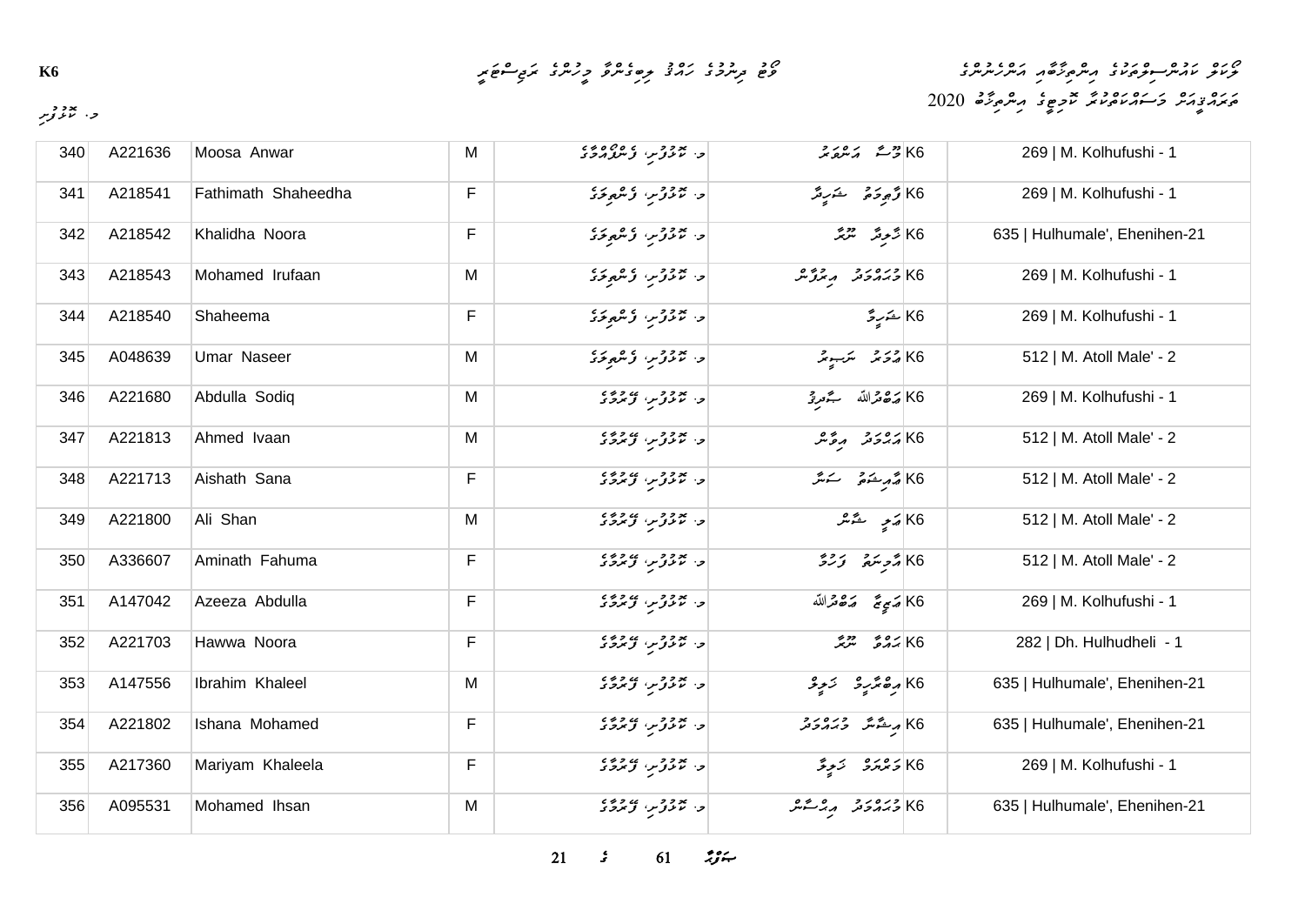| 340 | A221636 | Moosa Anwar | M | د. ކޮޅުފުށި، ފެންވެއްޓާގެ | K6 މޫސާ އަންވަރު | 269 \| M. Kolhufushi - 1 |
|---|---|---|---|---|---|---|
| 341 | A218541 | Fathimath Shaheedha | F | د. ކޮޅުފުށި، ފެންތިލަގެ | K6 ފާތިމަތު ޝަހީދާ | 269 \| M. Kolhufushi - 1 |
| 342 | A218542 | Khalidha Noora | F | د. ކޮޅުފުށި، ފެންތިލަގެ | K6 ޚާލިދާ ނޫރާ | 635 \| Hulhumale', Ehenihen-21 |
| 343 | A218543 | Mohamed Irufaan | M | د. ކޮޅުފުށި، ފެންތިލަގެ | K6 މުޙައްމަދު އިރުފާން | 269 \| M. Kolhufushi - 1 |
| 344 | A218540 | Shaheema | F | د. ކޮޅުފުށި، ފެންތިލަގެ | K6 ޝަހީމާ | 269 \| M. Kolhufushi - 1 |
| 345 | A048639 | Umar Naseer | M | د. ކޮޅުފުށި، ފެންތިލަގެ | K6 އުމަރު ނަސީރު | 512 \| M. Atoll Male' - 2 |
| 346 | A221680 | Abdulla Sodiq | M | د. ކޮޅުފުށި، ފޮރުމާގެ | K6 އަބްދުﷲ ޞާދިޤު | 269 \| M. Kolhufushi - 1 |
| 347 | A221813 | Ahmed Ivaan | M | د. ކޮޅުފުށި، ފޮރުމާގެ | K6 އަޙްމަދު އިވާން | 512 \| M. Atoll Male' - 2 |
| 348 | A221713 | Aishath Sana | F | د. ކޮޅުފުށި، ފޮރުމާގެ | K6 އާއިޝަތު ސަނާ | 512 \| M. Atoll Male' - 2 |
| 349 | A221800 | Ali Shan | M | د. ކޮޅުފުށި، ފޮރުމާގެ | K6 އަލި ޝާން | 512 \| M. Atoll Male' - 2 |
| 350 | A336607 | Aminath Fahuma | F | د. ކޮޅުފުށި، ފޮރުމާގެ | K6 އާމިނަތު ފަހުމާ | 512 \| M. Atoll Male' - 2 |
| 351 | A147042 | Azeeza Abdulla | F | د. ކޮޅުފުށި، ފޮރުމާގެ | K6 އަޒީޒާ އަބްދުﷲ | 269 \| M. Kolhufushi - 1 |
| 352 | A221703 | Hawwa Noora | F | د. ކޮޅުފުށި، ފޮރުމާގެ | K6 ހައްވާ ނޫރާ | 282 \| Dh. Hulhudheli - 1 |
| 353 | A147556 | Ibrahim Khaleel | M | د. ކޮޅުފުށި، ފޮރުމާގެ | K6 އިބްރާހީމް ޚަލީލް | 635 \| Hulhumale', Ehenihen-21 |
| 354 | A221802 | Ishana Mohamed | F | د. ކޮޅުފުށި، ފޮރުމާގެ | K6 އިޝާނާ މުޙައްމަދު | 635 \| Hulhumale', Ehenihen-21 |
| 355 | A217360 | Mariyam Khaleela | F | د. ކޮޅުފުށި، ފޮރުމާގެ | K6 މަރިޔަމް ޚަލީލާ | 269 \| M. Kolhufushi - 1 |
| 356 | A095531 | Mohamed Ihsan | M | د. ކޮޅުފުށި، ފޮރުމާގެ | K6 މުޙައްމަދު އިޙްސާން | 635 \| Hulhumale', Ehenihen-21 |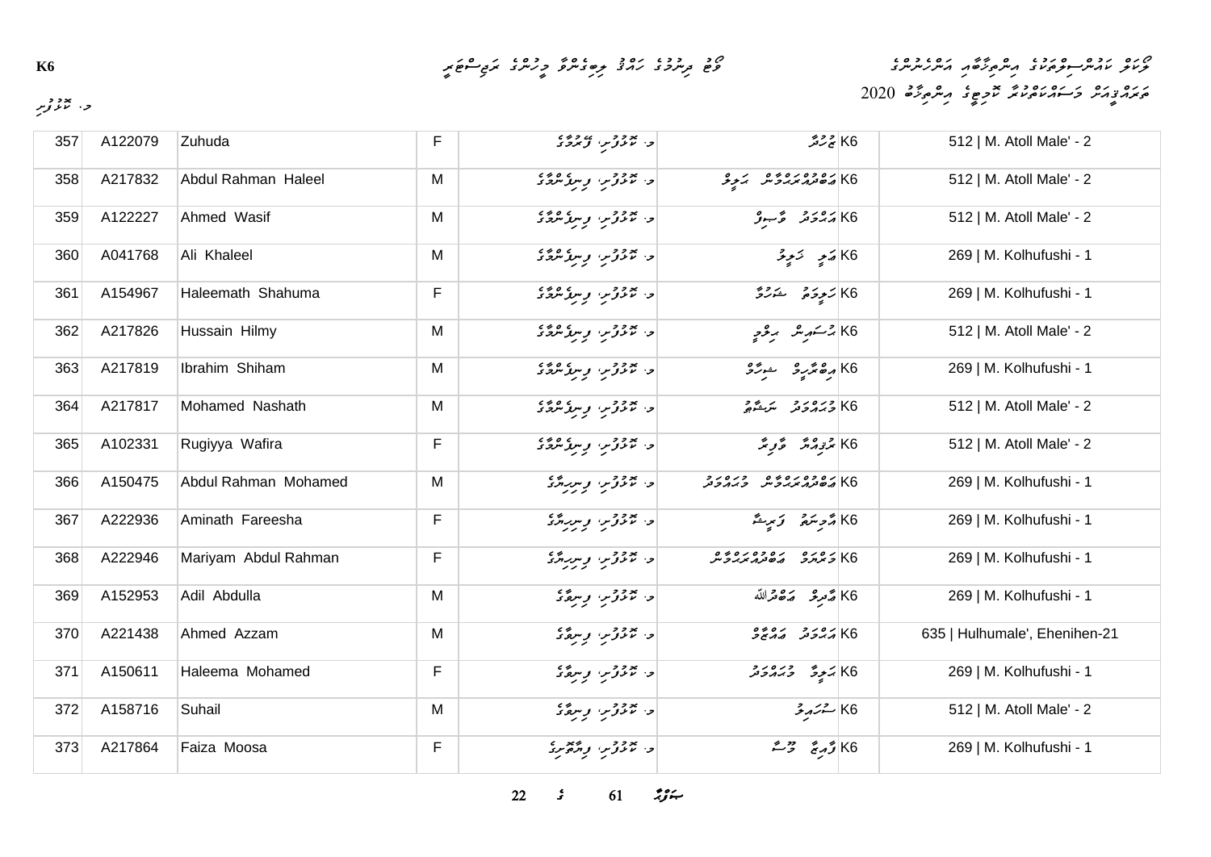| 357 | A122079 | Zuhuda | F | د· ކޮޅުފުށި، ފާރުމާގެ | K6 ޒުހުދާ | 512 \| M. Atoll Male' - 2 |
|---|---|---|---|---|---|---|
| 358 | A217832 | Abdul Rahman Haleel | M | د· ކޮޅުފުށި، ވިނިވާންނުގެ | K6 އަބްދުއްރަޙްމާން ހަލީލް | 512 \| M. Atoll Male' - 2 |
| 359 | A122227 | Ahmed Wasif | M | د· ކޮޅުފުށި، ވިނިވާންނުގެ | K6 އަޙްމަދު ވާސިފް | 512 \| M. Atoll Male' - 2 |
| 360 | A041768 | Ali Khaleel | M | د· ކޮޅުފުށި، ވިނިވާންނުގެ | K6 އަލީ ޚަލީލް | 269 \| M. Kolhufushi - 1 |
| 361 | A154967 | Haleemath Shahuma | F | د· ކޮޅުފުށި، ވިނިވާންނުގެ | K6 ހަލީމަތު ޝަހުމާ | 269 \| M. Kolhufushi - 1 |
| 362 | A217826 | Hussain Hilmy | M | د· ކޮޅުފުށި، ވިނިވާންނުގެ | K6 ހުސައިން ހިލްމީ | 512 \| M. Atoll Male' - 2 |
| 363 | A217819 | Ibrahim Shiham | M | د· ކޮޅުފުށި، ވިނިވާންނުގެ | K6 އިބްރާހީމް ޝިހާމް | 269 \| M. Kolhufushi - 1 |
| 364 | A217817 | Mohamed Nashath | M | د· ކޮޅުފުށި، ވިނިވާންނުގެ | K6 މުޙައްމަދު ނަޝާތު | 512 \| M. Atoll Male' - 2 |
| 365 | A102331 | Rugiyya Wafira | F | د· ކޮޅުފުށި، ވިނިވާންނުގެ | K6 ރުގިއްޔާ ވާފިރާ | 512 \| M. Atoll Male' - 2 |
| 366 | A150475 | Abdul Rahman Mohamed | M | د· ކޮޅުފުށި، ވިނިނިއްގެ | K6 އަބްދުއްރަޙްމާން މުޙައްމަދު | 269 \| M. Kolhufushi - 1 |
| 367 | A222936 | Aminath Fareesha | F | د· ކޮޅުފުށި، ވިނިނިއްގެ | K6 އާމިނަތު ފަރީޝާ | 269 \| M. Kolhufushi - 1 |
| 368 | A222946 | Mariyam Abdul Rahman | F | د· ކޮޅުފުށި، ވިނިނިއްގެ | K6 މަރިޔަމް އަބްދުއްރަޙްމާން | 269 \| M. Kolhufushi - 1 |
| 369 | A152953 | Adil Abdulla | M | د· ކޮޅުފުށި، ވިނިވާގެ | K6 އާދިލް އަބްދުﷲ | 269 \| M. Kolhufushi - 1 |
| 370 | A221438 | Ahmed Azzam | M | د· ކޮޅުފުށި، ވިނިވާގެ | K6 އަޙްމަދު އައްޒާމް | 635 \| Hulhumale', Ehenihen-21 |
| 371 | A150611 | Haleema Mohamed | F | د· ކޮޅުފުށި، ވިނިވާގެ | K6 ހަލީމާ މުޙައްމަދު | 269 \| M. Kolhufushi - 1 |
| 372 | A158716 | Suhail | M | د· ކޮޅުފުށި، ވިނިވާގެ | K6 ސުހައިލް | 512 \| M. Atoll Male' - 2 |
| 373 | A217864 | Faiza Moosa | F | د· ކޮޅުފުށި، ވިލާތެރިގެ | K6 ފާއިޒާ މޫސާ | 269 \| M. Kolhufushi - 1 |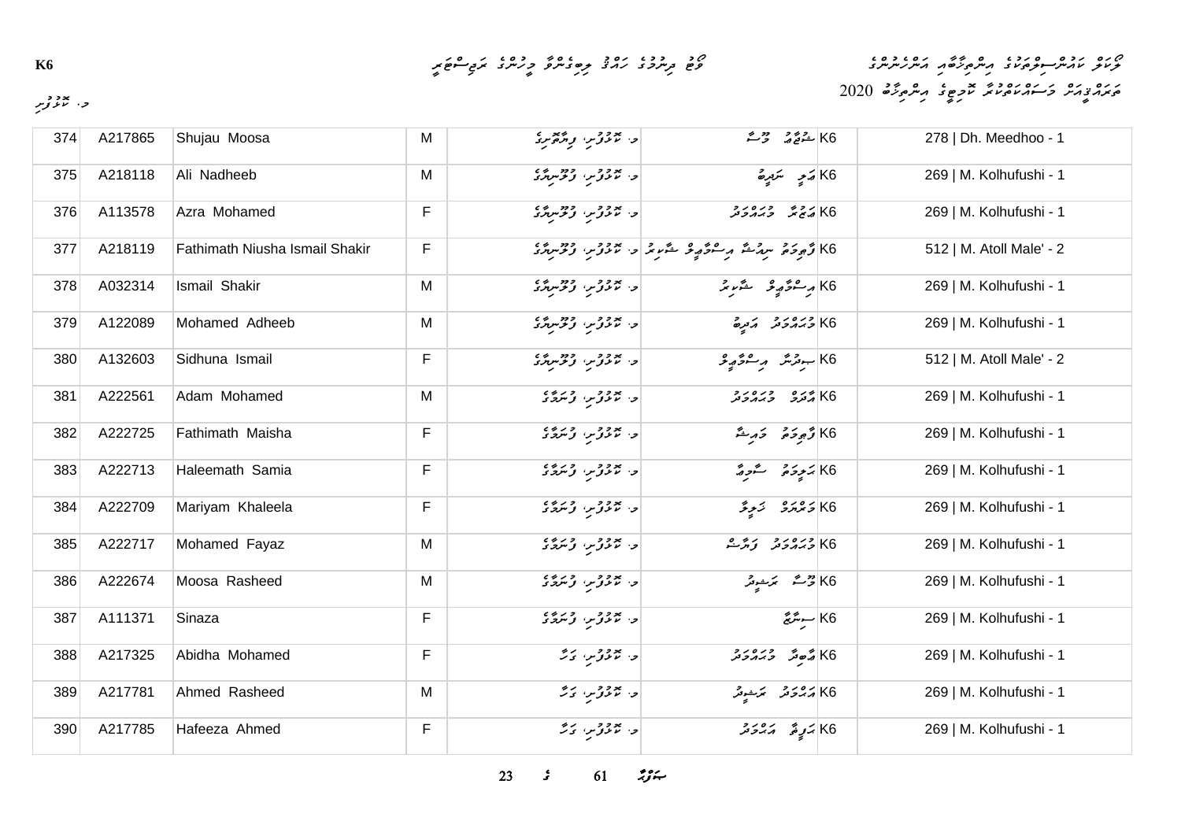| 374 | A217865 | Shujau Moosa | M | د. ކޮޅުފުށި، ވިއްލާގެ | ޝުޖާޢު މޫސާ K6 | 278 \| Dh. Meedhoo - 1 |
|---|---|---|---|---|---|---|
| 375 | A218118 | Ali Nadheeb | M | د. ކޮޅުފުށި، ފުލުނބުރީގެ | އަލި ނަދީބު K6 | 269 \| M. Kolhufushi - 1 |
| 376 | A113578 | Azra Mohamed | F | د. ކޮޅުފުށި، ފުލުނބުރީގެ | އަޒްރާ މުހައްމަދު K6 | 269 \| M. Kolhufushi - 1 |
| 377 | A218119 | Fathimath Niusha Ismail Shakir | F | د. ކޮޅުފުށި، ފުލުނބުރީގެ | ފާތިމަތު ނިޔުޝާ އިސްމާޢީލް ޝާކިރު K6 | 512 \| M. Atoll Male' - 2 |
| 378 | A032314 | Ismail Shakir | M | د. ކޮޅުފުށި، ފުލުނބުރީގެ | އިސްމާޢީލް ޝާކިރު K6 | 269 \| M. Kolhufushi - 1 |
| 379 | A122089 | Mohamed Adheeb | M | د. ކޮޅުފުށި، ފުލުނބުރީގެ | މުހައްމަދު އަދީބު K6 | 269 \| M. Kolhufushi - 1 |
| 380 | A132603 | Sidhuna Ismail | F | د. ކޮޅުފުށި، ފުލުނބުރީގެ | ސިދުނާ އިސްމާޢީލް K6 | 512 \| M. Atoll Male' - 2 |
| 381 | A222561 | Adam Mohamed | M | د. ކޮޅުފުށި، ފެނަޅާގެ | އާދަމް މުހައްމަދު K6 | 269 \| M. Kolhufushi - 1 |
| 382 | A222725 | Fathimath Maisha | F | د. ކޮޅުފުށި، ފެނަޅާގެ | ފާތިމަތު މައިޝާ K6 | 269 \| M. Kolhufushi - 1 |
| 383 | A222713 | Haleemath Samia | F | د. ކޮޅުފުށި، ފެނަޅާގެ | ހަލީމަތު ސާމިޔާ K6 | 269 \| M. Kolhufushi - 1 |
| 384 | A222709 | Mariyam Khaleela | F | د. ކޮޅުފުށި، ފެނަޅާގެ | މަރިޔަމް ޚަލީލާ K6 | 269 \| M. Kolhufushi - 1 |
| 385 | A222717 | Mohamed Fayaz | M | د. ކޮޅުފުށި، ފެނަޅާގެ | މުހައްމަދު ފައްޔާޒް K6 | 269 \| M. Kolhufushi - 1 |
| 386 | A222674 | Moosa Rasheed | M | د. ކޮޅުފުށި، ފެނަޅާގެ | މޫސާ ރަޝީދު K6 | 269 \| M. Kolhufushi - 1 |
| 387 | A111371 | Sinaza | F | د. ކޮޅުފުށި، ފެނަޅާގެ | ސިނާޒާ K6 | 269 \| M. Kolhufushi - 1 |
| 388 | A217325 | Abidha Mohamed | F | د. ކޮޅުފުށި، ގަލް | އާބިދާ މުހައްމަދު K6 | 269 \| M. Kolhufushi - 1 |
| 389 | A217781 | Ahmed Rasheed | M | د. ކޮޅުފުށި، ގަލް | އަހްމަދު ރަޝީދު K6 | 269 \| M. Kolhufushi - 1 |
| 390 | A217785 | Hafeeza Ahmed | F | د. ކޮޅުފުށި، ގަލް | ހަފީޒާ އަހްމަދު K6 | 269 \| M. Kolhufushi - 1 |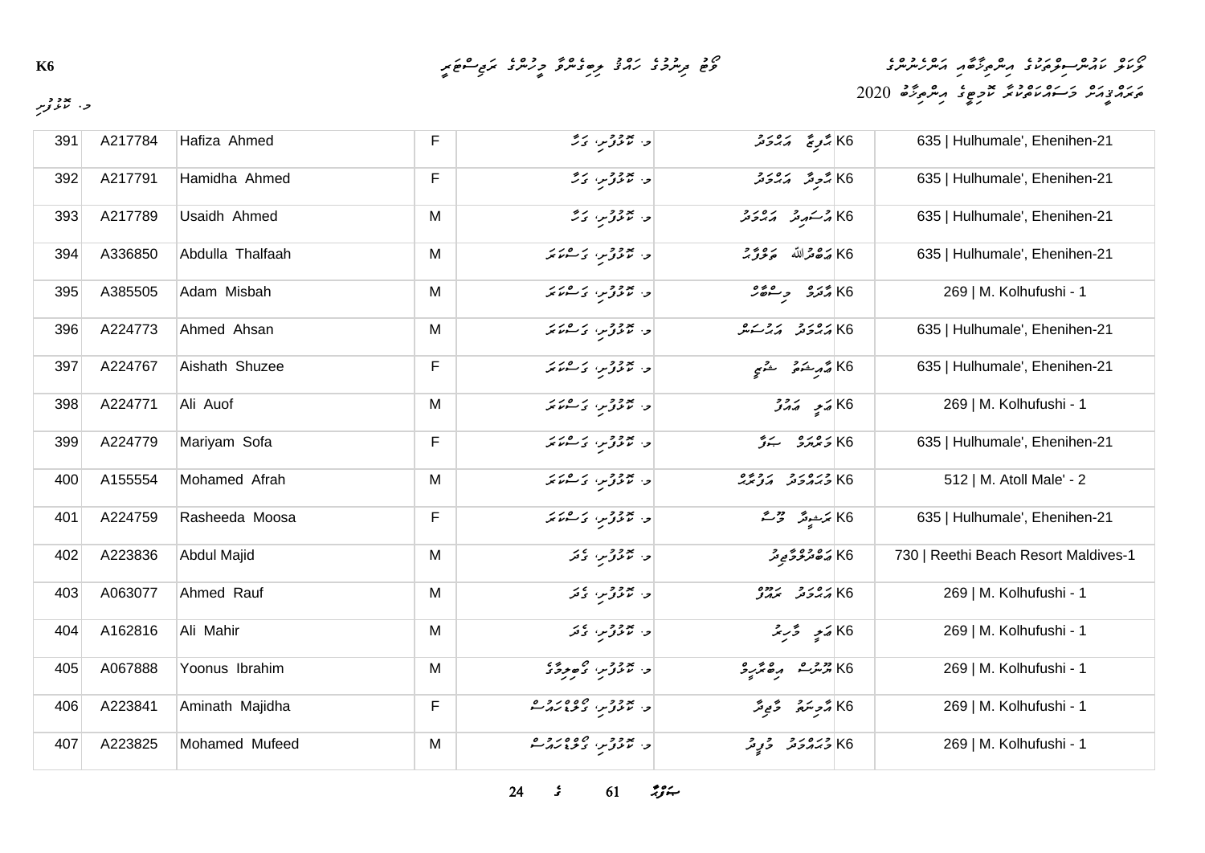| 391 | A217784 | Hafiza Ahmed | F | و. ކޮޅުފުށި، ވަށާ | K6 ހާފިޒާ އަޙްމަދު | 635 \| Hulhumale', Ehenihen-21 |
|---|---|---|---|---|---|---|
| 392 | A217791 | Hamidha Ahmed | F | و. ކޮޅުފުށި، ވަށާ | K6 ހާމިދާ އަޙްމަދު | 635 \| Hulhumale', Ehenihen-21 |
| 393 | A217789 | Usaidh Ahmed | M | و. ކޮޅުފުށި، ވަށާ | K6 އުސައިދު އަޙްމަދު | 635 \| Hulhumale', Ehenihen-21 |
| 394 | A336850 | Abdulla Thalfaah | M | و. ކޮޅުފުށި، ވަސްމަރަ | K6 އަބްދުއްﷲ ތަލްފާހު | 635 \| Hulhumale', Ehenihen-21 |
| 395 | A385505 | Adam Misbah | M | و. ކޮޅުފުށި، ވަސްމަރަ | K6 އާދަމް މިސްބާހު | 269 \| M. Kolhufushi - 1 |
| 396 | A224773 | Ahmed Ahsan | M | و. ކޮޅުފުށި، ވަސްމަރަ | K6 އަޙްމަދު އަޙްސަން | 635 \| Hulhumale', Ehenihen-21 |
| 397 | A224767 | Aishath Shuzee | F | و. ކޮޅުފުށި، ވަސްމަރަ | K6 އާއިޝަތު ޝުޒީ | 635 \| Hulhumale', Ehenihen-21 |
| 398 | A224771 | Ali Auof | M | و. ކޮޅުފުށި، ވަސްމަރަ | K6 އަލި އައުފު | 269 \| M. Kolhufushi - 1 |
| 399 | A224779 | Mariyam Sofa | F | و. ކޮޅުފުށި، ވަސްމަރަ | K6 މަރިޔަމް ސަފާ | 635 \| Hulhumale', Ehenihen-21 |
| 400 | A155554 | Mohamed Afrah | M | و. ކޮޅުފުށި، ވަސްމަރަ | K6 މުޙައްމަދު އަފްރާހު | 512 \| M. Atoll Male' - 2 |
| 401 | A224759 | Rasheeda Moosa | F | و. ކޮޅުފުށި، ވަސްމަރަ | K6 ރަޝީދާ މޫސާ | 635 \| Hulhumale', Ehenihen-21 |
| 402 | A223836 | Abdul Majid | M | و. ކޮޅުފުށި، ވެރަ | K6 އަބްދުލްމާޖިދު | 730 \| Reethi Beach Resort Maldives-1 |
| 403 | A063077 | Ahmed Rauf | M | و. ކޮޅުފުށި، ވެރަ | K6 އަޙްމަދު ރައުފު | 269 \| M. Kolhufushi - 1 |
| 404 | A162816 | Ali Mahir | M | و. ކޮޅުފުށި، ވެރަ | K6 އަލި މާހިރު | 269 \| M. Kolhufushi - 1 |
| 405 | A067888 | Yoonus Ibrahim | M | و. ކޮޅުފުށި، ވޭތުވެދާ | K6 ޔޫނުސް އިބްރާހީމް | 269 \| M. Kolhufushi - 1 |
| 406 | A223841 | Aminath Majidha | F | و. ކޮޅުފުށި، ވޮއްޓަރަހުސް | K6 އާމިނަތު މާޖިދާ | 269 \| M. Kolhufushi - 1 |
| 407 | A223825 | Mohamed Mufeed | M | و. ކޮޅުފުށި، ވޮއްޓަރަހުސް | K6 މުޙައްމަދު މުފީދު | 269 \| M. Kolhufushi - 1 |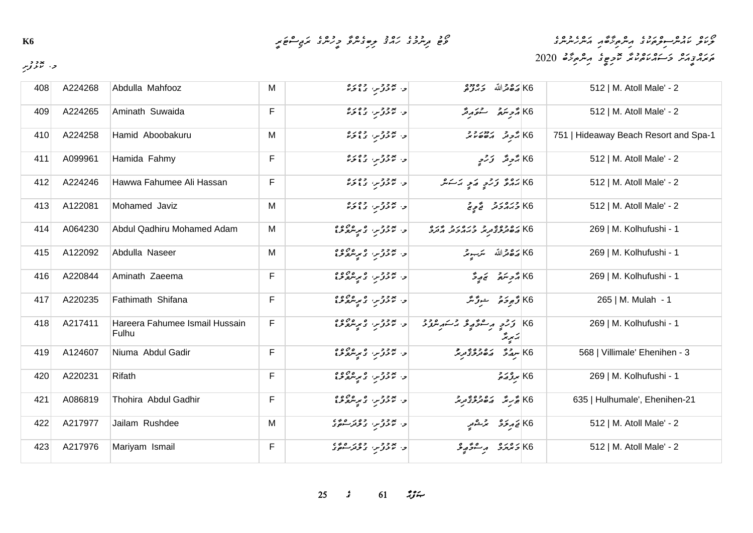| 408 | A224268 | Abdulla Mahfooz | M | د. ކޮޅުފުށި، ގުލްޒާރު | K6 އަބްދުﷲ މަޙްފޫޒު | 512 \| M. Atoll Male' - 2 |
|---|---|---|---|---|---|---|
| 409 | A224265 | Aminath Suwaida | F | د. ކޮޅުފުށި، ގުލްޒާރު | K6 އާމިނަތު ސުވައިދާ | 512 \| M. Atoll Male' - 2 |
| 410 | A224258 | Hamid Aboobakuru | M | د. ކޮޅުފުށި، ގުލްޒާރު | K6 ހާމިދު އަބޫބަކުރު | 751 \| Hideaway Beach Resort and Spa-1 |
| 411 | A099961 | Hamida Fahmy | F | د. ކޮޅުފުށި، ގުލްޒާރު | K6 ހާމިދާ ފަހުމީ | 512 \| M. Atoll Male' - 2 |
| 412 | A224246 | Hawwa Fahumee Ali Hassan | F | د. ކޮޅުފުށި، ގުލްޒާރު | K6 ހައްވާ ފަހުމީ އަލި ހަސަން | 512 \| M. Atoll Male' - 2 |
| 413 | A122081 | Mohamed Javiz | M | د. ކޮޅުފުށި، ގުލްޒާރު | K6 މުހައްމަދު ޖާވިޒް | 512 \| M. Atoll Male' - 2 |
| 414 | A064230 | Abdul Qadhiru Mohamed Adam | M | د. ކޮޅުފުށި، ގުލިސްތާނު | K6 އަބްދުލްޤާދިރު މުހައްމަދު އާދަމް | 269 \| M. Kolhufushi - 1 |
| 415 | A122092 | Abdulla Naseer | M | د. ކޮޅުފުށި، ގުލިސްތާނު | K6 އަބްދުﷲ ނަސީރު | 269 \| M. Kolhufushi - 1 |
| 416 | A220844 | Aminath Zaeema | F | د. ކޮޅުފުށި، ގުލިސްތާނު | K6 އާމިނަތު ޒައީމާ | 269 \| M. Kolhufushi - 1 |
| 417 | A220235 | Fathimath Shifana | F | د. ކޮޅުފުށި، ގުލިސްތާނު | K6 ފާތިމަތު ޝިފާނާ | 265 \| M. Mulah - 1 |
| 418 | A217411 | Hareera Fahumee Ismail Hussain Fulhu | F | د. ކޮޅުފުށި، ގުލިސްތާނު | K6 ފަހުމީ އިސްމާއިލް ހުސައިންފުޅު ހަރީރާ | 269 \| M. Kolhufushi - 1 |
| 419 | A124607 | Niuma Abdul Gadir | F | د. ކޮޅުފުށި، ގުލިސްތާނު | K6 ނިޢުމާ އަބްދުލްޤާދިރު | 568 \| Villimale' Ehenihen - 3 |
| 420 | A220231 | Rifath | F | د. ކޮޅުފުށި، ގުލިސްތާނު | K6 ރިފްޢަތު | 269 \| M. Kolhufushi - 1 |
| 421 | A086819 | Thohira Abdul Gadhir | F | د. ކޮޅުފުށި، ގުލިސްތާނު | K6 ޠާހިރާ އަބްދުލްޤާދިރު | 635 \| Hulhumale', Ehenihen-21 |
| 422 | A217977 | Jailam Rushdee | M | د. ކޮޅުފުށި، ގުލްފަސްޓާގެ | K6 ޖައިލަމް ރުޝްދީ | 512 \| M. Atoll Male' - 2 |
| 423 | A217976 | Mariyam Ismail | F | د. ކޮޅުފުށި، ގުލްފަސްޓާގެ | K6 މަރިޔަމް އިސްމާއިލް | 512 \| M. Atoll Male' - 2 |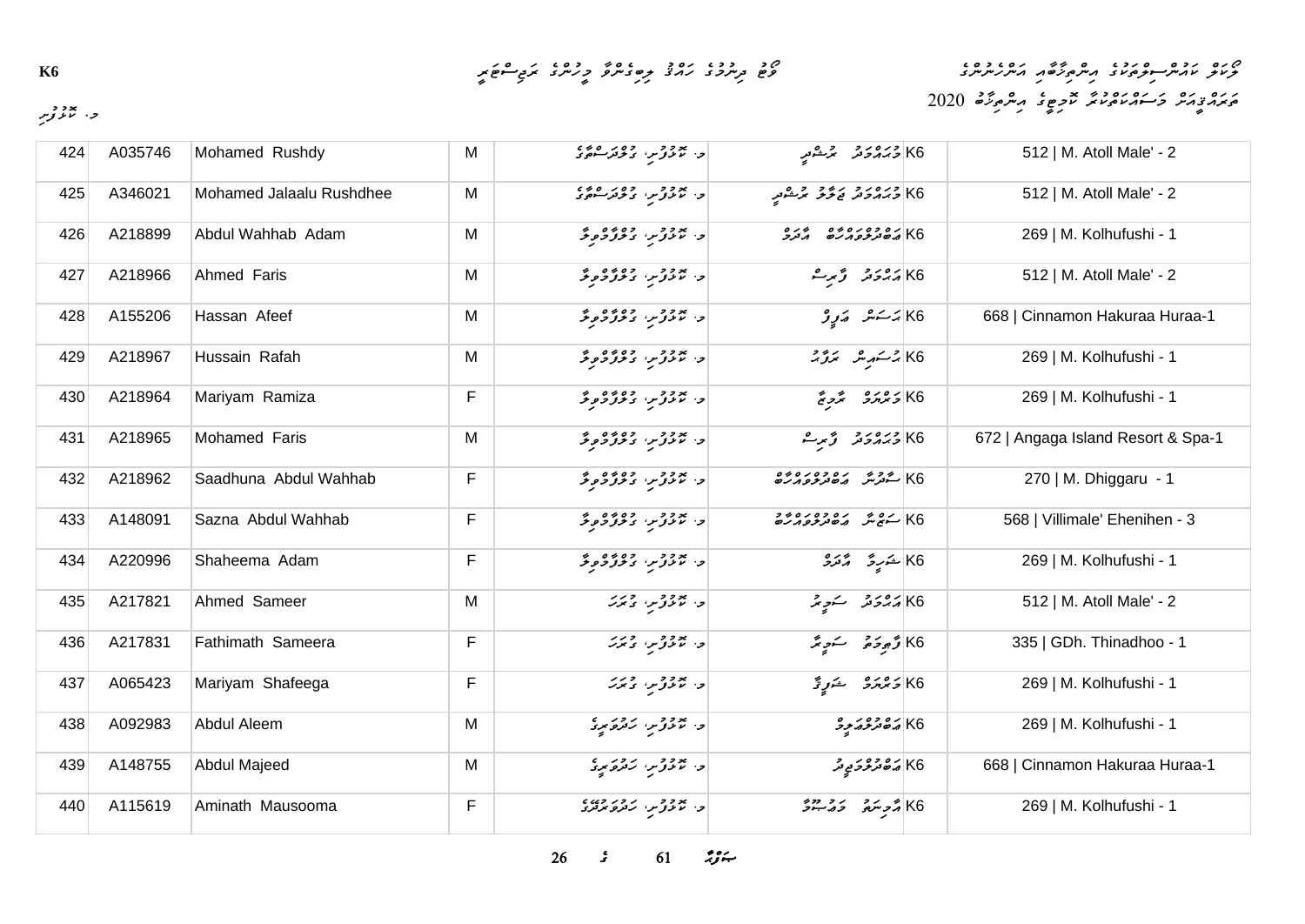| 424 | A035746 | Mohamed Rushdy | M | د. ކާޛޫކުރި، ގުލްފަސާޓުގެ | K6 މުހައްމަދު ރުޝްދީ | 512 \| M. Atoll Male' - 2 |
|---|---|---|---|---|---|---|
| 425 | A346021 | Mohamed Jalaalu Rushdhee | M | د. ކާޛޫކުރި، ގުލްފަސާޓުގެ | K6 މުހައްމަދު ޖަލާލު ރުޝްދީ | 512 \| M. Atoll Male' - 2 |
| 426 | A218899 | Abdul Wahhab Adam | M | د. ކާޛޫކުރި، ގުލްފާމުވިލާ | K6 އަބްދުލްވައްހާބް އާދަމް | 269 \| M. Kolhufushi - 1 |
| 427 | A218966 | Ahmed Faris | M | د. ކާޛޫކުރި، ގުލްފާމުވިލާ | K6 އަހްމަދު ފާރިސް | 512 \| M. Atoll Male' - 2 |
| 428 | A155206 | Hassan Afeef | M | د. ކާޛޫކުރި، ގުލްފާމުވިލާ | K6 ހަސަން އަފީފް | 668 \| Cinnamon Hakuraa Huraa-1 |
| 429 | A218967 | Hussain Rafah | M | د. ކާޛޫކުރި، ގުލްފާމުވިލާ | K6 ހުސައިން ރަފާހް | 269 \| M. Kolhufushi - 1 |
| 430 | A218964 | Mariyam Ramiza | F | د. ކާޛޫކުރި، ގުލްފާމުވިލާ | K6 މަރިޔަމް ރާމިޒާ | 269 \| M. Kolhufushi - 1 |
| 431 | A218965 | Mohamed Faris | M | د. ކާޛޫކުރި، ގުލްފާމުވިލާ | K6 މުހައްމަދު ފާރިސް | 672 \| Angaga Island Resort & Spa-1 |
| 432 | A218962 | Saadhuna Abdul Wahhab | F | د. ކާޛޫކުރި، ގުލްފާމުވިލާ | K6 ސާދުނާ އަބްދުލްވައްހާބް | 270 \| M. Dhiggaru - 1 |
| 433 | A148091 | Sazna Abdul Wahhab | F | د. ކާޛޫކުރި، ގުލްފާމުވިލާ | K6 ސަޒްނާ އަބްދުލްވައްހާބް | 568 \| Villimale' Ehenihen - 3 |
| 434 | A220996 | Shaheema Adam | F | د. ކާޛޫކުރި، ގުލްފާމުވިލާ | K6 ޝަހީމާ އާދަމް | 269 \| M. Kolhufushi - 1 |
| 435 | A217821 | Ahmed Sameer | M | د. ކާޛޫކުރި، ގުރަހަ | K6 އަހްމަދު ސަމީރު | 512 \| M. Atoll Male' - 2 |
| 436 | A217831 | Fathimath Sameera | F | د. ކާޛޫކުރި، ގުރަހަ | K6 ފާތިމަތު ސަމީރާ | 335 \| GDh. Thinadhoo - 1 |
| 437 | A065423 | Mariyam Shafeega | F | د. ކާޛޫކުރި، ގުރަހަ | K6 މަރިޔަމް ޝަފީގާ | 269 \| M. Kolhufushi - 1 |
| 438 | A092983 | Abdul Aleem | M | د. ކާޛޫކުރި، ހަދުވަރީގެ | K6 އަބްދުލްއަލީމް | 269 \| M. Kolhufushi - 1 |
| 439 | A148755 | Abdul Majeed | M | د. ކާޛޫކުރި، ހަދުވަރީގެ | K6 އަބްދުލްމަޖީދު | 668 \| Cinnamon Hakuraa Huraa-1 |
| 440 | A115619 | Aminath Mausooma | F | د. ކާޛޫކުރި، ހަދުވަރުދޫގެ | K6 އާމިނަތު މައުޞޫމާ | 269 \| M. Kolhufushi - 1 |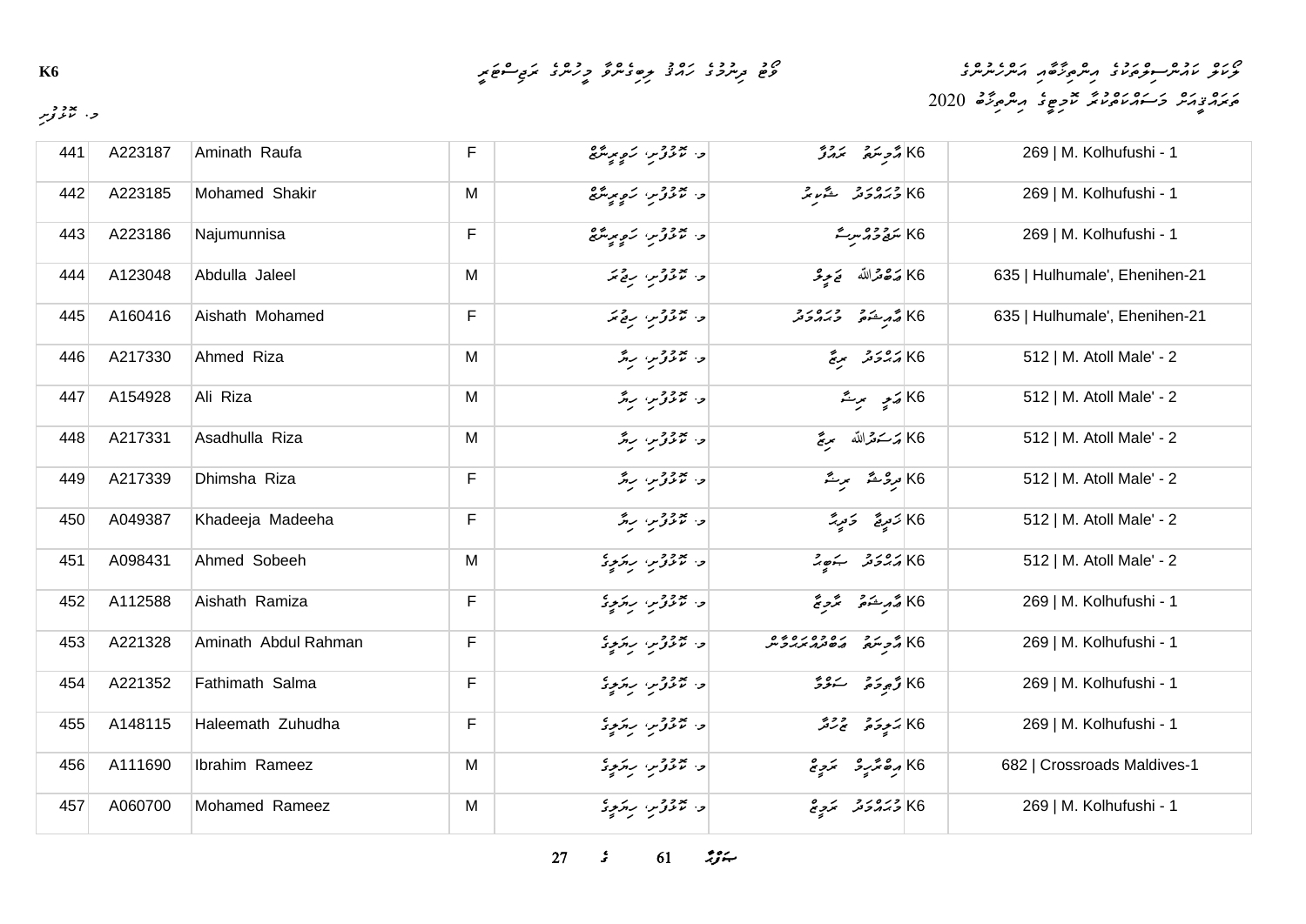| 441 | A223187 | Aminath Raufa | F | د· ކޮޅުފުށި، ހަވީރީނގެ | K6 އާމިނަތު ރައުފާ | 269 \| M. Kolhufushi - 1 |
|---|---|---|---|---|---|---|
| 442 | A223185 | Mohamed Shakir | M | د· ކޮޅުފުށި، ހަވީރީނގެ | K6 މުހައްމަދު ޝާކިރު | 269 \| M. Kolhufushi - 1 |
| 443 | A223186 | Najumunnisa | F | د· ކޮޅުފުށި، ހަވީރީނގެ | K6 ނަޖުމުންނިސާ | 269 \| M. Kolhufushi - 1 |
| 444 | A123048 | Abdulla Jaleel | M | د· ކޮޅުފުށި، ރިޖަރ | K6 އަބްދުﷲ ޖަލީލް | 635 \| Hulhumale', Ehenihen-21 |
| 445 | A160416 | Aishath Mohamed | F | د· ކޮޅުފުށި، ރިޖަރ | K6 އާއިޝަތު މުހައްމަދު | 635 \| Hulhumale', Ehenihen-21 |
| 446 | A217330 | Ahmed Riza | M | د· ކޮޅުފުށި، ރިޔާ | K6 އަހްމަދު ރިޒާ | 512 \| M. Atoll Male' - 2 |
| 447 | A154928 | Ali Riza | M | د· ކޮޅުފުށި، ރިޔާ | K6 އަލި ރިޒާ | 512 \| M. Atoll Male' - 2 |
| 448 | A217331 | Asadhulla Riza | M | د· ކޮޅުފުށި، ރިޔާ | K6 އަސަދުﷲ ރިޒާ | 512 \| M. Atoll Male' - 2 |
| 449 | A217339 | Dhimsha Riza | F | د· ކޮޅުފުށި، ރިޔާ | K6 ދިމްޝާ ރިޒާ | 512 \| M. Atoll Male' - 2 |
| 450 | A049387 | Khadeeja Madeeha | F | د· ކޮޅުފުށި، ރިޔާ | K6 ޚަދީޖާ މަދީހާ | 512 \| M. Atoll Male' - 2 |
| 451 | A098431 | Ahmed Sobeeh | M | د· ކޮޅުފުށި، ރިޔަލިގެ | K6 އަހްމަދު ސަބީހު | 512 \| M. Atoll Male' - 2 |
| 452 | A112588 | Aishath Ramiza | F | د· ކޮޅުފުށި، ރިޔަލިގެ | K6 އާއިޝަތު ރާމިޒާ | 269 \| M. Kolhufushi - 1 |
| 453 | A221328 | Aminath Abdul Rahman | F | د· ކޮޅުފުށި، ރިޔަލިގެ | K6 އާމިނަތު އަބްދުއްރަޙްމާން | 269 \| M. Kolhufushi - 1 |
| 454 | A221352 | Fathimath Salma | F | د· ކޮޅުފުށި، ރިޔަލިގެ | K6 ފާތިމަތު ސަލްމާ | 269 \| M. Kolhufushi - 1 |
| 455 | A148115 | Haleemath Zuhudha | F | د· ކޮޅުފުށި، ރިޔަލިގެ | K6 ހަލީމަތު ޒުހުދާ | 269 \| M. Kolhufushi - 1 |
| 456 | A111690 | Ibrahim Rameez | M | د· ކޮޅުފުށި، ރިޔަލިގެ | K6 އިބްރާހިމް ރަމީޒް | 682 \| Crossroads Maldives-1 |
| 457 | A060700 | Mohamed Rameez | M | د· ކޮޅުފުށި، ރިޔަލިގެ | K6 މުހައްމަދު ރަމީޒް | 269 \| M. Kolhufushi - 1 |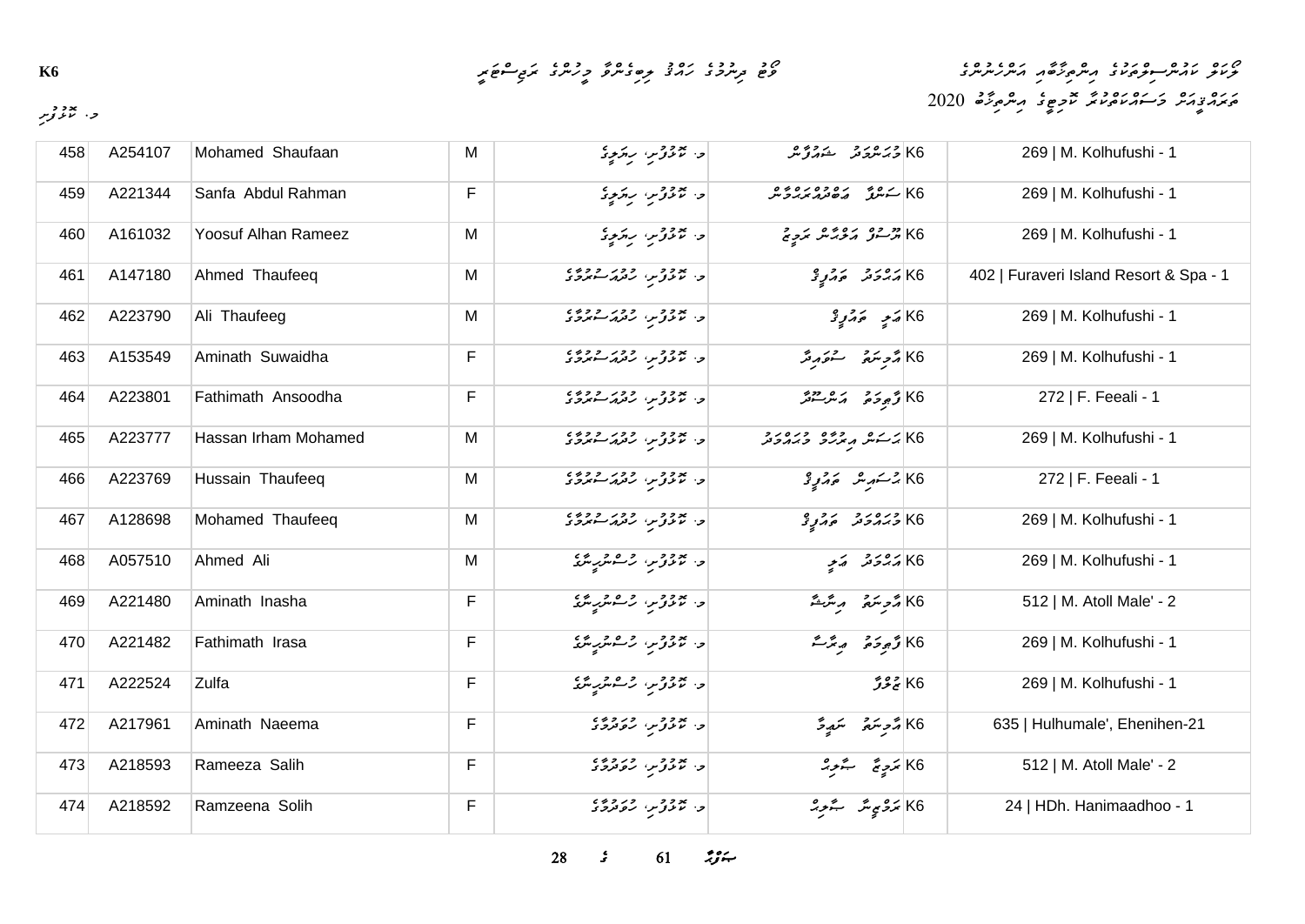| 458 | A254107 | Mohamed Shaufaan | M | د· ކޮޅުފުށި، ހިޔާލީގެ | K6 މުޙައްމަދު ޝަޢުފާން | 269 \| M. Kolhufushi - 1 |
|---|---|---|---|---|---|---|
| 459 | A221344 | Sanfa Abdul Rahman | F | د· ކޮޅުފުށި، ހިޔާލީގެ | K6 ސަންފާ ޢަބްދުއްރަޙްމާން | 269 \| M. Kolhufushi - 1 |
| 460 | A161032 | Yoosuf Alhan Rameez | M | د· ކޮޅުފުށި، ހިޔާލީގެ | K6 ޔޫސުފް އަލްހާން ރަމީޒު | 269 \| M. Kolhufushi - 1 |
| 461 | A147180 | Ahmed Thaufeeq | M | د· ކޮޅުފުށި، ހުވަދުސުރުގެ | K6 އަހްމަދު ތައުފީޤު | 402 \| Furaveri Island Resort & Spa - 1 |
| 462 | A223790 | Ali Thaufeeg | M | د· ކޮޅުފުށި، ހުވަދުސުރުގެ | K6 އަލި ތައުފީޤު | 269 \| M. Kolhufushi - 1 |
| 463 | A153549 | Aminath Suwaidha | F | د· ކޮޅުފުށި، ހުވަދުސުރުގެ | K6 އާމިނަތު ސުވައިދާ | 269 \| M. Kolhufushi - 1 |
| 464 | A223801 | Fathimath Ansoodha | F | د· ކޮޅުފުށި، ހުވަދުސުރުގެ | K6 ފާތިމަތު އަންސޫދާ | 272 \| F. Feeali - 1 |
| 465 | A223777 | Hassan Irham Mohamed | M | د· ކޮޅުފުށި، ހުވަދުސުރުގެ | K6 ޙަސަން އިރުހާމް މުޙައްމަދު | 269 \| M. Kolhufushi - 1 |
| 466 | A223769 | Hussain Thaufeeq | M | د· ކޮޅުފުށި، ހުވަދުސުރުގެ | K6 ޙުސައިން ތައުފީޤު | 272 \| F. Feeali - 1 |
| 467 | A128698 | Mohamed Thaufeeq | M | د· ކޮޅުފުށި، ހުވަދުސުރުގެ | K6 މުޙައްމަދު ތައުފީޤު | 269 \| M. Kolhufushi - 1 |
| 468 | A057510 | Ahmed Ali | M | د· ކޮޅުފުށި، ހުސްނުހިނާ | K6 އަހްމަދު އަލި | 269 \| M. Kolhufushi - 1 |
| 469 | A221480 | Aminath Inasha | F | د· ކޮޅުފުށި، ހުސްނުހިނާ | K6 އާމިނަތު އިނާޝާ | 512 \| M. Atoll Male' - 2 |
| 470 | A221482 | Fathimath Irasa | F | د· ކޮޅުފުށި، ހުސްނުހިނާ | K6 ފާތިމަތު އިރާސާ | 269 \| M. Kolhufushi - 1 |
| 471 | A222524 | Zulfa | F | د· ކޮޅުފުށި، ހުސްނުހިނާ | K6 ޒުލްފާ | 269 \| M. Kolhufushi - 1 |
| 472 | A217961 | Aminath Naeema | F | د· ކޮޅުފުށި، ހުވަދުގެ | K6 އާމިނަތު ނައީމާ | 635 \| Hulhumale', Ehenihen-21 |
| 473 | A218593 | Rameeza Salih | F | د· ކޮޅުފުށި، ހުވަދުގެ | K6 ރަމީޒާ ސާލިހު | 512 \| M. Atoll Male' - 2 |
| 474 | A218592 | Ramzeena Solih | F | د· ކޮޅުފުށި، ހުވަދުގެ | K6 ރަމްޒީނާ ސޯލިހު | 24 \| HDh. Hanimaadhoo - 1 |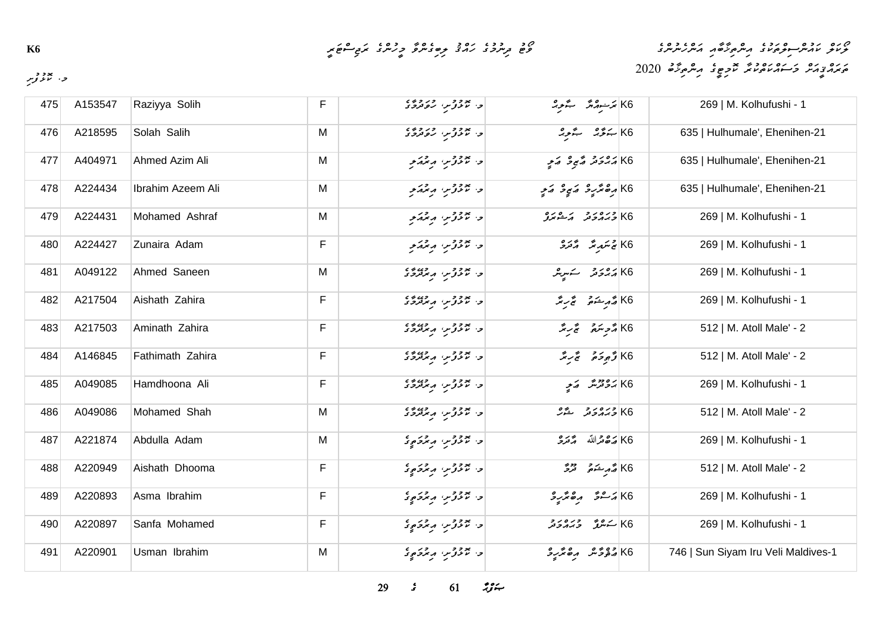| 475 | A153547 | Raziyya Solih | F | މ. ކޮޅުފުށި، ހުވަދުމާގެ | K6 ރަޒިއްޔާ ސާލިހު | 269 \| M. Kolhufushi - 1 |
|---|---|---|---|---|---|---|
| 476 | A218595 | Solah Salih | M | މ. ކޮޅުފުށި، ހުވަދުމާގެ | K6 ޞަލާހު ސާލިހު | 635 \| Hulhumale', Ehenihen-21 |
| 477 | A404971 | Ahmed Azim Ali | M | މ. ކޮޅުފުށި، އިރުމަތި | K6 އަޙްމަދު އާޒިމް ޢަލީ | 635 \| Hulhumale', Ehenihen-21 |
| 478 | A224434 | Ibrahim Azeem Ali | M | މ. ކޮޅުފުށި، އިރުމަތި | K6 އިބްރާހީމް ޢަޒީމް ޢަލީ | 635 \| Hulhumale', Ehenihen-21 |
| 479 | A224431 | Mohamed Ashraf | M | މ. ކޮޅުފުށި، އިރުމަތި | K6 މުޙައްމަދު އަޝްރަފް | 269 \| M. Kolhufushi - 1 |
| 480 | A224427 | Zunaira Adam | F | މ. ކޮޅުފުށި، އިރުމަތި | K6 ޒުނައިރާ އާދަމް | 269 \| M. Kolhufushi - 1 |
| 481 | A049122 | Ahmed Saneen | M | މ. ކޮޅުފުށި، އިރުދޫގެ | K6 އަޙްމަދު ސަނީން | 269 \| M. Kolhufushi - 1 |
| 482 | A217504 | Aishath Zahira | F | މ. ކޮޅުފުށި، އިރުދޫގެ | K6 އާއިޝަތު ޒާހިރާ | 269 \| M. Kolhufushi - 1 |
| 483 | A217503 | Aminath Zahira | F | މ. ކޮޅުފުށި، އިރުދޫގެ | K6 އާމިނަތު ޒާހިރާ | 512 \| M. Atoll Male' - 2 |
| 484 | A146845 | Fathimath Zahira | F | މ. ކޮޅުފުށި، އިރުދޫގެ | K6 ފާތިމަތު ޒާހިރާ | 512 \| M. Atoll Male' - 2 |
| 485 | A049085 | Hamdhoona Ali | F | މ. ކޮޅުފުށި، އިރުދޫގެ | K6 ހަމްދޫނާ ޢަލީ | 269 \| M. Kolhufushi - 1 |
| 486 | A049086 | Mohamed Shah | M | މ. ކޮޅުފުށި، އިރުދޫގެ | K6 މުޙައްމަދު ޝާހް | 512 \| M. Atoll Male' - 2 |
| 487 | A221874 | Abdulla Adam | M | މ. ކޮޅުފުށި، އިރުމަތީގެ | K6 އަބްދުﷲ އާދަމް | 269 \| M. Kolhufushi - 1 |
| 488 | A220949 | Aishath Dhooma | F | މ. ކޮޅުފުށި، އިރުމަތީގެ | K6 އާއިޝަތު ދޫމާ | 512 \| M. Atoll Male' - 2 |
| 489 | A220893 | Asma Ibrahim | F | މ. ކޮޅުފުށި، އިރުމަތީގެ | K6 އަސްމާ އިބްރާހީމް | 269 \| M. Kolhufushi - 1 |
| 490 | A220897 | Sanfa Mohamed | F | މ. ކޮޅުފުށި، އިރުމަތީގެ | K6 ސަންފާ މުޙައްމަދު | 269 \| M. Kolhufushi - 1 |
| 491 | A220901 | Usman Ibrahim | M | މ. ކޮޅުފުށި، އިރުމަތީގެ | K6 ޢުثްމާން އިބްރާހީމް | 746 \| Sun Siyam Iru Veli Maldives-1 |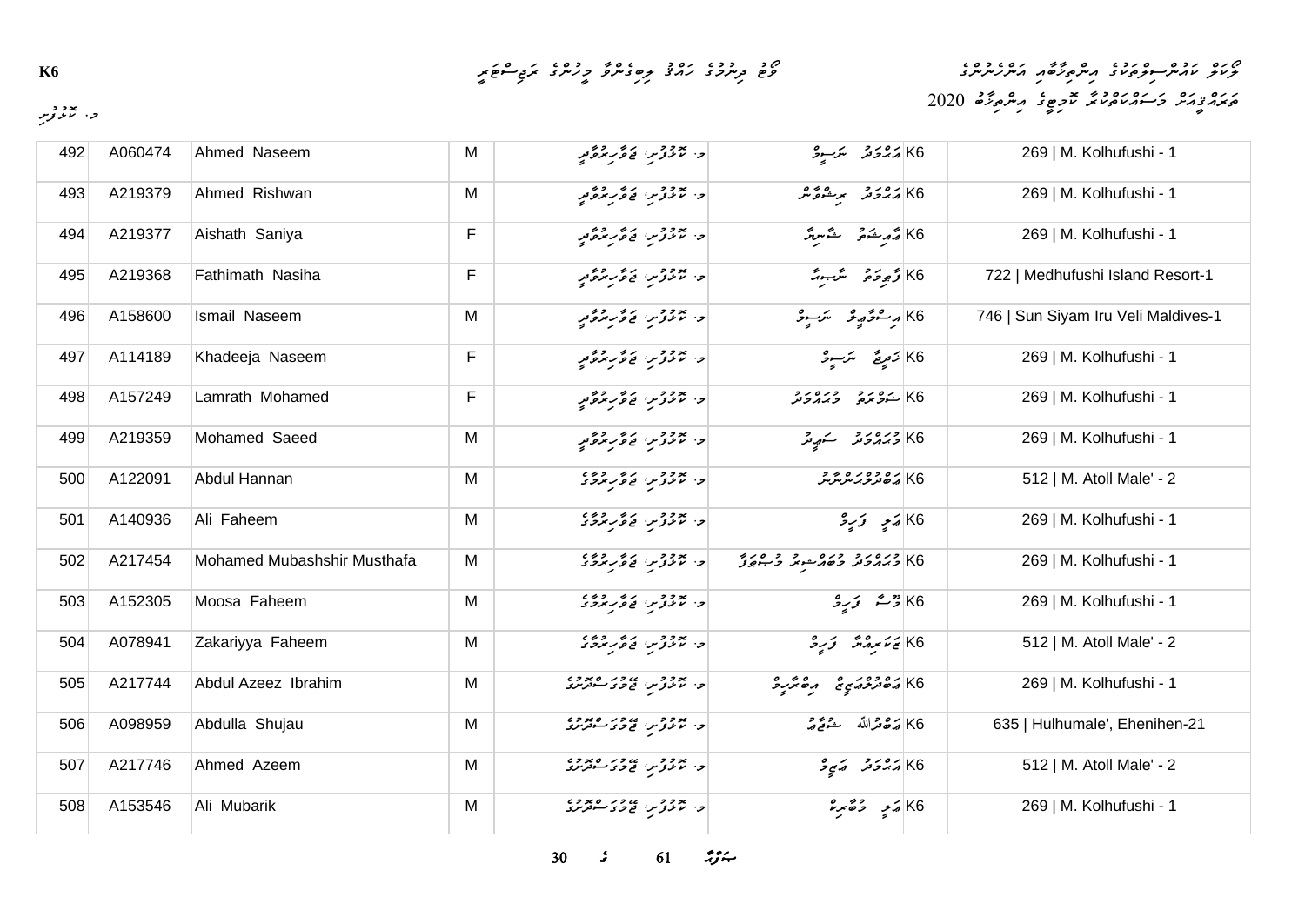| 492 | A060474 | Ahmed Naseem | M | د. ކޮޅުފުށި، ޒަވާހިރުވާދީ | K6 އަޙްމަދު ނަސީމް | 269 \| M. Kolhufushi - 1 |
|---|---|---|---|---|---|---|
| 493 | A219379 | Ahmed Rishwan | M | د. ކޮޅުފުށި، ޒަވާހިރުވާދީ | K6 އަޙްމަދު ރިޝްވާން | 269 \| M. Kolhufushi - 1 |
| 494 | A219377 | Aishath Saniya | F | د. ކޮޅުފުށި، ޒަވާހިރުވާދީ | K6 އައިޝަތު ސާނިޔާ | 269 \| M. Kolhufushi - 1 |
| 495 | A219368 | Fathimath Nasiha | F | د. ކޮޅުފުށި، ޒަވާހިރުވާދީ | K6 ފާތިމަތު ނާސިހާ | 722 \| Medhufushi Island Resort-1 |
| 496 | A158600 | Ismail Naseem | M | د. ކޮޅުފުށި، ޒަވާހިރުވާދީ | K6 އިސްމާއީލް ނަސީމް | 746 \| Sun Siyam Iru Veli Maldives-1 |
| 497 | A114189 | Khadeeja Naseem | F | د. ކޮޅުފުށި، ޒަވާހިރުވާދީ | K6 ޚަދީޖާ ނަސީމް | 269 \| M. Kolhufushi - 1 |
| 498 | A157249 | Lamrath Mohamed | F | د. ކޮޅުފުށި، ޒަވާހިރުވާދީ | K6 ލަމްރަތު މުޙައްމަދު | 269 \| M. Kolhufushi - 1 |
| 499 | A219359 | Mohamed Saeed | M | د. ކޮޅުފުށި، ޒަވާހިރުވާދީ | K6 މުޙައްމަދު ސައީދު | 269 \| M. Kolhufushi - 1 |
| 500 | A122091 | Abdul Hannan | M | د. ކޮޅުފުށި، ޒަވާހިރުމާގެ | K6 އަބްދުލްޙަންނާން | 512 \| M. Atoll Male' - 2 |
| 501 | A140936 | Ali Faheem | M | د. ކޮޅުފުށި، ޒަވާހިރުމާގެ | K6 އަލީ ފަހީމް | 269 \| M. Kolhufushi - 1 |
| 502 | A217454 | Mohamed Mubashshir Musthafa | M | د. ކޮޅުފުށި، ޒަވާހިރުމާގެ | K6 މުޙައްމަދު މުބައްޝިރު މުސްތަފާ | 269 \| M. Kolhufushi - 1 |
| 503 | A152305 | Moosa Faheem | M | د. ކޮޅުފުށި، ޒަވާހިރުމާގެ | K6 މޫސާ ފަހީމް | 269 \| M. Kolhufushi - 1 |
| 504 | A078941 | Zakariyya Faheem | M | د. ކޮޅުފުށި، ޒަވާހިރުމާގެ | K6 ޒަކަރިއްޔާ ފަހީމް | 512 \| M. Atoll Male' - 2 |
| 505 | A217744 | Abdul Azeez Ibrahim | M | د. ކޮޅުފުށި، ޒުވާގެ ސަރަހައްދު | K6 އަބްދުލްޢަޒީޒު އިބްރާހީމް | 269 \| M. Kolhufushi - 1 |
| 506 | A098959 | Abdulla Shujau | M | د. ކޮޅުފުށި، ޒުވާގެ ސަރަހައްދު | K6 އަބްދުﷲ ޝުޖާޢު | 635 \| Hulhumale', Ehenihen-21 |
| 507 | A217746 | Ahmed Azeem | M | د. ކޮޅުފުށި، ޒުވާގެ ސަރަހައްދު | K6 އަޙްމަދު ޢަޒީމް | 512 \| M. Atoll Male' - 2 |
| 508 | A153546 | Ali Mubarik | M | د. ކޮޅުފުށި، ޒުވާގެ ސަރަހައްދު | K6 އަލީ މުބާރިކް | 269 \| M. Kolhufushi - 1 |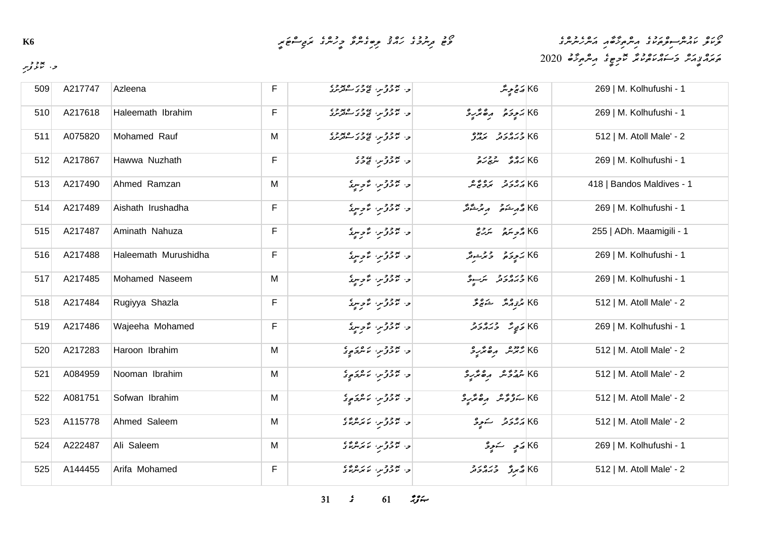| 509 | A217747 | Azleena | F | د. ކޮޅުފުށި، ޖަވާހިރުމާގެ | K6 އަޒްލީނާ | 269 \| M. Kolhufushi - 1 |
|---|---|---|---|---|---|---|
| 510 | A217618 | Haleemath Ibrahim | F | د. ކޮޅުފުށި، ޖަވާހިރުމާގެ | K6 ހަލީމަތު އިބްރާހީމް | 269 \| M. Kolhufushi - 1 |
| 511 | A075820 | Mohamed Rauf | M | د. ކޮޅުފުށި، ޖަވާހިރުމާގެ | K6 މުހައްމަދު ރައޫފް | 512 \| M. Atoll Male' - 2 |
| 512 | A217867 | Hawwa Nuzhath | F | د. ކޮޅުފުށި، ޖަމީލާގެ | K6 ހައްވާ ނުޒްހަތު | 269 \| M. Kolhufushi - 1 |
| 513 | A217490 | Ahmed Ramzan | M | د. ކޮޅުފުށި، ކާމިނީގެ | K6 އަހްމަދު ރަމްޟާން | 418 \| Bandos Maldives - 1 |
| 514 | A217489 | Aishath Irushadha | F | د. ކޮޅުފުށި، ކާމިނީގެ | K6 އާއިޝަތު އިރުޝާދާ | 269 \| M. Kolhufushi - 1 |
| 515 | A217487 | Aminath Nahuza | F | د. ކޮޅުފުށި، ކާމިނީގެ | K6 އާމިނަތު ނަހުޒާ | 255 \| ADh. Maamigili - 1 |
| 516 | A217488 | Haleemath Murushidha | F | د. ކޮޅުފުށި، ކާމިނީގެ | K6 ހަލީމަތު މުރުޝިދާ | 269 \| M. Kolhufushi - 1 |
| 517 | A217485 | Mohamed Naseem | M | د. ކޮޅުފުށި، ކާމިނީގެ | K6 މުހައްމަދު ނަސީމް | 269 \| M. Kolhufushi - 1 |
| 518 | A217484 | Rugiyya Shazla | F | د. ކޮޅުފުށި، ކާމިނީގެ | K6 ރުގިއްޔާ ޝަޒްލާ | 512 \| M. Atoll Male' - 2 |
| 519 | A217486 | Wajeeha Mohamed | F | د. ކޮޅުފުށި، ކާމިނީގެ | K6 ވަޖީހާ މުހައްމަދު | 269 \| M. Kolhufushi - 1 |
| 520 | A217283 | Haroon Ibrahim | M | د. ކޮޅުފުށި، ކަންމަތީގެ | K6 ހާރޫން އިބްރާހީމް | 512 \| M. Atoll Male' - 2 |
| 521 | A084959 | Nooman Ibrahim | M | د. ކޮޅުފުށި، ކަންމަތީގެ | K6 ނުއުމާން އިބްރާހީމް | 512 \| M. Atoll Male' - 2 |
| 522 | A081751 | Sofwan Ibrahim | M | د. ކޮޅުފުށި، ކަންމަތީގެ | K6 ސަފްވާން އިބްރާހީމް | 512 \| M. Atoll Male' - 2 |
| 523 | A115778 | Ahmed Saleem | M | د. ކޮޅުފުށި، ކަރަންކާގެ | K6 އަހްމަދު ސަލީމް | 512 \| M. Atoll Male' - 2 |
| 524 | A222487 | Ali Saleem | M | د. ކޮޅުފުށި، ކަރަންކާގެ | K6 އަލި ސަލީމް | 269 \| M. Kolhufushi - 1 |
| 525 | A144455 | Arifa Mohamed | F | د. ކޮޅުފުށި، ކަރަންކާގެ | K6 އާރިފާ މުހައްމަދު | 512 \| M. Atoll Male' - 2 |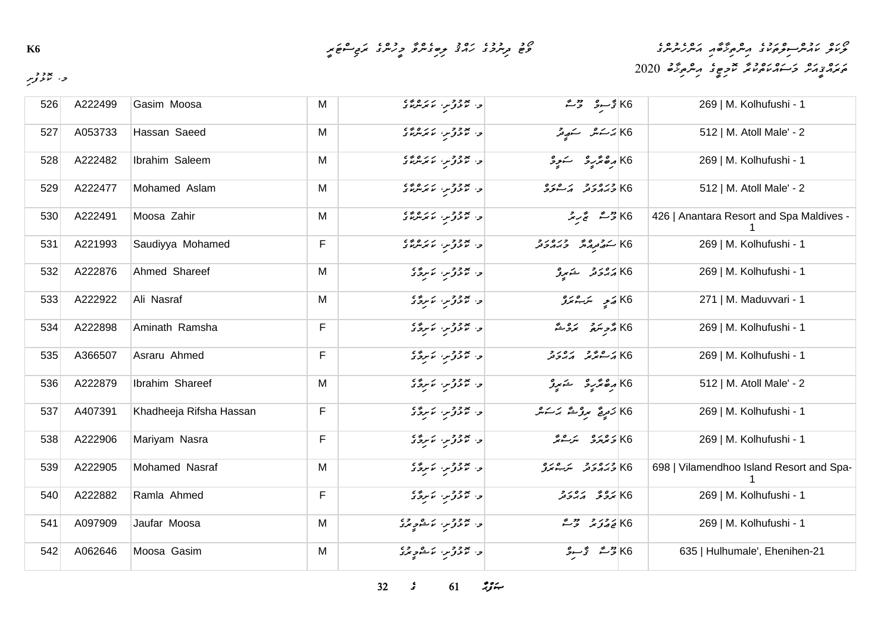| 526 | A222499 | Gasim Moosa | M | د· ކޮޅުފުށި، ކަރަންކާގެ | K6 ޤާސިމް މޫސާ | 269 \| M. Kolhufushi - 1 |
|---|---|---|---|---|---|---|
| 527 | A053733 | Hassan Saeed | M | د· ކޮޅުފުށި، ކަރަންކާގެ | K6 ހަސަން ސައީދު | 512 \| M. Atoll Male' - 2 |
| 528 | A222482 | Ibrahim Saleem | M | د· ކޮޅުފުށި، ކަރަންކާގެ | K6 އިބްރާހީމް ސަލީމް | 269 \| M. Kolhufushi - 1 |
| 529 | A222477 | Mohamed Aslam | M | د· ކޮޅުފުށި، ކަރަންކާގެ | K6 މުހައްމަދު އަސްލަމް | 512 \| M. Atoll Male' - 2 |
| 530 | A222491 | Moosa Zahir | M | د· ކޮޅުފުށި، ކަރަންކާގެ | K6 މޫސާ ޒާހިރު | 426 \| Anantara Resort and Spa Maldives - 1 |
| 531 | A221993 | Saudiyya Mohamed | F | د· ކޮޅުފުށި، ކަރަންކާގެ | K6 ސައުދިއްޔާ މުހައްމަދު | 269 \| M. Kolhufushi - 1 |
| 532 | A222876 | Ahmed Shareef | M | د· ކޮޅުފުށި، ކަނިމާގެ | K6 އަހްމަދު ޝަރީފް | 269 \| M. Kolhufushi - 1 |
| 533 | A222922 | Ali Nasraf | M | د· ކޮޅުފުށި، ކަނިމާގެ | K6 އަލި ނަސްރަފް | 271 \| M. Maduvvari - 1 |
| 534 | A222898 | Aminath Ramsha | F | د· ކޮޅުފުށި، ކަނިމާގެ | K6 އާމިނަތު ރަމްޝާ | 269 \| M. Kolhufushi - 1 |
| 535 | A366507 | Asraru Ahmed | F | د· ކޮޅުފުށި، ކަނިމާގެ | K6 އަސްރާރު އަހްމަދު | 269 \| M. Kolhufushi - 1 |
| 536 | A222879 | Ibrahim Shareef | M | د· ކޮޅުފުށި، ކަނިމާގެ | K6 އިބްރާހީމް ޝަރީފް | 512 \| M. Atoll Male' - 2 |
| 537 | A407391 | Khadheeja Rifsha Hassan | F | د· ކޮޅުފުށި، ކަނިމާގެ | K6 ޚަދީޖާ ރިފްޝާ ހަސަން | 269 \| M. Kolhufushi - 1 |
| 538 | A222906 | Mariyam Nasra | F | د· ކޮޅުފުށި، ކަނިމާގެ | K6 މަރިޔަމް ނަސްރާ | 269 \| M. Kolhufushi - 1 |
| 539 | A222905 | Mohamed Nasraf | M | د· ކޮޅުފުށި، ކަނިމާގެ | K6 މުހައްމަދު ނަސްރަފް | 698 \| Vilamendhoo Island Resort and Spa-1 |
| 540 | A222882 | Ramla Ahmed | F | د· ކޮޅުފުށި، ކަނިމާގެ | K6 ރަމްލާ އަހްމަދު | 269 \| M. Kolhufushi - 1 |
| 541 | A097909 | Jaufar Moosa | M | د· ކޮޅުފުށި، ކަޝްމީރުގެ | K6 ޖައުފަރު މޫސާ | 269 \| M. Kolhufushi - 1 |
| 542 | A062646 | Moosa Gasim | M | د· ކޮޅުފުށި، ކަޝްމީރުގެ | K6 މޫސާ ޤާސިމް | 635 \| Hulhumale', Ehenihen-21 |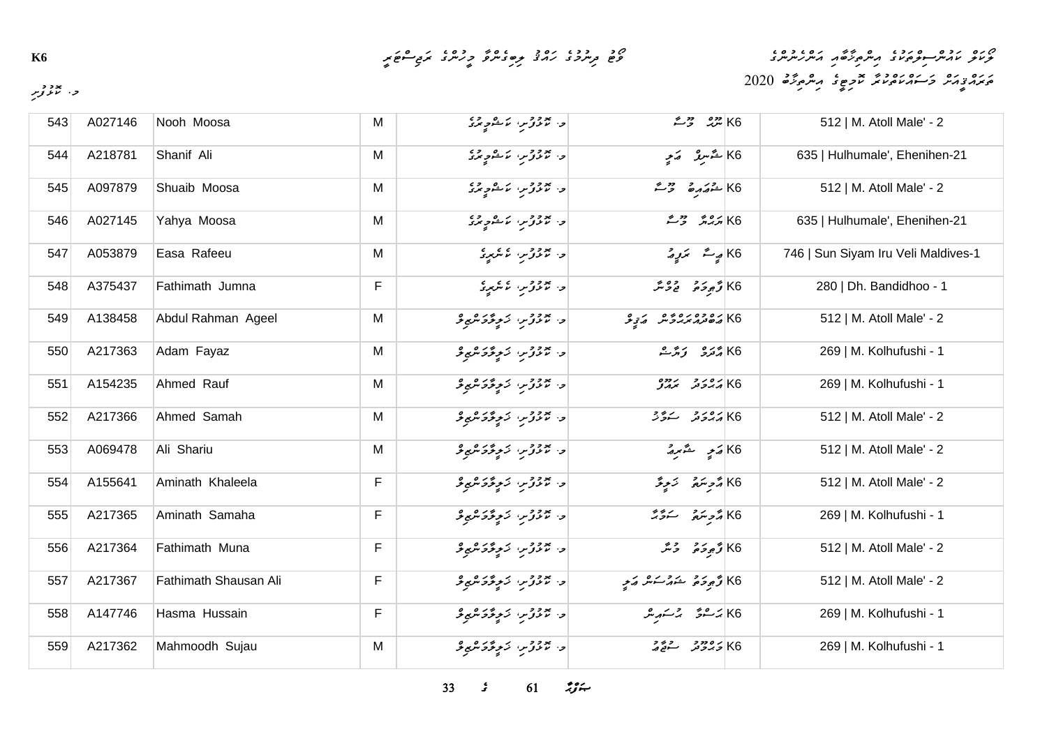| 543 | A027146 | Nooh Moosa | M | د. ކޮޅުފުށި، ކަސްތޫރީގެ | K6 ނޫޙް މޫސާ | 512 \| M. Atoll Male' - 2 |
|---|---|---|---|---|---|---|
| 544 | A218781 | Shanif Ali | M | د. ކޮޅުފުށި، ކަސްތޫރީގެ | K6 ޝާނިފް ޢަލި | 635 \| Hulhumale', Ehenihen-21 |
| 545 | A097879 | Shuaib Moosa | M | د. ކޮޅުފުށި، ކަސްތޫރީގެ | K6 ޝުޢައިބު މޫސާ | 512 \| M. Atoll Male' - 2 |
| 546 | A027145 | Yahya Moosa | M | د. ކޮޅުފުށި، ކަސްތޫރީގެ | K6 ޔަޙްޔާ މޫސާ | 635 \| Hulhumale', Ehenihen-21 |
| 547 | A053879 | Easa Rafeeu | M | د. ކޮޅުފުށި، ކެނެރީގެ | K6 ޢީސާ ރަފީޢު | 746 \| Sun Siyam Iru Veli Maldives-1 |
| 548 | A375437 | Fathimath Jumna | F | د. ކޮޅުފުށި، ކެނެރީގެ | K6 ފާތިމަތު ޖުމްނާ | 280 \| Dh. Bandidhoo - 1 |
| 549 | A138458 | Abdul Rahman Ageel | M | د. ކޮޅުފުށި، ޚަލީފާމަންޒިލް | K6 ޢަބްދުއްރަޙްމާން ޢަޤީލް | 512 \| M. Atoll Male' - 2 |
| 550 | A217363 | Adam Fayaz | M | د. ކޮޅުފުށި، ޚަލީފާމަންޒިލް | K6 އާދަމް ފަޔާޒް | 269 \| M. Kolhufushi - 1 |
| 551 | A154235 | Ahmed Rauf | M | د. ކޮޅުފުށި، ޚަލީފާމަންޒިލް | K6 އަޙްމަދު ރައުފް | 269 \| M. Kolhufushi - 1 |
| 552 | A217366 | Ahmed Samah | M | د. ކޮޅުފުށި، ޚަލީފާމަންޒިލް | K6 އަޙްމަދު ސަމާޙް | 512 \| M. Atoll Male' - 2 |
| 553 | A069478 | Ali Shariu | M | د. ކޮޅުފުށި، ޚަލީފާމަންޒިލް | K6 ޢަލީ ޝާރިޢު | 512 \| M. Atoll Male' - 2 |
| 554 | A155641 | Aminath Khaleela | F | د. ކޮޅުފުށި، ޚަލީފާމަންޒިލް | K6 އާމިނަތު ޚަލީލާ | 512 \| M. Atoll Male' - 2 |
| 555 | A217365 | Aminath Samaha | F | د. ކޮޅުފުށި، ޚަލީފާމަންޒިލް | K6 އާމިނަތު ސަމާހާ | 269 \| M. Kolhufushi - 1 |
| 556 | A217364 | Fathimath Muna | F | د. ކޮޅުފުށި، ޚަލީފާމަންޒިލް | K6 ފާތިމަތު މުނާ | 512 \| M. Atoll Male' - 2 |
| 557 | A217367 | Fathimath Shausan Ali | F | د. ކޮޅުފުށި، ޚަލީފާމަންޒިލް | K6 ފާތިމަތު ޝައުސަން ޢަލި | 512 \| M. Atoll Male' - 2 |
| 558 | A147746 | Hasma Hussain | F | د. ކޮޅުފުށި، ޚަލީފާމަންޒިލް | K6 ހަސްމާ ހުސައިން | 269 \| M. Kolhufushi - 1 |
| 559 | A217362 | Mahmoodh Sujau | M | د. ކޮޅުފުށި، ޚަލީފާމަންޒިލް | K6 މަޙްމޫދު ސުޖާއު | 269 \| M. Kolhufushi - 1 |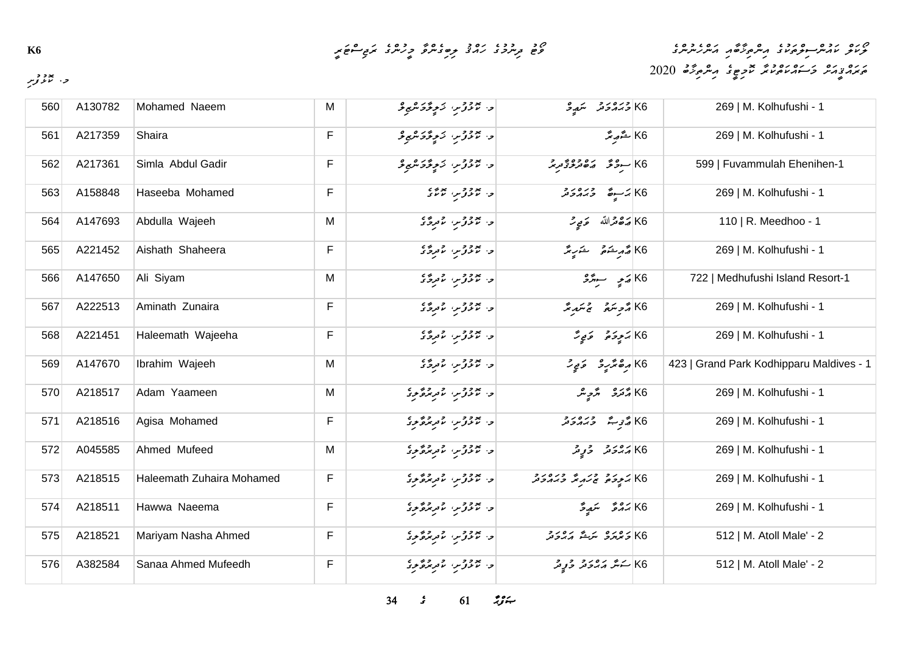| 560 | A130782 | Mohamed Naeem | M | ޏ. ކޮޅުފުށި، ހަވީފާޙަރުގެ | K6 ޔުޖަމަރު ނަޢީމް | 269 \| M. Kolhufushi - 1 |
|---|---|---|---|---|---|---|
| 561 | A217359 | Shaira | F | ޏ. ކޮޅުފުށި، ހަވީފާޙަރުގެ | K6 ޝާއިރާ | 269 \| M. Kolhufushi - 1 |
| 562 | A217361 | Simla Abdul Gadir | F | ޏ. ކޮޅުފުށި، ހަވީފާޙަރުގެ | K6 ސިމްލާ އަބްދުލްޤާދިރު | 599 \| Fuvammulah Ehenihen-1 |
| 563 | A158848 | Haseeba Mohamed | F | ޏ. ކޮޅުފުށި، ކޮކާގެ | K6 ހަސީބާ މުހައްމަދު | 269 \| M. Kolhufushi - 1 |
| 564 | A147693 | Abdulla Wajeeh | M | ޏ. ކޮޅުފުށި، ކުދިމާގެ | K6 އަބްދުﷲ ވަޖީހު | 110 \| R. Meedhoo - 1 |
| 565 | A221452 | Aishath Shaheera | F | ޏ. ކޮޅުފުށި، ކުދިމާގެ | K6 އާއިޝަތު ޝަހީރާ | 269 \| M. Kolhufushi - 1 |
| 566 | A147650 | Ali Siyam | M | ޏ. ކޮޅުފުށި، ކުދިމާގެ | K6 އަލީ ސިޔާމް | 722 \| Medhufushi Island Resort-1 |
| 567 | A222513 | Aminath Zunaira | F | ޏ. ކޮޅުފުށި، ކުދިމާގެ | K6 އާމިނަތު ޒުނައިރާ | 269 \| M. Kolhufushi - 1 |
| 568 | A221451 | Haleemath Wajeeha | F | ޏ. ކޮޅުފުށި، ކުދިމާގެ | K6 ހަލީމަތު ވަޖީހާ | 269 \| M. Kolhufushi - 1 |
| 569 | A147670 | Ibrahim Wajeeh | M | ޏ. ކޮޅުފުށި، ކުދިމާގެ | K6 އިބްރާހީމް ވަޖީހު | 423 \| Grand Park Kodhipparu Maldives - 1 |
| 570 | A218517 | Adam Yaameen | M | ޏ. ކޮޅުފުށި، ކުދިރުޅާވިލާ | K6 އާދަމް ޔާމީން | 269 \| M. Kolhufushi - 1 |
| 571 | A218516 | Agisa Mohamed | F | ޏ. ކޮޅުފުށި، ކުދިރުޅާވިލާ | K6 އާގިސާ މުހައްމަދު | 269 \| M. Kolhufushi - 1 |
| 572 | A045585 | Ahmed Mufeed | M | ޏ. ކޮޅުފުށި، ކުދިރުޅާވިލާ | K6 އަޙްމަދު މުފީދު | 269 \| M. Kolhufushi - 1 |
| 573 | A218515 | Haleemath Zuhaira Mohamed | F | ޏ. ކޮޅުފުށި، ކުދިރުޅާވިލާ | K6 ހަލީމަތު ޒުހައިރާ މުހައްމަދު | 269 \| M. Kolhufushi - 1 |
| 574 | A218511 | Hawwa Naeema | F | ޏ. ކޮޅުފުށި، ކުދިރުޅާވިލާ | K6 ހައްވާ ނަޢީމާ | 269 \| M. Kolhufushi - 1 |
| 575 | A218521 | Mariyam Nasha Ahmed | F | ޏ. ކޮޅުފުށި، ކުދިރުޅާވިލާ | K6 މަރިޔަމް ނަޝާ އަޙްމަދު | 512 \| M. Atoll Male' - 2 |
| 576 | A382584 | Sanaa Ahmed Mufeedh | F | ޏ. ކޮޅުފުށި، ކުދިރުޅާވިލާ | K6 ސަނާ އަޙްމަދު މުފީދު | 512 \| M. Atoll Male' - 2 |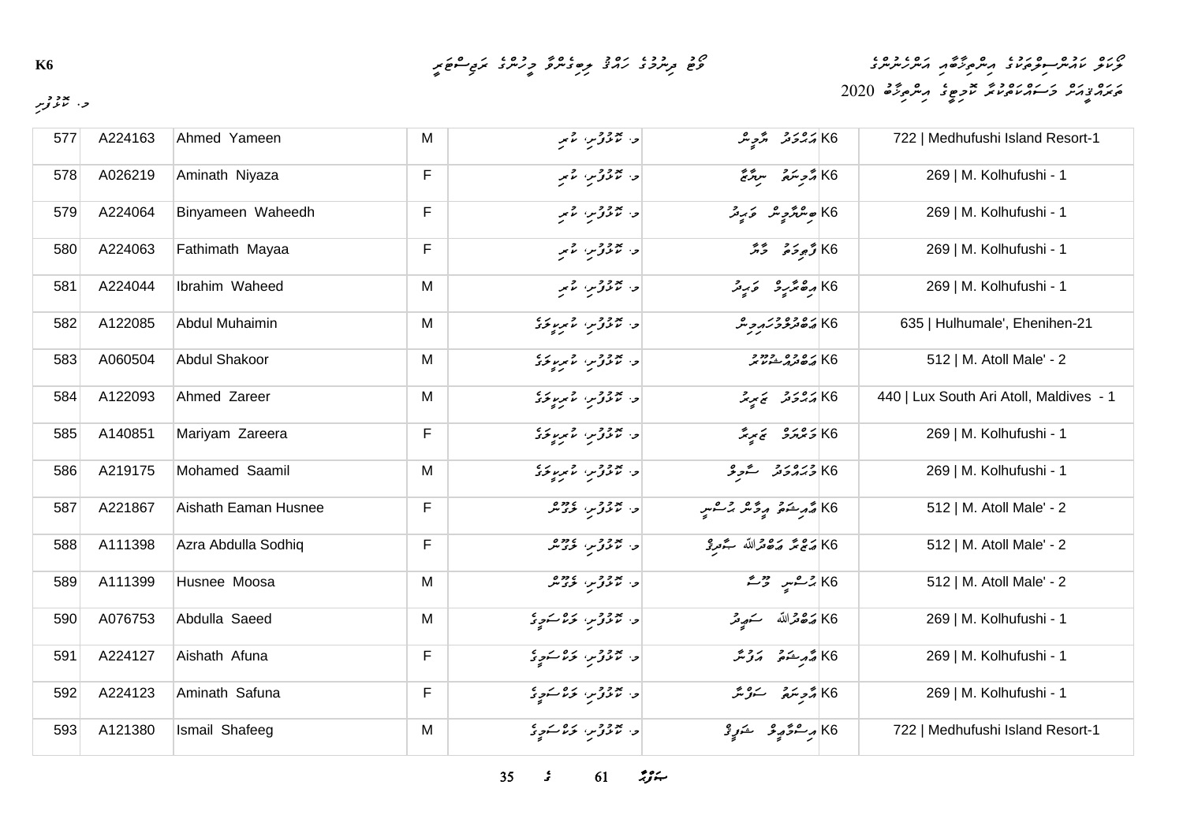| 577 | A224163 | Ahmed Yameen | M | د. ކޮޅުފުށި، ޗާރި | K6 އަހުމަދު ޔާމީން | 722 \| Medhufushi Island Resort-1 |
|---|---|---|---|---|---|---|
| 578 | A026219 | Aminath Niyaza | F | د. ކޮޅުފުށި، ޗާރި | K6 އާމިނަތު ނިޔާޒާ | 269 \| M. Kolhufushi - 1 |
| 579 | A224064 | Binyameen Waheedh | F | د. ކޮޅުފުށި، ޗާރި | K6 ބިންޔާމީން ވަހީދު | 269 \| M. Kolhufushi - 1 |
| 580 | A224063 | Fathimath Mayaa | F | د. ކޮޅުފުށި، ޗާރި | K6 ފާތިމަތު މާޔާ | 269 \| M. Kolhufushi - 1 |
| 581 | A224044 | Ibrahim Waheed | M | د. ކޮޅުފުށި، ޗާރި | K6 އިބްރާހީމް ވަހީދު | 269 \| M. Kolhufushi - 1 |
| 582 | A122085 | Abdul Muhaimin | M | د. ކޮޅުފުށި، ޗާރިއިޓަރީ | K6 އަބްދުލްމުހައިމިން | 635 \| Hulhumale', Ehenihen-21 |
| 583 | A060504 | Abdul Shakoor | M | د. ކޮޅުފުށި، ޗާރިއިޓަރީ | K6 އަބްދުލްޝަކޫރު | 512 \| M. Atoll Male' - 2 |
| 584 | A122093 | Ahmed Zareer | M | د. ކޮޅުފުށި، ޗާރިއިޓަރީ | K6 އަހުމަދު ޒަރީރު | 440 \| Lux South Ari Atoll, Maldives - 1 |
| 585 | A140851 | Mariyam Zareera | F | د. ކޮޅުފުށި، ޗާރިއިޓަރީ | K6 މަރިޔަމް ޒަރީރާ | 269 \| M. Kolhufushi - 1 |
| 586 | A219175 | Mohamed Saamil | M | د. ކޮޅުފުށި، ޗާރިއިޓަރީ | K6 މުހައްމަދު ސާމިލް | 269 \| M. Kolhufushi - 1 |
| 587 | A221867 | Aishath Eaman Husnee | F | د. ކޮޅުފުށި، ވޫޓަން | K6 އާއިޝަތު އީމާން ހުސްނީ | 512 \| M. Atoll Male' - 2 |
| 588 | A111398 | Azra Abdulla Sodhiq | F | د. ކޮޅުފުށި، ވޫޓަން | K6 އަޒްރާ އަބްދުﷲ ޞާދިޤު | 512 \| M. Atoll Male' - 2 |
| 589 | A111399 | Husnee Moosa | M | د. ކޮޅުފުށި، ވޫޓަން | K6 ހުސްނީ މޫސާ | 512 \| M. Atoll Male' - 2 |
| 590 | A076753 | Abdulla Saeed | M | د. ކޮޅުފުށި، ވަށްސަރީގެ | K6 އަބްދުﷲ ސައީދު | 269 \| M. Kolhufushi - 1 |
| 591 | A224127 | Aishath Afuna | F | د. ކޮޅުފުށި، ވަށްސަރީގެ | K6 އާއިޝަތު އަފޫނާ | 269 \| M. Kolhufushi - 1 |
| 592 | A224123 | Aminath Safuna | F | د. ކޮޅުފުށި، ވަށްސަރީގެ | K6 އާމިނަތު ސަފޫނާ | 269 \| M. Kolhufushi - 1 |
| 593 | A121380 | Ismail Shafeeg | M | د. ކޮޅުފުށި، ވަށްސަރީގެ | K6 އިސްމާއިލް ޝަފީޤު | 722 \| Medhufushi Island Resort-1 |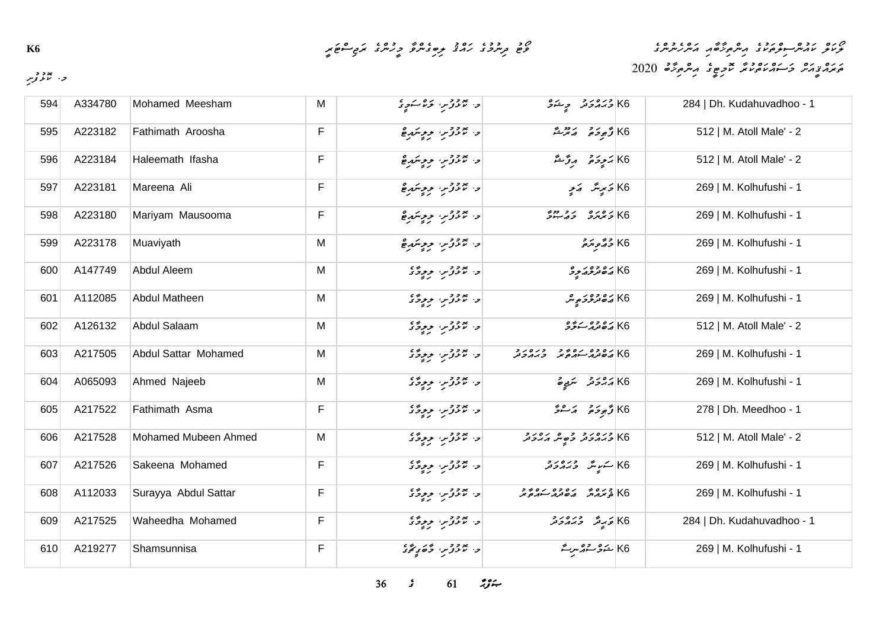| 594 | A334780 | Mohamed Meesham | M | د· ކުޑަހުވަދޫ، ވަށްސަރީ | K6 ޖުހައްމަދު މީޝަމް | 284 \| Dh. Kudahuvadhoo - 1 |
|---|---|---|---|---|---|---|
| 595 | A223182 | Fathimath Aroosha | F | د· ކުޑަހުވަދޫ، ވިލިނަގެ | K6 ފާތިމަތު އަރޫޝާ | 512 \| M. Atoll Male' - 2 |
| 596 | A223184 | Haleemath Ifasha | F | د· ކުޑަހުވަދޫ، ވިލިނަގެ | K6 ހަލީމަތު އިފާޝާ | 512 \| M. Atoll Male' - 2 |
| 597 | A223181 | Mareena Ali | F | د· ކުޑަހުވަދޫ، ވިލިނަގެ | K6 މަރީނާ އަލި | 269 \| M. Kolhufushi - 1 |
| 598 | A223180 | Mariyam Mausooma | F | د· ކުޑަހުވަދޫ، ވިލިނަގެ | K6 މަރިޔަމް މައުސޫމާ | 269 \| M. Kolhufushi - 1 |
| 599 | A223178 | Muaviyath | M | د· ކުޑަހުވަދޫ، ވިލިނަގެ | K6 މުއާވިޔަތު | 269 \| M. Kolhufushi - 1 |
| 600 | A147749 | Abdul Aleem | M | د· ކުޑަހުވަދޫ، ވިލިމާގެ | K6 އަބްދުލްއަލީމް | 269 \| M. Kolhufushi - 1 |
| 601 | A112085 | Abdul Matheen | M | د· ކުޑަހުވަދޫ، ވިލިމާގެ | K6 އަބްދުލްމަތީން | 269 \| M. Kolhufushi - 1 |
| 602 | A126132 | Abdul Salaam | M | د· ކުޑަހުވަދޫ، ވިލިމާގެ | K6 އަބްދުއްސަލާމް | 512 \| M. Atoll Male' - 2 |
| 603 | A217505 | Abdul Sattar Mohamed | M | د· ކުޑަހުވަދޫ، ވިލިމާގެ | K6 އަބްދުއްސައްތާރު މުހައްމަދު | 269 \| M. Kolhufushi - 1 |
| 604 | A065093 | Ahmed Najeeb | M | د· ކުޑަހުވަދޫ، ވިލިމާގެ | K6 އަހުމަދު ނަޖީބު | 269 \| M. Kolhufushi - 1 |
| 605 | A217522 | Fathimath Asma | F | د· ކުޑަހުވަދޫ، ވިލިމާގެ | K6 ފާތިމަތު އަސްމާ | 278 \| Dh. Meedhoo - 1 |
| 606 | A217528 | Mohamed Mubeen Ahmed | M | د· ކުޑަހުވަދޫ، ވިލިމާގެ | K6 މުހައްމަދު މުބީން އަހުމަދު | 512 \| M. Atoll Male' - 2 |
| 607 | A217526 | Sakeena Mohamed | F | د· ކުޑަހުވަދޫ، ވިލިމާގެ | K6 ސަކީނާ މުހައްމަދު | 269 \| M. Kolhufushi - 1 |
| 608 | A112033 | Surayya Abdul Sattar | F | د· ކުޑަހުވަދޫ، ވިލިމާގެ | K6 ސުރައްޔާ އަބްދުއްސައްތާރު | 269 \| M. Kolhufushi - 1 |
| 609 | A217525 | Waheedha Mohamed | F | د· ކުޑަހުވަދޫ، ވިލިމާގެ | K6 ވަޙީދާ މުހައްމަދު | 284 \| Dh. Kudahuvadhoo - 1 |
| 610 | A219277 | Shamsunnisa | F | د· ކުޑަހުވަދޫ، މާބަގީޗާ | K6 ޝަމްސުންނިސާ | 269 \| M. Kolhufushi - 1 |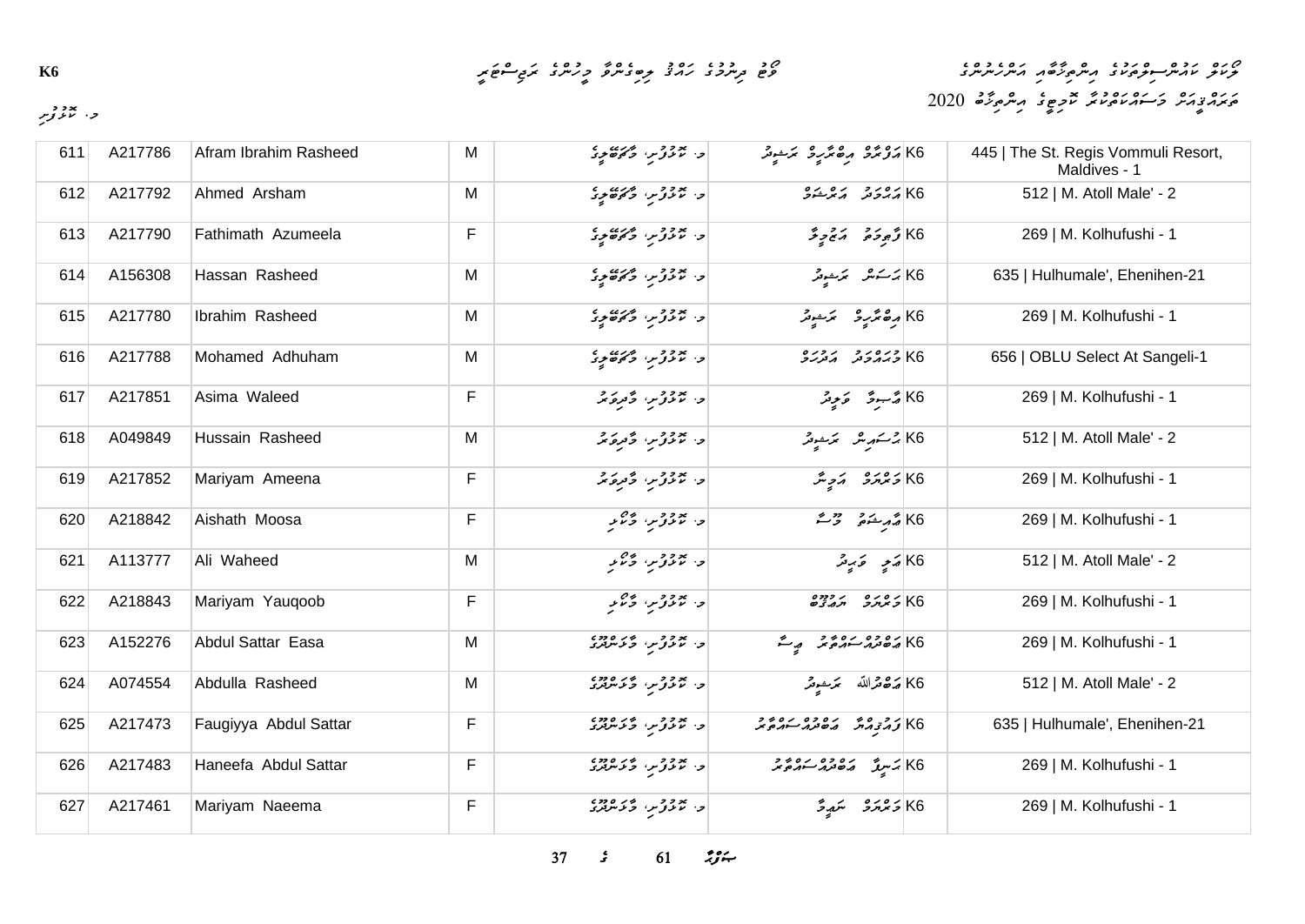| 611 | A217786 | Afram Ibrahim Rasheed | M | ދ. ކުޑަހުވަދޫ، މާޒަންބުރީ | K6 އަފްރާމް އިބްރާހީމް ރަޝީދު | 445 \| The St. Regis Vommuli Resort, Maldives - 1 |
|---|---|---|---|---|---|---|
| 612 | A217792 | Ahmed Arsham | M | ދ. ކުޑަހުވަދޫ، މާޒަންބުރީ | K6 އަހުމަދު އަރުޝަމް | 512 \| M. Atoll Male' - 2 |
| 613 | A217790 | Fathimath Azumeela | F | ދ. ކުޑަހުވަދޫ، މާޒަންބުރީ | K6 ފާތިމަތު އަޒުމީލާ | 269 \| M. Kolhufushi - 1 |
| 614 | A156308 | Hassan Rasheed | M | ދ. ކުޑަހުވަދޫ، މާޒަންބުރީ | K6 ހަސަން ރަޝީދު | 635 \| Hulhumale', Ehenihen-21 |
| 615 | A217780 | Ibrahim Rasheed | M | ދ. ކުޑަހުވަދޫ، މާޒަންބުރީ | K6 އިބްރާހީމް ރަޝީދު | 269 \| M. Kolhufushi - 1 |
| 616 | A217788 | Mohamed Adhuham | M | ދ. ކުޑަހުވަދޫ، މާޒަންބުރީ | K6 މުހައްމަދު އަދުހަމް | 656 \| OBLU Select At Sangeli-1 |
| 617 | A217851 | Asima Waleed | F | ދ. ކުޑަހުވަދޫ، މާދިވަރު | K6 އާސިމާ ވަލީދު | 269 \| M. Kolhufushi - 1 |
| 618 | A049849 | Hussain Rasheed | M | ދ. ކުޑަހުވަދޫ، މާދިވަރު | K6 ހުސައިން ރަޝީދު | 512 \| M. Atoll Male' - 2 |
| 619 | A217852 | Mariyam Ameena | F | ދ. ކުޑަހުވަދޫ، މާދިވަރު | K6 މަރިޔަމް އަމީނާ | 269 \| M. Kolhufushi - 1 |
| 620 | A218842 | Aishath Moosa | F | ދ. ކުޑަހުވަދޫ، މާނާ | K6 އާއިޝަތު މޫސާ | 269 \| M. Kolhufushi - 1 |
| 621 | A113777 | Ali Waheed | M | ދ. ކުޑަހުވަދޫ، މާނާ | K6 އަލީ ވަހީދު | 512 \| M. Atoll Male' - 2 |
| 622 | A218843 | Mariyam Yauqoob | F | ދ. ކުޑަހުވަދޫ، މާނާ | K6 މަރިޔަމް ޔައުޤޫބު | 269 \| M. Kolhufushi - 1 |
| 623 | A152276 | Abdul Sattar Easa | M | ދ. ކުޑަހުވަދޫ، މާވަންދޫގެ | K6 އަބްދުއް ސައްތާރު ޢީސާ | 269 \| M. Kolhufushi - 1 |
| 624 | A074554 | Abdulla Rasheed | M | ދ. ކުޑަހުވަދޫ، މާވަންދޫގެ | K6 އަބްދުﷲ ރަޝީދު | 512 \| M. Atoll Male' - 2 |
| 625 | A217473 | Faugiyya Abdul Sattar | F | ދ. ކުޑަހުވަދޫ، މާވަންދޫގެ | K6 ފައުޤިއްޔާ އަބްދުއްސައްތާރު | 635 \| Hulhumale', Ehenihen-21 |
| 626 | A217483 | Haneefa Abdul Sattar | F | ދ. ކުޑަހުވަދޫ، މާވަންދޫގެ | K6 ހަނީފާ އަބްދުއްސައްތާރު | 269 \| M. Kolhufushi - 1 |
| 627 | A217461 | Mariyam Naeema | F | ދ. ކުޑަހުވަދޫ، މާވަންދޫގެ | K6 މަރިޔަމް ނައީމާ | 269 \| M. Kolhufushi - 1 |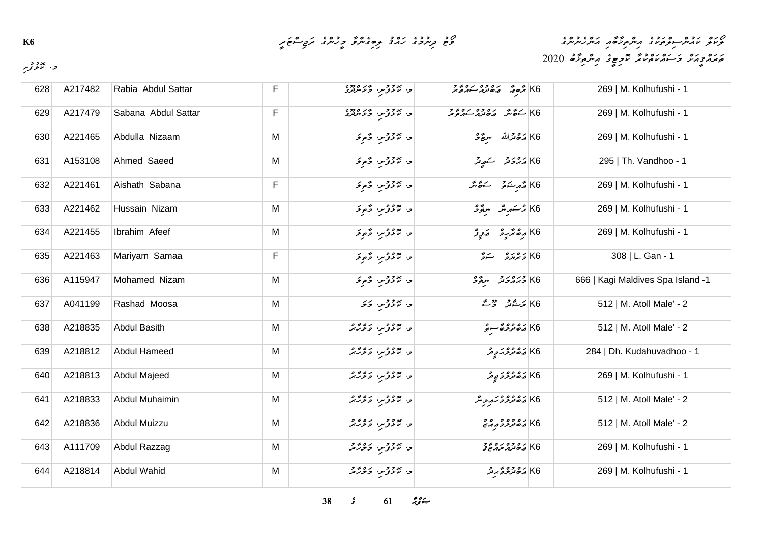| 628 | A217482 | Rabia Abdul Sattar | F | މ. ކޮޅުފުށި، މާގަސްދޫގެ | K6 ރާބިޢާ ޢަބްދުއް ސައްތާރު | 269 \| M. Kolhufushi - 1 |
|---|---|---|---|---|---|---|
| 629 | A217479 | Sabana Abdul Sattar | F | މ. ކޮޅުފުށި، މާގަސްދޫގެ | K6 ސަބާނާ ޢަބްދުއް ސައްތާރު | 269 \| M. Kolhufushi - 1 |
| 630 | A221465 | Abdulla Nizaam | M | މ. ކޮޅުފުށި، މާބުލަ | K6 ޢަބްދުﷲ ނިޒާމް | 269 \| M. Kolhufushi - 1 |
| 631 | A153108 | Ahmed Saeed | M | މ. ކޮޅުފުށި، މާބުލަ | K6 އަޙްމަދު ސަޢީދު | 295 \| Th. Vandhoo - 1 |
| 632 | A221461 | Aishath Sabana | F | މ. ކޮޅުފުށި، މާބުލަ | K6 އާއިޝަތު ސަބާނާ | 269 \| M. Kolhufushi - 1 |
| 633 | A221462 | Hussain Nizam | M | މ. ކޮޅުފުށި، މާބުލަ | K6 ޙުސައިން ނިޒާމް | 269 \| M. Kolhufushi - 1 |
| 634 | A221455 | Ibrahim Afeef | M | މ. ކޮޅުފުށި، މާބުލަ | K6 އިބްރާހީމް ޢަފީފް | 269 \| M. Kolhufushi - 1 |
| 635 | A221463 | Mariyam Samaa | F | މ. ކޮޅުފުށި، މާބުލަ | K6 މަރިޔަމް ސަމާ | 308 \| L. Gan - 1 |
| 636 | A115947 | Mohamed Nizam | M | މ. ކޮޅުފުށި، މާބުލަ | K6 މުޙައްމަދު ނިޒާމް | 666 \| Kagi Maldives Spa Island -1 |
| 637 | A041199 | Rashad Moosa | M | މ. ކޮޅުފުށި، މަލަ | K6 ރަޝާދު މޫސާ | 512 \| M. Atoll Male' - 2 |
| 638 | A218835 | Abdul Basith | M | މ. ކޮޅުފުށި، މަލްހާރު | K6 ޢަބްދުލްބާސިތު | 512 \| M. Atoll Male' - 2 |
| 639 | A218812 | Abdul Hameed | M | މ. ކޮޅުފުށި، މަލްހާރު | K6 ޢަބްދުލްޙަމީދު | 284 \| Dh. Kudahuvadhoo - 1 |
| 640 | A218813 | Abdul Majeed | M | މ. ކޮޅުފުށި، މަލްހާރު | K6 ޢަބްދުލްމަޖީދު | 269 \| M. Kolhufushi - 1 |
| 641 | A218833 | Abdul Muhaimin | M | މ. ކޮޅުފުށި، މަލްހާރު | K6 ޢަބްދުލްމުހައިމިން | 512 \| M. Atoll Male' - 2 |
| 642 | A218836 | Abdul Muizzu | M | މ. ކޮޅުފުށި، މަލްހާރު | K6 ޢަބްދުލްމުޢިއްޒު | 512 \| M. Atoll Male' - 2 |
| 643 | A111709 | Abdul Razzag | M | މ. ކޮޅުފުށި، މަލްހާރު | K6 ޢަބްދުއްރައްޒާގު | 269 \| M. Kolhufushi - 1 |
| 644 | A218814 | Abdul Wahid | M | މ. ކޮޅުފުށި، މަލްހާރު | K6 ޢަބްދުލްވާޙިދު | 269 \| M. Kolhufushi - 1 |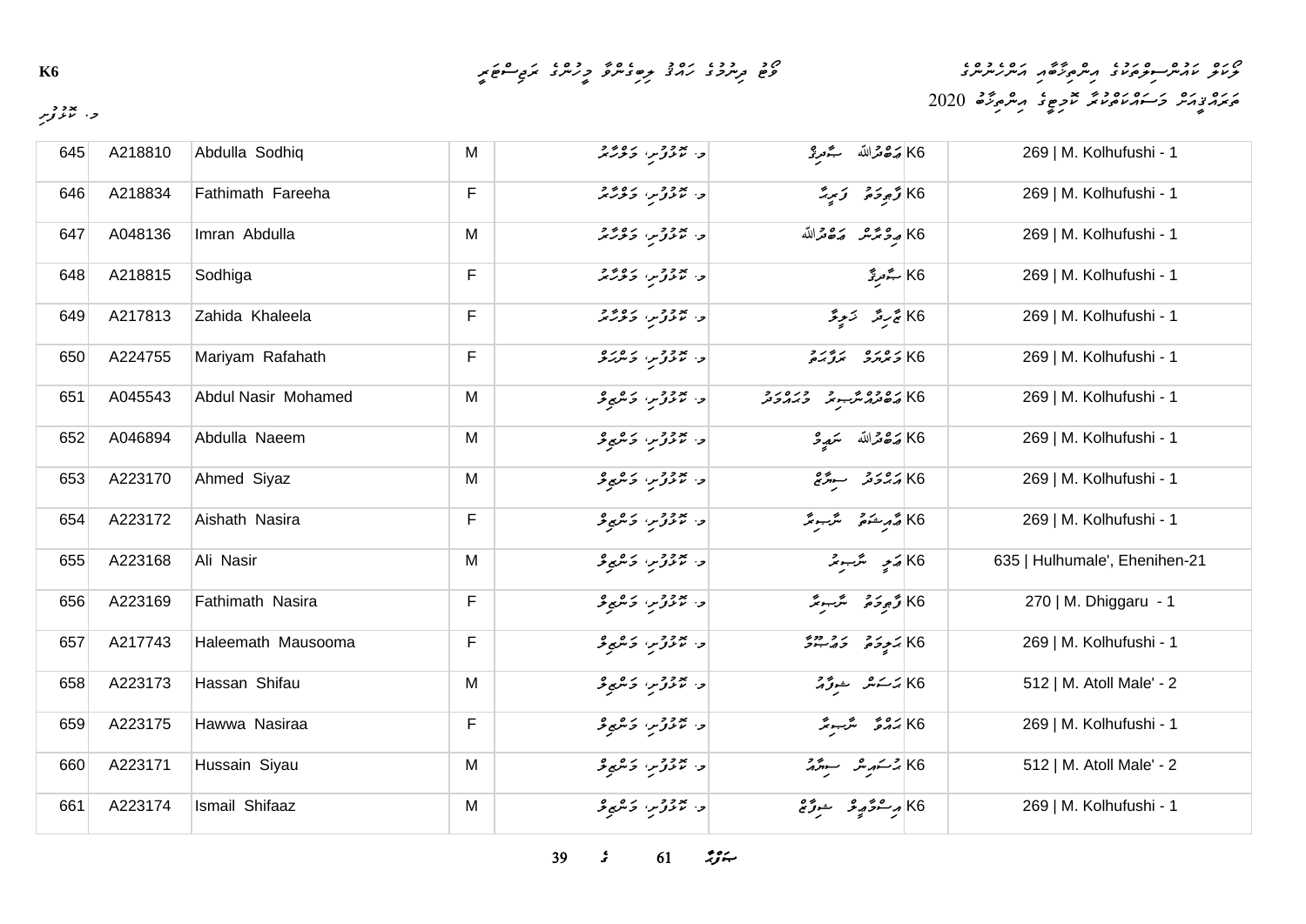| 645 | A218810 | Abdulla Sodhiq | M | މ. ކޮޅުފުށި، ފަރުވާރު | K6 އަބްދުﷲ ސާދިޤު | 269 \| M. Kolhufushi - 1 |
|---|---|---|---|---|---|---|
| 646 | A218834 | Fathimath Fareeha | F | މ. ކޮޅުފުށި، ފަރުވާރު | K6 ފާތިމަތު ފަރީހާ | 269 \| M. Kolhufushi - 1 |
| 647 | A048136 | Imran Abdulla | M | މ. ކޮޅުފުށި، ފަރުވާރު | K6 އިމްރާން އަބްދުﷲ | 269 \| M. Kolhufushi - 1 |
| 648 | A218815 | Sodhiga | F | މ. ކޮޅުފުށި، ފަރުވާރު | K6 ސާދިޤާ | 269 \| M. Kolhufushi - 1 |
| 649 | A217813 | Zahida Khaleela | F | މ. ކޮޅުފުށި، ފަރުވާރު | K6 ޒާހިދާ ޚަލީލާ | 269 \| M. Kolhufushi - 1 |
| 650 | A224755 | Mariyam Rafahath | F | މ. ކޮޅުފުށި، ވަންހަލް | K6 މަރިޔަމް ރަފާހަތު | 269 \| M. Kolhufushi - 1 |
| 651 | A045543 | Abdul Nasir Mohamed | M | މ. ކޮޅުފުށި، ވަންޏަލް | K6 އަބްދުލްނާޞިރު މުޙައްމަދު | 269 \| M. Kolhufushi - 1 |
| 652 | A046894 | Abdulla Naeem | M | މ. ކޮޅުފުށި، ވަންޏަލް | K6 އަބްދުﷲ ނައީމް | 269 \| M. Kolhufushi - 1 |
| 653 | A223170 | Ahmed Siyaz | M | މ. ކޮޅުފުށި، ވަންޏަލް | K6 އަޙްމަދު ސިޔާޒު | 269 \| M. Kolhufushi - 1 |
| 654 | A223172 | Aishath Nasira | F | މ. ކޮޅުފުށި، ވަންޏަލް | K6 އާއިށަތު ނާސިރާ | 269 \| M. Kolhufushi - 1 |
| 655 | A223168 | Ali Nasir | M | މ. ކޮޅުފުށި، ވަންޏަލް | K6 އަލި ނާޞިރު | 635 \| Hulhumale', Ehenihen-21 |
| 656 | A223169 | Fathimath Nasira | F | މ. ކޮޅުފުށި، ވަންޏަލް | K6 ފާތިމަތު ނާސިރާ | 270 \| M. Dhiggaru - 1 |
| 657 | A217743 | Haleemath Mausooma | F | މ. ކޮޅުފުށި، ވަންޏަލް | K6 ހަލީމަތު މައުސޫމާ | 269 \| M. Kolhufushi - 1 |
| 658 | A223173 | Hassan Shifau | M | މ. ކޮޅުފުށި، ވަންޏަލް | K6 ޙަސަން ޝިފާއު | 512 \| M. Atoll Male' - 2 |
| 659 | A223175 | Hawwa Nasiraa | F | މ. ކޮޅުފުށި، ވަންޏަލް | K6 ހައްވާ ނާސިރާ | 269 \| M. Kolhufushi - 1 |
| 660 | A223171 | Hussain Siyau | M | މ. ކޮޅުފުށި، ވަންޏަލް | K6 ޙުސައިން ސިޔާއު | 512 \| M. Atoll Male' - 2 |
| 661 | A223174 | Ismail Shifaaz | M | މ. ކޮޅުފުށި، ވަންޏަލް | K6 އިސްމާޢީލް ޝިފާޒު | 269 \| M. Kolhufushi - 1 |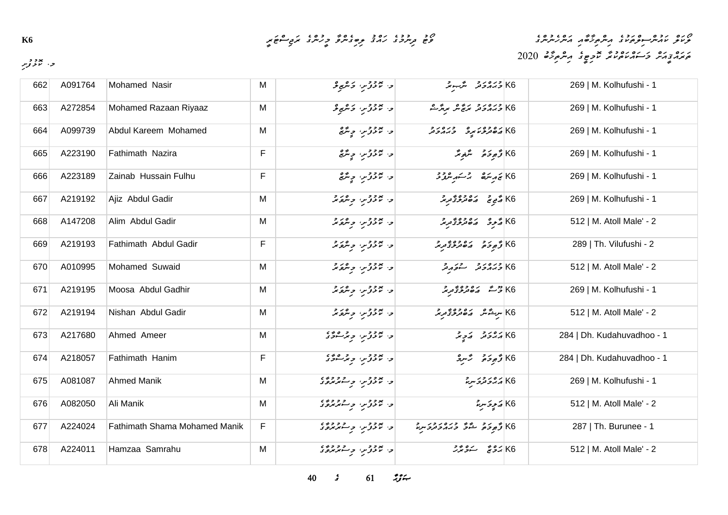| 662 | A091764 | Mohamed Nasir | M | د· ކޮޅުފުށި، ވަންޖެވާ | K6 ޝުމައްމަދު ނާސިރު | 269 \| M. Kolhufushi - 1 |
|---|---|---|---|---|---|---|
| 663 | A272854 | Mohamed Razaan Riyaaz | M | د· ކޮޅުފުށި، ވަންޖެވާ | K6 މުހައްމަދު ރަޒާން ރިޔާޒް | 269 \| M. Kolhufushi - 1 |
| 664 | A099739 | Abdul Kareem Mohamed | M | د· ކޮޅުފުށި، ވިނާ | K6 އަބްދުލްކަރީމް މުހައްމަދު | 269 \| M. Kolhufushi - 1 |
| 665 | A223190 | Fathimath Nazira | F | د· ކޮޅުފުށި، ވިނާ | K6 ފާތިމަތު ނާޒިރާ | 269 \| M. Kolhufushi - 1 |
| 666 | A223189 | Zainab Hussain Fulhu | F | د· ކޮޅުފުށި، ވިނާ | K6 ޒައިނަބް ހުސައިންފުޅު | 269 \| M. Kolhufushi - 1 |
| 667 | A219192 | Ajiz Abdul Gadir | M | د· ކޮޅުފުށި، ވިންޓަރ | K6 އާޖިޒް އަބްދުލްޤާދިރު | 269 \| M. Kolhufushi - 1 |
| 668 | A147208 | Alim Abdul Gadir | M | د· ކޮޅުފުށި، ވިންޓަރ | K6 އާލިމް އަބްދުލްޤާދިރު | 512 \| M. Atoll Male' - 2 |
| 669 | A219193 | Fathimath Abdul Gadir | F | د· ކޮޅުފުށި، ވިންޓަރ | K6 ފާތިމަތު އަބްދުލްޤާދިރު | 289 \| Th. Vilufushi - 2 |
| 670 | A010995 | Mohamed Suwaid | M | د· ކޮޅުފުށި، ވިންޓަރ | K6 މުހައްމަދު ސުވައިދު | 512 \| M. Atoll Male' - 2 |
| 671 | A219195 | Moosa Abdul Gadhir | M | د· ކޮޅުފުށި، ވިންޓަރ | K6 މޫސާ އަބްދުލްޤާދިރު | 269 \| M. Kolhufushi - 1 |
| 672 | A219194 | Nishan Abdul Gadir | M | د· ކޮޅުފުށި، ވިންޓަރ | K6 ނިޝާން އަބްދުލްޤާދިރު | 512 \| M. Atoll Male' - 2 |
| 673 | A217680 | Ahmed Ameer | M | د· ކޮޅުފުށި، ވިޔަސްވާގެ | K6 އަހްމަދު އަމީރު | 284 \| Dh. Kudahuvadhoo - 1 |
| 674 | A218057 | Fathimath Hanim | F | د· ކޮޅުފުށި، ވިޔަސްވާގެ | K6 ފާތިމަތު ހާނިމް | 284 \| Dh. Kudahuvadhoo - 1 |
| 675 | A081087 | Ahmed Manik | M | د· ކޮޅުފުށި، ވިސްނުންވާގެ | K6 އަހްމަދުމަނިކު | 269 \| M. Kolhufushi - 1 |
| 676 | A082050 | Ali Manik | M | د· ކޮޅުފުށި، ވިސްނުންވާގެ | K6 އަލިމަނިކު | 512 \| M. Atoll Male' - 2 |
| 677 | A224024 | Fathimath Shama Mohamed Manik | F | د· ކޮޅުފުށި، ވިސްނުންވާގެ | K6 ފާތިމަތު ޝަމާ މުހައްމަދުމަނިކު | 287 \| Th. Burunee - 1 |
| 678 | A224011 | Hamzaa Samrahu | M | د· ކޮޅުފުށި، ވިސްނުންވާގެ | K6 ހަމްޒާ ސަމްރަހު | 512 \| M. Atoll Male' - 2 |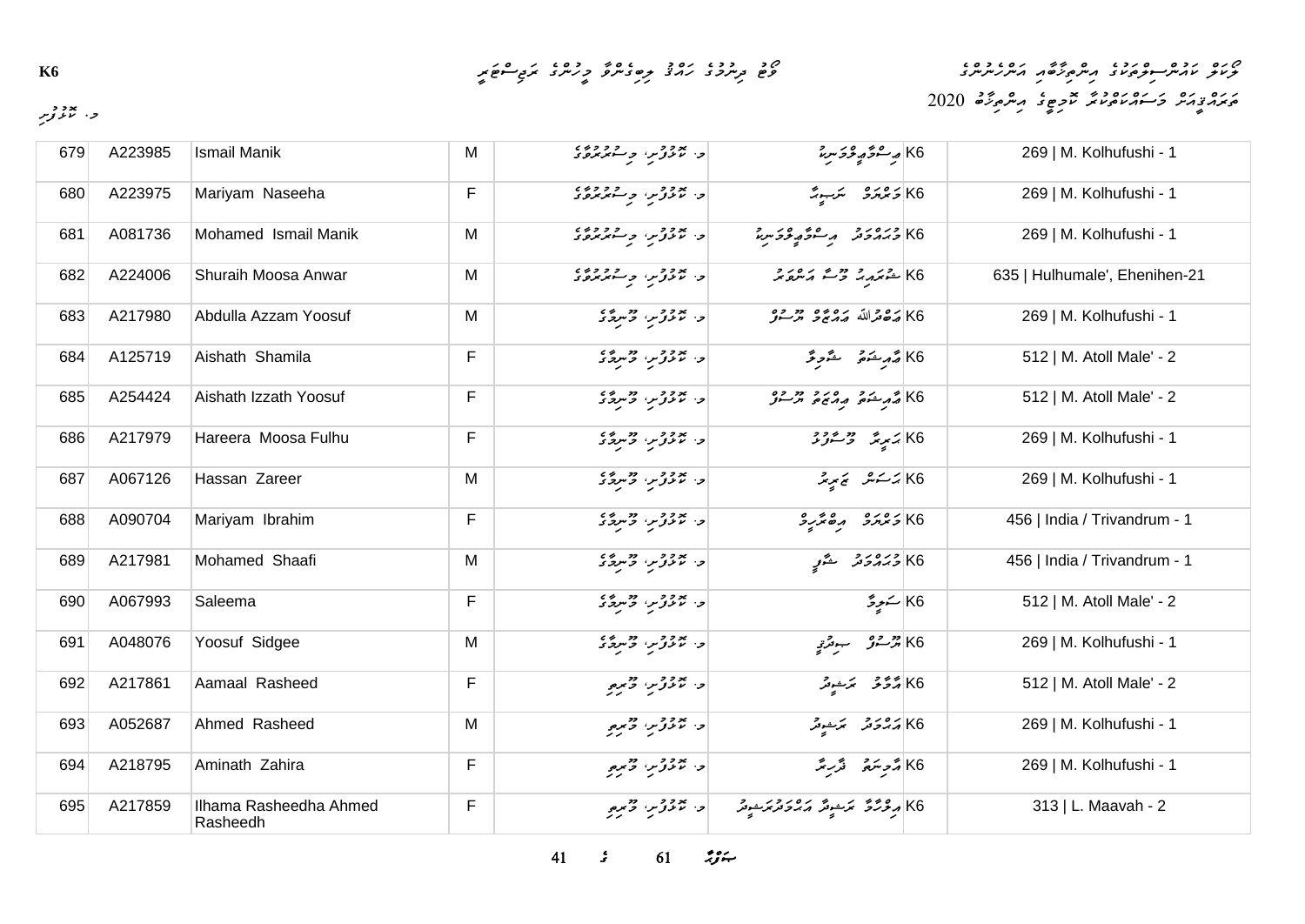| 679 | A223985 | Ismail Manik | M | د. ކޮޅުފުށި، ވިސްނުރުވާގެ | K6 | 269 \| M. Kolhufushi - 1 |
|---|---|---|---|---|---|---|
| 680 | A223975 | Mariyam Naseeha | F | د. ކޮޅުފުށި، ވިސްނުރުވާގެ | K6 | 269 \| M. Kolhufushi - 1 |
| 681 | A081736 | Mohamed Ismail Manik | M | د. ކޮޅުފުށި، ވިސްނުރުވާގެ | K6 | 269 \| M. Kolhufushi - 1 |
| 682 | A224006 | Shuraih Moosa Anwar | M | د. ކޮޅުފުށި، ވިސްނުރުވާގެ | K6 | 635 \| Hulhumale', Ehenihen-21 |
| 683 | A217980 | Abdulla Azzam Yoosuf | M | د. ކޮޅުފުށި، މޫނިމާގެ | K6 | 269 \| M. Kolhufushi - 1 |
| 684 | A125719 | Aishath Shamila | F | د. ކޮޅުފުށި، މޫނިމާގެ | K6 | 512 \| M. Atoll Male' - 2 |
| 685 | A254424 | Aishath Izzath Yoosuf | F | د. ކޮޅުފުށި، މޫނިމާގެ | K6 | 512 \| M. Atoll Male' - 2 |
| 686 | A217979 | Hareera Moosa Fulhu | F | د. ކޮޅުފުށި، މޫނިމާގެ | K6 | 269 \| M. Kolhufushi - 1 |
| 687 | A067126 | Hassan Zareer | M | د. ކޮޅުފުށި، މޫނިމާގެ | K6 | 269 \| M. Kolhufushi - 1 |
| 688 | A090704 | Mariyam Ibrahim | F | د. ކޮޅުފުށި، މޫނިމާގެ | K6 | 456 \| India / Trivandrum - 1 |
| 689 | A217981 | Mohamed Shaafi | M | د. ކޮޅުފުށި، މޫނިމާގެ | K6 | 456 \| India / Trivandrum - 1 |
| 690 | A067993 | Saleema | F | د. ކޮޅުފުށި، މޫނިމާގެ | K6 | 512 \| M. Atoll Male' - 2 |
| 691 | A048076 | Yoosuf Sidgee | M | د. ކޮޅުފުށި، މޫނިމާގެ | K6 | 269 \| M. Kolhufushi - 1 |
| 692 | A217861 | Aamaal Rasheed | F | د. ކޮޅުފުށި، މޫރިތި | K6 | 512 \| M. Atoll Male' - 2 |
| 693 | A052687 | Ahmed Rasheed | M | د. ކޮޅުފުށި، މޫރިތި | K6 | 269 \| M. Kolhufushi - 1 |
| 694 | A218795 | Aminath Zahira | F | د. ކޮޅުފުށި، މޫރިތި | K6 | 269 \| M. Kolhufushi - 1 |
| 695 | A217859 | Ilhama Rasheedha Ahmed Rasheedh | F | د. ކޮޅުފުށި، މޫރިތި | K6 | 313 \| L. Maavah - 2 |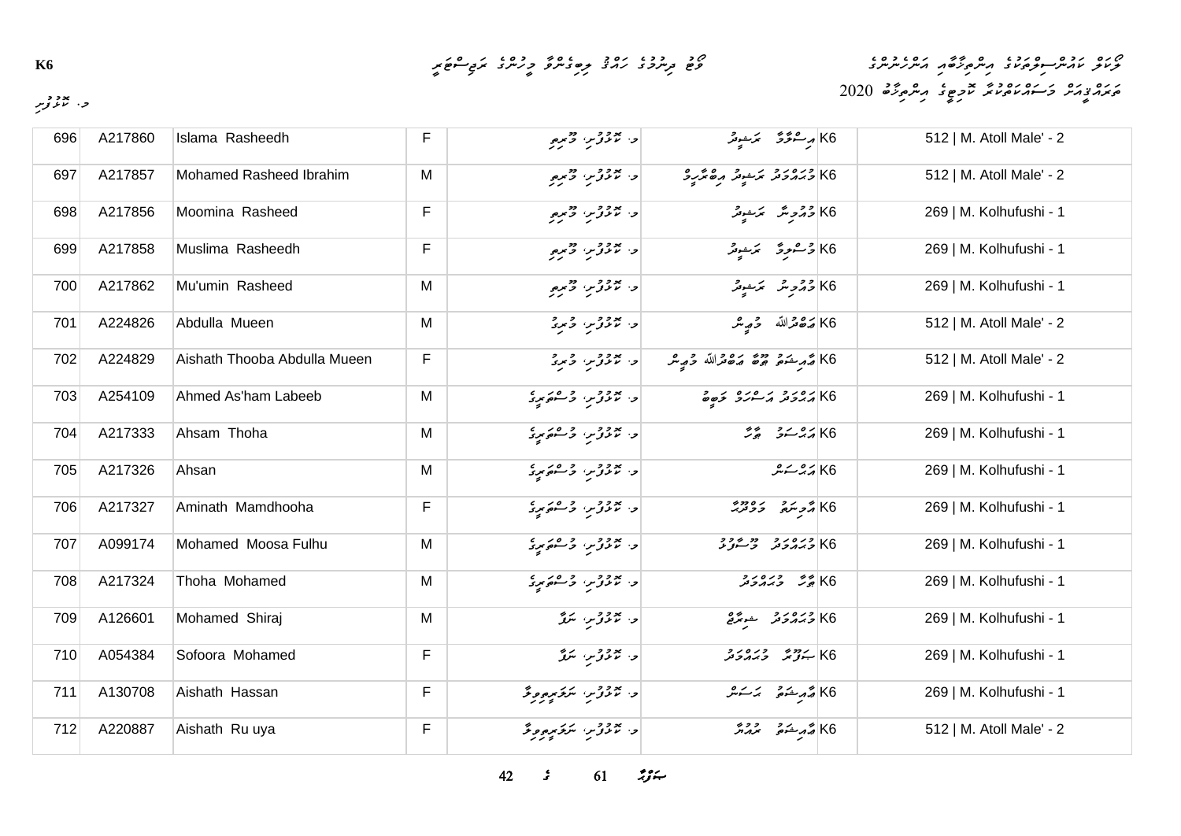| 696 | A217860 | Islama Rasheedh | F | މ. ކޮޅުފުށި، މޫނިމާ | K6 އިސްލާމާ ރަޝީދު | 512 \| M. Atoll Male' - 2 |
|---|---|---|---|---|---|---|
| 697 | A217857 | Mohamed Rasheed Ibrahim | M | މ. ކޮޅުފުށި، މޫނިމާ | K6 މުހައްމަދު ރަޝީދު އިބްރާހީމް | 512 \| M. Atoll Male' - 2 |
| 698 | A217856 | Moomina Rasheed | F | މ. ކޮޅުފުށި، މޫނިމާ | K6 މުއުމިނާ ރަޝީދު | 269 \| M. Kolhufushi - 1 |
| 699 | A217858 | Muslima Rasheedh | F | މ. ކޮޅުފުށި، މޫނިމާ | K6 މުސްލިމާ ރަޝީދު | 269 \| M. Kolhufushi - 1 |
| 700 | A217862 | Mu'umin Rasheed | M | މ. ކޮޅުފުށި، މޫނިމާ | K6 މުއުމިން ރަޝީދު | 269 \| M. Kolhufushi - 1 |
| 701 | A224826 | Abdulla Mueen | M | މ. ކޮޅުފުށި، މުރިޔާ | K6 އަބްދުﷲ މުޢީން | 512 \| M. Atoll Male' - 2 |
| 702 | A224829 | Aishath Thooba Abdulla Mueen | F | މ. ކޮޅުފުށި، މުރިޔާ | K6 އާއިޝަތު ޠޫބާ އަބްދުﷲ މުޢީން | 512 \| M. Atoll Male' - 2 |
| 703 | A254109 | Ahmed As'ham Labeeb | M | މ. ކޮޅުފުށި، މުސްތަޝްރިގު | K6 އަޙްމަދު އަސްހަމް ލަބީބު | 269 \| M. Kolhufushi - 1 |
| 704 | A217333 | Ahsam Thoha | M | މ. ކޮޅުފުށި، މުސްތަޝްރިގު | K6 އަޙްސަމް ޠާހާ | 269 \| M. Kolhufushi - 1 |
| 705 | A217326 | Ahsan | M | މ. ކޮޅުފުށި، މުސްތަޝްރިގު | K6 އަޙްސަން | 269 \| M. Kolhufushi - 1 |
| 706 | A217327 | Aminath Mamdhooha | F | މ. ކޮޅުފުށި، މުސްތަޝްރިގު | K6 އާމިނަތު މަމްދޫހާ | 269 \| M. Kolhufushi - 1 |
| 707 | A099174 | Mohamed Moosa Fulhu | M | މ. ކޮޅުފުށި، މުސްތަޝްރިގު | K6 މުހައްމަދު މޫސާފުޅު | 269 \| M. Kolhufushi - 1 |
| 708 | A217324 | Thoha Mohamed | M | މ. ކޮޅުފުށި، މުސްތަޝްރިގު | K6 ޠާހާ މުހައްމަދު | 269 \| M. Kolhufushi - 1 |
| 709 | A126601 | Mohamed Shiraj | M | މ. ކޮޅުފުށި، ނަލާ | K6 މުހައްމަދު ޝިރާޖު | 269 \| M. Kolhufushi - 1 |
| 710 | A054384 | Sofoora Mohamed | F | މ. ކޮޅުފުށި، ނަލާ | K6 ޞަފޫރާ މުހައްމަދު | 269 \| M. Kolhufushi - 1 |
| 711 | A130708 | Aishath Hassan | F | މ. ކޮޅުފުށި، ނަލަހިރިވެލާ | K6 އާއިޝަތު ހަސަން | 269 \| M. Kolhufushi - 1 |
| 712 | A220887 | Aishath Ru uya | F | މ. ކޮޅުފުށި، ނަލަހިރިވެލާ | K6 އާއިޝަތު ރުއުޔާ | 512 \| M. Atoll Male' - 2 |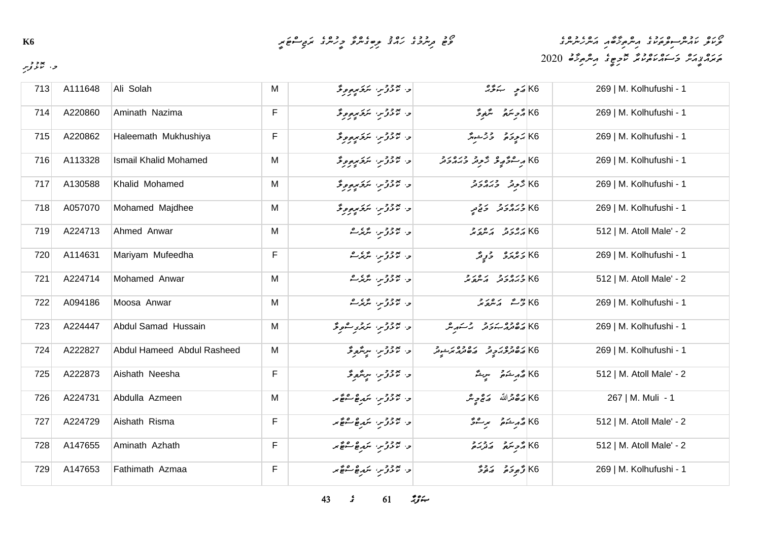| 713 | A111648 | Ali Solah | M | د. ކޮޅުފުށި، ނަރުގިސްމާގެ | K6 ޢަލީ ޞަލާހް | 269 \| M. Kolhufushi - 1 |
|---|---|---|---|---|---|---|
| 714 | A220860 | Aminath Nazima | F | د. ކޮޅުފުށި، ނަރުގިސްމާގެ | K6 އާމިނަތު ނާޒިމާ | 269 \| M. Kolhufushi - 1 |
| 715 | A220862 | Haleemath Mukhushiya | F | د. ކޮޅުފުށި، ނަރުގިސްމާގެ | K6 ހަލީމަތު މުޚުޝިޔާ | 269 \| M. Kolhufushi - 1 |
| 716 | A113328 | Ismail Khalid Mohamed | M | د. ކޮޅުފުށި، ނަރުގިސްމާގެ | K6 އިސްމާޢީލް ޚާލިދު މުހައްމަދު | 269 \| M. Kolhufushi - 1 |
| 717 | A130588 | Khalid Mohamed | M | د. ކޮޅުފުށި، ނަރުގިސްމާގެ | K6 ޚާލިދު މުހައްމަދު | 269 \| M. Kolhufushi - 1 |
| 718 | A057070 | Mohamed Majdhee | M | د. ކޮޅުފުށި، ނަރުގިސްމާގެ | K6 މުހައްމަދު މަޖްދީ | 269 \| M. Kolhufushi - 1 |
| 719 | A224713 | Ahmed Anwar | M | د. ކޮޅުފުށި، ނާރެސް | K6 އަހްމަދު އަންވަރު | 512 \| M. Atoll Male' - 2 |
| 720 | A114631 | Mariyam Mufeedha | F | د. ކޮޅުފުށި، ނާރެސް | K6 މަރިޔަމް މުފީދާ | 269 \| M. Kolhufushi - 1 |
| 721 | A224714 | Mohamed Anwar | M | د. ކޮޅުފުށި، ނާރެސް | K6 މުހައްމަދު އަންވަރު | 512 \| M. Atoll Male' - 2 |
| 722 | A094186 | Moosa Anwar | M | د. ކޮޅުފުށި، ނާރެސް | K6 މޫސާ އަންވަރު | 269 \| M. Kolhufushi - 1 |
| 723 | A224447 | Abdul Samad Hussain | M | د. ކޮޅުފުށި، ނަރުގިސްކޮޓެ | K6 އަބްދުއްސަމަދު ހުސައިން | 269 \| M. Kolhufushi - 1 |
| 724 | A222827 | Abdul Hameed Abdul Rasheed | M | د. ކޮޅުފުށި، ނިސާރުގެ | K6 އަބްދުލްހަމީދު އަބްދުއްރަޝީދު | 269 \| M. Kolhufushi - 1 |
| 725 | A222873 | Aishath Neesha | F | د. ކޮޅުފުށި، ނިސާރުގެ | K6 އާއިޝަތު ނީޝާ | 512 \| M. Atoll Male' - 2 |
| 726 | A224731 | Abdulla Azmeen | M | د. ކޮޅުފުށި، ނައިޓްސްޓާރ | K6 އަބްދުﷲ އަޒްމީން | 267 \| M. Muli - 1 |
| 727 | A224729 | Aishath Risma | F | د. ކޮޅުފުށި، ނައިޓްސްޓާރ | K6 އާއިޝަތު ރިސްމާ | 512 \| M. Atoll Male' - 2 |
| 728 | A147655 | Aminath Azhath | F | د. ކޮޅުފުށި، ނައިޓްސްޓާރ | K6 އާމިނަތު އަޒްހަތު | 512 \| M. Atoll Male' - 2 |
| 729 | A147653 | Fathimath Azmaa | F | د. ކޮޅުފުށި، ނައިޓްސްޓާރ | K6 ފާތިމަތު އަޒްމާ | 269 \| M. Kolhufushi - 1 |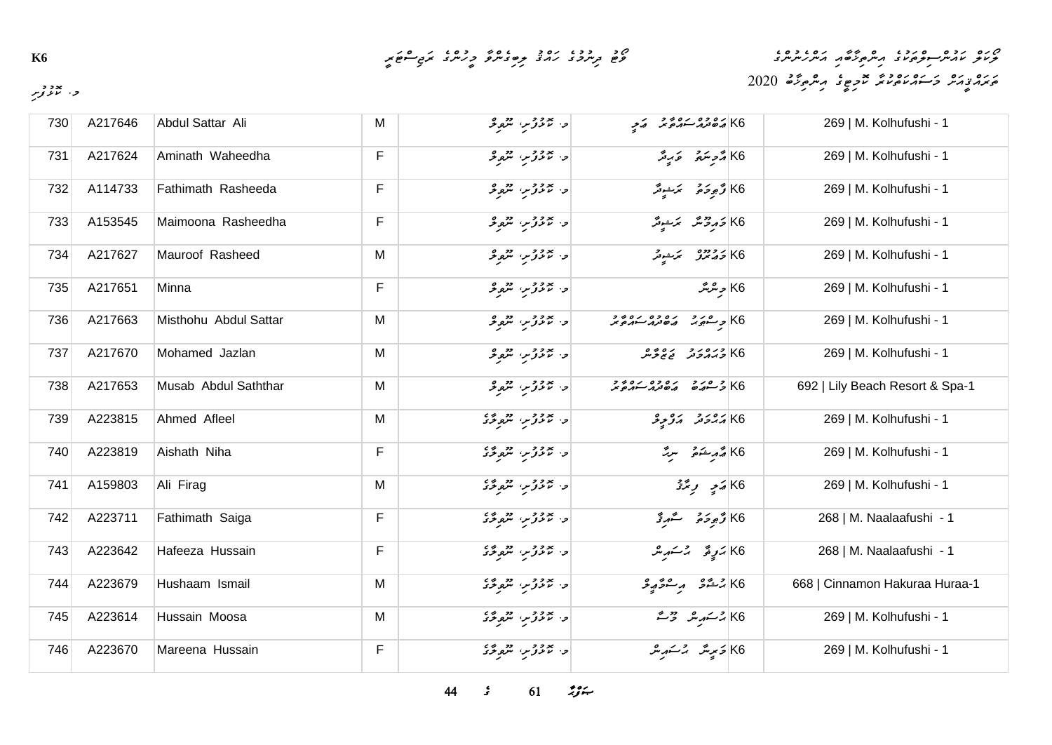| 730 | A217646 | Abdul Sattar Ali | M | د. ކޮޅުފުށި، ނޫރުވާ | K6 އަބްދުއްސައްތާރު ޢަލީ | 269 \| M. Kolhufushi - 1 |
|---|---|---|---|---|---|---|
| 731 | A217624 | Aminath Waheedha | F | د. ކޮޅުފުށި، ނޫރުވާ | K6 އާމިނަތު ވަހީދާ | 269 \| M. Kolhufushi - 1 |
| 732 | A114733 | Fathimath Rasheeda | F | د. ކޮޅުފުށި، ނޫރުވާ | K6 ފާތިމަތު ރަޝީދާ | 269 \| M. Kolhufushi - 1 |
| 733 | A153545 | Maimoona Rasheedha | F | د. ކޮޅުފުށި، ނޫރުވާ | K6 މައިމޫނާ ރަޝީދާ | 269 \| M. Kolhufushi - 1 |
| 734 | A217627 | Mauroof Rasheed | M | د. ކޮޅުފުށި، ނޫރުވާ | K6 މައުރޫފު ރަޝީދު | 269 \| M. Kolhufushi - 1 |
| 735 | A217651 | Minna | F | د. ކޮޅުފުށި، ނޫރުވާ | K6 މިންނާ | 269 \| M. Kolhufushi - 1 |
| 736 | A217663 | Misthohu Abdul Sattar | M | د. ކޮޅުފުށި، ނޫރުވާ | K6 މިސްތޯހު އަބްދުއްސައްތާރު | 269 \| M. Kolhufushi - 1 |
| 737 | A217670 | Mohamed Jazlan | M | د. ކޮޅުފުށި، ނޫރުވާ | K6 މުޙައްމަދު ޖަޒްލާން | 269 \| M. Kolhufushi - 1 |
| 738 | A217653 | Musab Abdul Saththar | M | د. ކޮޅުފުށި، ނޫރުވާ | K6 މުސްޢަބު އަބްދުއްސައްތާރު | 692 \| Lily Beach Resort & Spa-1 |
| 739 | A223815 | Ahmed Afleel | M | د. ކޮޅުފުށި، ނޫރުވާގެ | K6 އަޙްމަދު އަފްލީލް | 269 \| M. Kolhufushi - 1 |
| 740 | A223819 | Aishath Niha | F | د. ކޮޅުފުށި، ނޫރުވާގެ | K6 އާއިޝަތު ނިހާ | 269 \| M. Kolhufushi - 1 |
| 741 | A159803 | Ali Firag | M | د. ކޮޅުފުށި، ނޫރުވާގެ | K6 ޢަލީ ފިރާގު | 269 \| M. Kolhufushi - 1 |
| 742 | A223711 | Fathimath Saiga | F | د. ކޮޅުފުށި، ނޫރުވާގެ | K6 ފާތިމަތު ސާއިގާ | 268 \| M. Naalaafushi - 1 |
| 743 | A223642 | Hafeeza Hussain | F | د. ކޮޅުފުށި، ނޫރުވާގެ | K6 ހަފީޒާ ހުސައިން | 268 \| M. Naalaafushi - 1 |
| 744 | A223679 | Hushaam Ismail | M | د. ކޮޅުފުށި، ނޫރުވާގެ | K6 ހުޝާމް އިސްމާޢީލް | 668 \| Cinnamon Hakuraa Huraa-1 |
| 745 | A223614 | Hussain Moosa | M | د. ކޮޅުފުށި، ނޫރުވާގެ | K6 ހުސައިން މޫސާ | 269 \| M. Kolhufushi - 1 |
| 746 | A223670 | Mareena Hussain | F | د. ކޮޅުފުށި، ނޫރުވާގެ | K6 މަރީނާ ހުސައިން | 269 \| M. Kolhufushi - 1 |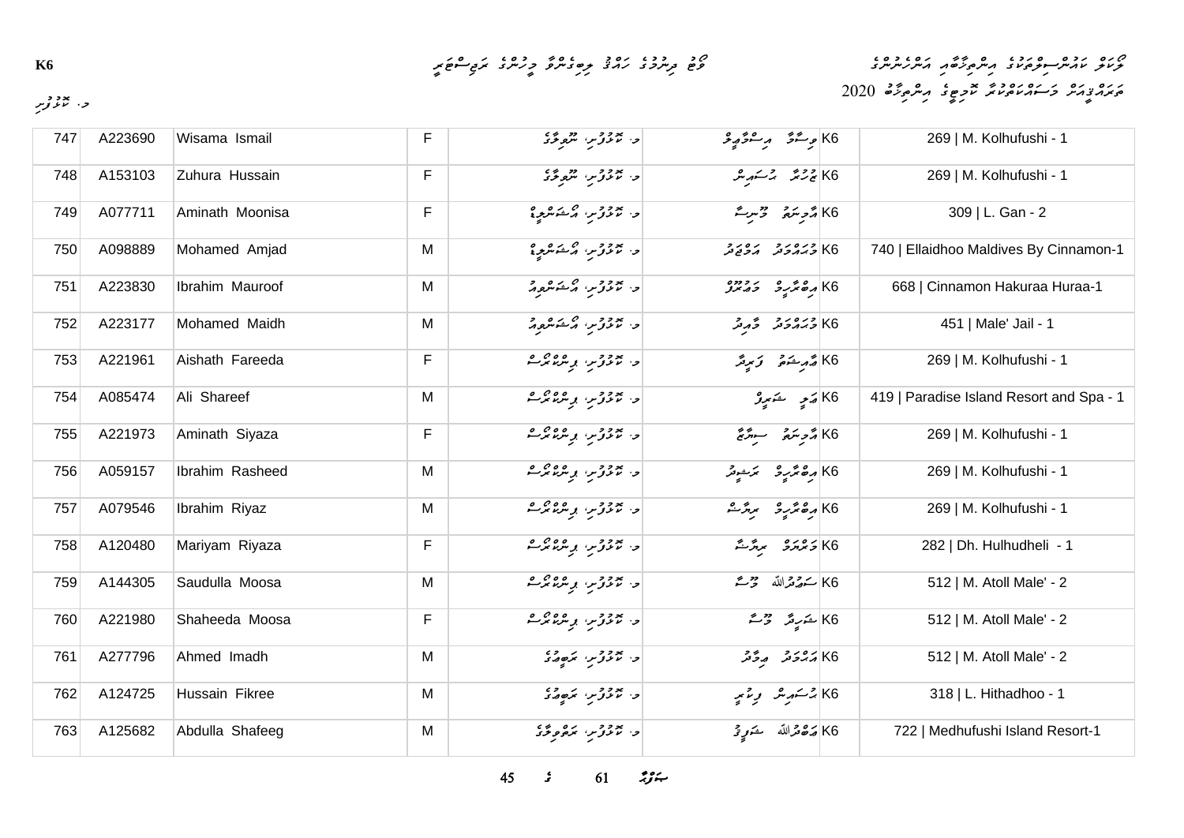| 747 | A223690 | Wisama Ismail | F | މ. ކޮޅުފުށި، ނޫރުވާދީ | K6 | ވިސާމާ އިސްމާއީލް | 269 \| M. Kolhufushi - 1 |
|---|---|---|---|---|---|---|---|
| 748 | A153103 | Zuhura Hussain | F | މ. ކޮޅުފުށި، ނޫރުވާދީ | K6 | ޒުހުރާ ހުސައިން | 269 \| M. Kolhufushi - 1 |
| 749 | A077711 | Aminath Moonisa | F | މ. ކޮޅުފުށި، އާސަންދީގެ | K6 | އާމިނަތު މޫނިސާ | 309 \| L. Gan - 2 |
| 750 | A098889 | Mohamed Amjad | M | މ. ކޮޅުފުށި، އާސަންދީގެ | K6 | މުހައްމަދު އަމްޖަދު | 740 \| Ellaidhoo Maldives By Cinnamon-1 |
| 751 | A223830 | Ibrahim Mauroof | M | މ. ކޮޅުފުށި، އާސަންދިއާ | K6 | އިބްރާހީމް މައުރޫފް | 668 \| Cinnamon Hakuraa Huraa-1 |
| 752 | A223177 | Mohamed Maidh | M | މ. ކޮޅުފުށި، އާސަންދިއާ | K6 | މުހައްމަދު މާއިދު | 451 \| Male' Jail - 1 |
| 753 | A221961 | Aishath Fareeda | F | މ. ކޮޅުފުށި، ވިންޑްރޯސް | K6 | އާއިޝަތު ފަރީދާ | 269 \| M. Kolhufushi - 1 |
| 754 | A085474 | Ali Shareef | M | މ. ކޮޅުފުށި، ވިންޑްރޯސް | K6 | އަލީ ޝަރީފް | 419 \| Paradise Island Resort and Spa - 1 |
| 755 | A221973 | Aminath Siyaza | F | މ. ކޮޅުފުށި، ވިންޑްރޯސް | K6 | އާމިނަތު ސިޔާޒާ | 269 \| M. Kolhufushi - 1 |
| 756 | A059157 | Ibrahim Rasheed | M | މ. ކޮޅުފުށި، ވިންޑްރޯސް | K6 | އިބްރާހީމް ރަޝީދު | 269 \| M. Kolhufushi - 1 |
| 757 | A079546 | Ibrahim Riyaz | M | މ. ކޮޅުފުށި، ވިންޑްރޯސް | K6 | އިބްރާހީމް ރިޔާޒް | 269 \| M. Kolhufushi - 1 |
| 758 | A120480 | Mariyam Riyaza | F | މ. ކޮޅުފުށި، ވިންޑްރޯސް | K6 | މަރިޔަމް ރިޔާޒާ | 282 \| Dh. Hulhudheli - 1 |
| 759 | A144305 | Saudulla Moosa | M | މ. ކޮޅުފުށި، ވިންޑްރޯސް | K6 | ސައުދުﷲ މޫސާ | 512 \| M. Atoll Male' - 2 |
| 760 | A221980 | Shaheeda Moosa | F | މ. ކޮޅުފުށި، ވިންޑްރޯސް | K6 | ޝަހީދާ މޫސާ | 512 \| M. Atoll Male' - 2 |
| 761 | A277796 | Ahmed Imadh | M | މ. ކޮޅުފުށި، ރަބީއުގެ | K6 | އަހްމަދު އިމާދު | 512 \| M. Atoll Male' - 2 |
| 762 | A124725 | Hussain Fikree | M | މ. ކޮޅުފުށި، ރަބީއުގެ | K6 | ހުސައިން ފިކްރީ | 318 \| L. Hithadhoo - 1 |
| 763 | A125682 | Abdulla Shafeeg | M | މ. ކޮޅުފުށި، ރަންވިލާގެ | K6 | އަބްދުﷲ ޝަފީގު | 722 \| Medhufushi Island Resort-1 |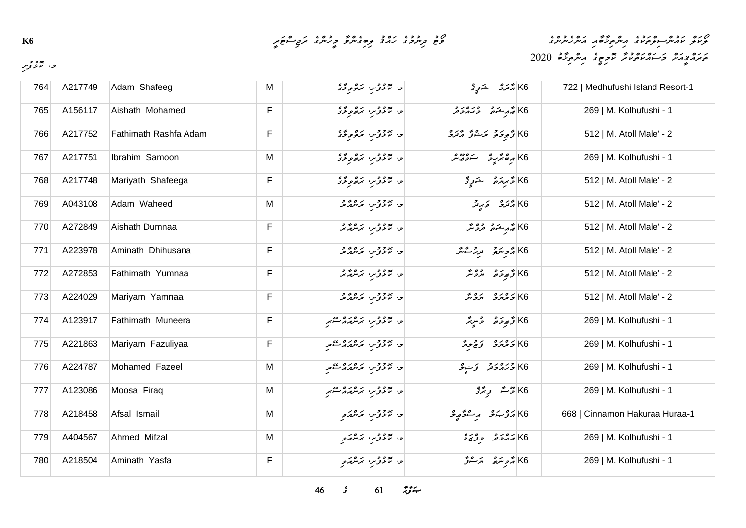| 764 | A217749 | Adam Shafeeg | M | د. ކޮޅުފުށި، ރަތްވިލާގެ | K6 އާދަމް ޝަފީގު | 722 \| Medhufushi Island Resort-1 |
|---|---|---|---|---|---|---|
| 765 | A156117 | Aishath Mohamed | F | د. ކޮޅުފުށި، ރަތްވިލާގެ | K6 އާއިޝަތު މުޙައްމަދު | 269 \| M. Kolhufushi - 1 |
| 766 | A217752 | Fathimath Rashfa Adam | F | د. ކޮޅުފުށި، ރަތްވިލާގެ | K6 ފާތިމަތު ރަޝްފާ އާދަމް | 512 \| M. Atoll Male' - 2 |
| 767 | A217751 | Ibrahim Samoon | M | د. ކޮޅުފުށި، ރަތްވިލާގެ | K6 އިބްރާހީމް ސަމޫން | 269 \| M. Kolhufushi - 1 |
| 768 | A217748 | Mariyath Shafeega | F | د. ކޮޅުފުށި، ރަތްވިލާގެ | K6 މާރިޔަތު ޝަފީގާ | 512 \| M. Atoll Male' - 2 |
| 769 | A043108 | Adam Waheed | M | د. ކޮޅުފުށި، ރަންއާރު | K6 އާދަމް ވަޙީދު | 512 \| M. Atoll Male' - 2 |
| 770 | A272849 | Aishath Dumnaa | F | د. ކޮޅުފުށި، ރަންއާރު | K6 އާއިޝަތު ދުމްނާ | 512 \| M. Atoll Male' - 2 |
| 771 | A223978 | Aminath Dhihusana | F | د. ކޮޅުފުށި، ރަންއާރު | K6 އާމިނަތު ދިހުސަނާ | 512 \| M. Atoll Male' - 2 |
| 772 | A272853 | Fathimath Yumnaa | F | د. ކޮޅުފުށި، ރަންއާރު | K6 ފާތިމަތު ޔުމްނާ | 512 \| M. Atoll Male' - 2 |
| 773 | A224029 | Mariyam Yamnaa | F | د. ކޮޅުފުށި، ރަންއާރު | K6 މަރިޔަމް ޔަމްނާ | 512 \| M. Atoll Male' - 2 |
| 774 | A123917 | Fathimath Muneera | F | د. ކޮޅުފުށި، ރަންއަލިސްޓަރ | K6 ފާތިމަތު މުނީރާ | 269 \| M. Kolhufushi - 1 |
| 775 | A221863 | Mariyam Fazuliyaa | F | د. ކޮޅުފުށި، ރަންއަލިސްޓަރ | K6 މަރިޔަމް ފަޟުލިޔާ | 269 \| M. Kolhufushi - 1 |
| 776 | A224787 | Mohamed Fazeel | M | د. ކޮޅުފުށި، ރަންއަލިސްޓަރ | K6 މުޙައްމަދު ފަޒީލު | 269 \| M. Kolhufushi - 1 |
| 777 | A123086 | Moosa Firaq | M | د. ކޮޅުފުށި، ރަންއަލިސްޓަރ | K6 މޫސާ ފިރާގު | 269 \| M. Kolhufushi - 1 |
| 778 | A218458 | Afsal Ismail | M | د. ކޮޅުފުށި، ރަންމަތި | K6 އަފްސަލް އިސްމާޢީލް | 668 \| Cinnamon Hakuraa Huraa-1 |
| 779 | A404567 | Ahmed Mifzal | M | د. ކޮޅުފުށި، ރަންމަތި | K6 އަޙްމަދު މިފްޒަލް | 269 \| M. Kolhufushi - 1 |
| 780 | A218504 | Aminath Yasfa | F | د. ކޮޅުފުށި، ރަންމަތި | K6 އާމިނަތު ޔަސްފާ | 269 \| M. Kolhufushi - 1 |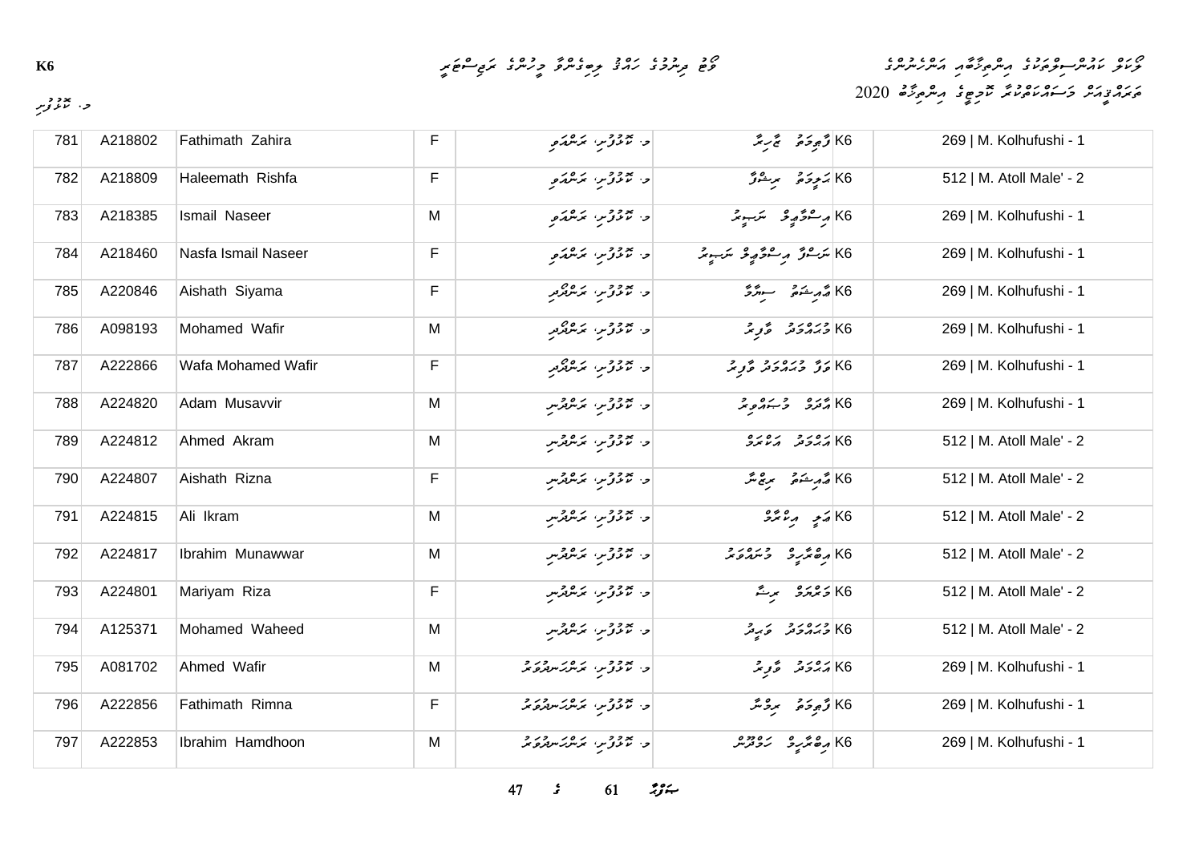| 781 | A218802 | Fathimath Zahira | F | و. ކޮޅުފުށި، ރަންމަތީ | K6 ފާތިމަތު ޒާހިރާ | 269 \| M. Kolhufushi - 1 |
|---|---|---|---|---|---|---|
| 782 | A218809 | Haleemath Rishfa | F | و. ކޮޅުފުށި، ރަންމަތީ | K6 ހަލީމަތު ރިޝްފާ | 512 \| M. Atoll Male' - 2 |
| 783 | A218385 | Ismail Naseer | M | و. ކޮޅުފުށި، ރަންމަތީ | K6 އިސްމާޢީލް ނަސީރު | 269 \| M. Kolhufushi - 1 |
| 784 | A218460 | Nasfa Ismail Naseer | F | و. ކޮޅުފުށި، ރަންމަތީ | K6 ނަސްފާ އިސްމާޢީލް ނަސީރު | 269 \| M. Kolhufushi - 1 |
| 785 | A220846 | Aishath Siyama | F | و. ކޮޅުފުށި، ރަންދޫރި | K6 އާއިޝަތު ސިޔާމާ | 269 \| M. Kolhufushi - 1 |
| 786 | A098193 | Mohamed Wafir | M | و. ކޮޅުފުށި، ރަންދޫރި | K6 މުހައްމަދު ވާފިރު | 269 \| M. Kolhufushi - 1 |
| 787 | A222866 | Wafa Mohamed Wafir | F | و. ކޮޅުފުށި، ރަންދޫރި | K6 ވަފާ މުހައްމަދު ވާފިރު | 269 \| M. Kolhufushi - 1 |
| 788 | A224820 | Adam Musavvir | M | و. ކޮޅުފުށި، ރަންދޫސް | K6 އާދަމް މުސައްވިރު | 269 \| M. Kolhufushi - 1 |
| 789 | A224812 | Ahmed Akram | M | و. ކޮޅުފުށި، ރަންދޫސް | K6 އަޙްމަދު އަކްރަމް | 512 \| M. Atoll Male' - 2 |
| 790 | A224807 | Aishath Rizna | F | و. ކޮޅުފުށި، ރަންދޫސް | K6 އާއިޝަތު ރިޒްނާ | 512 \| M. Atoll Male' - 2 |
| 791 | A224815 | Ali Ikram | M | و. ކޮޅުފުށި، ރަންދޫސް | K6 އަލި އިކްރާމް | 512 \| M. Atoll Male' - 2 |
| 792 | A224817 | Ibrahim Munawwar | M | و. ކޮޅުފުށި، ރަންދޫސް | K6 އިބްރާހީމް މުނައްވަރު | 512 \| M. Atoll Male' - 2 |
| 793 | A224801 | Mariyam Riza | F | و. ކޮޅުފުށި، ރަންދޫސް | K6 މަރްޔަމް ރިޒާ | 512 \| M. Atoll Male' - 2 |
| 794 | A125371 | Mohamed Waheed | M | و. ކޮޅުފުށި، ރަންދޫސް | K6 މުހައްމަދު ވަހީދު | 512 \| M. Atoll Male' - 2 |
| 795 | A081702 | Ahmed Wafir | M | و. ކޮޅުފުށި، ރަންރަސްދޫގެ | K6 އަޙްމަދު ވާފިރު | 269 \| M. Kolhufushi - 1 |
| 796 | A222856 | Fathimath Rimna | F | و. ކޮޅުފުށި، ރަންރަސްދޫގެ | K6 ފާތިމަތު ރިމްނާ | 269 \| M. Kolhufushi - 1 |
| 797 | A222853 | Ibrahim Hamdhoon | M | و. ކޮޅުފުށި، ރަންރަސްދޫގެ | K6 އިބްރާހީމް ހަމްދޫން | 269 \| M. Kolhufushi - 1 |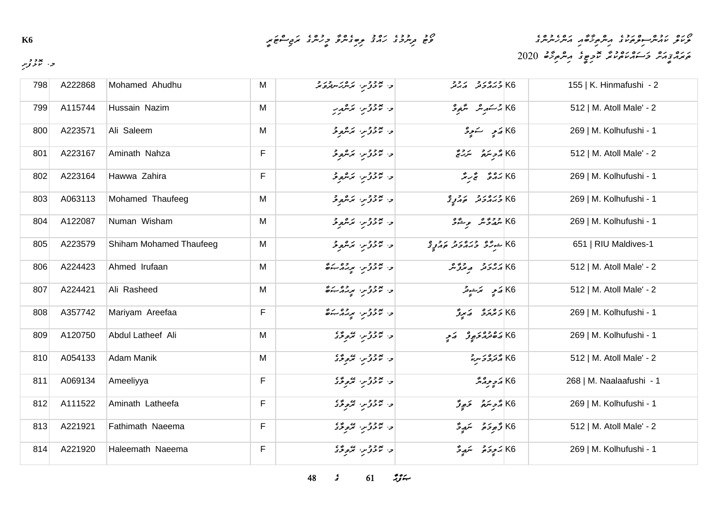| 798 | A222868 | Mohamed Ahudhu | M | د. ކޮޅުފުށި، ރަންހަނދުވަރު | K6 މުހައްމަދު އަހުދު | 155 \| K. Hinmafushi - 2 |
|---|---|---|---|---|---|---|
| 799 | A115744 | Hussain Nazim | M | د. ކޮޅުފުށި، ރަންއިރު | K6 ހުސައިން ނާޒިމް | 512 \| M. Atoll Male' - 2 |
| 800 | A223571 | Ali Saleem | M | د. ކޮޅުފުށި، ރަންމިލާ | K6 އަލީ ސަލީމް | 269 \| M. Kolhufushi - 1 |
| 801 | A223167 | Aminath Nahza | F | د. ކޮޅުފުށި، ރަންމިލާ | K6 އާމިނަތު ނަހްޒާ | 512 \| M. Atoll Male' - 2 |
| 802 | A223164 | Hawwa Zahira | F | د. ކޮޅުފުށި، ރަންމިލާ | K6 ހައްވާ ޒާހިރާ | 269 \| M. Kolhufushi - 1 |
| 803 | A063113 | Mohamed Thaufeeg | M | د. ކޮޅުފުށި، ރަންމިލާ | K6 މުހައްމަދު ތައުފީގު | 269 \| M. Kolhufushi - 1 |
| 804 | A122087 | Numan Wisham | M | د. ކޮޅުފުށި، ރަންމިލާ | K6 ނުއުމާން ވިޝާމް | 269 \| M. Kolhufushi - 1 |
| 805 | A223579 | Shiham Mohamed Thaufeeg | M | د. ކޮޅުފުށި، ރަންމިލާ | K6 ޝިހާމް މުހައްމަދު ތައުފީގު | 651 \| RIU Maldives-1 |
| 806 | A224423 | Ahmed Irufaan | M | د. ކޮޅުފުށި، ރިހިއްސަވާ | K6 އަހުމަދު އިރުފާން | 512 \| M. Atoll Male' - 2 |
| 807 | A224421 | Ali Rasheed | M | د. ކޮޅުފުށި، ރިހިއްސަވާ | K6 އަލީ ރަޝީދު | 512 \| M. Atoll Male' - 2 |
| 808 | A357742 | Mariyam Areefaa | F | د. ކޮޅުފުށި، ރިހިއްސަވާ | K6 މަރިޔަމް އަރީފާ | 269 \| M. Kolhufushi - 1 |
| 809 | A120750 | Abdul Latheef Ali | M | د. ކޮޅުފުށި، ރޯޒްވިލާ | K6 އަބްދުއްލަތީފު އަލީ | 269 \| M. Kolhufushi - 1 |
| 810 | A054133 | Adam Manik | M | د. ކޮޅުފުށި، ރޯޒްވިލާ | K6 އާދަމްމަނިކު | 512 \| M. Atoll Male' - 2 |
| 811 | A069134 | Ameeliyya | F | د. ކޮޅުފުށި، ރޯޒްވިލާ | K6 އަމީލިއްޔާ | 268 \| M. Naalaafushi - 1 |
| 812 | A111522 | Aminath Latheefa | F | د. ކޮޅުފުށި، ރޯޒްވިލާ | K6 އާމިނަތު ލަތީފާ | 269 \| M. Kolhufushi - 1 |
| 813 | A221921 | Fathimath Naeema | F | د. ކޮޅުފުށި، ރޯޒްވިލާ | K6 ފާތިމަތު ނައީމާ | 512 \| M. Atoll Male' - 2 |
| 814 | A221920 | Haleemath Naeema | F | د. ކޮޅުފުށި، ރޯޒްވިލާ | K6 ހަލީމަތު ނައީމާ | 269 \| M. Kolhufushi - 1 |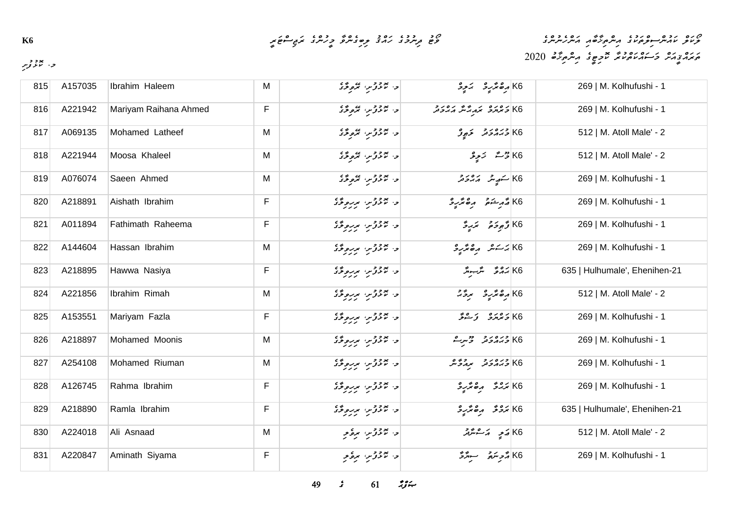| 815 | A157035 | Ibrahim Haleem | M | د· ކޮޅުފުށި، ރޯދިވާގެ | K6 ރިޔާޒާ | 269 \| M. Kolhufushi - 1 |
|---|---|---|---|---|---|---|
| 816 | A221942 | Mariyam Raihana Ahmed | F | د· ކޮޅުފުށި، ރޯދިވާގެ | K6 މަރިޔަމް ރައިހާނާ އަޙްމަދު | 269 \| M. Kolhufushi - 1 |
| 817 | A069135 | Mohamed Latheef | M | د· ކޮޅުފުށި، ރޯދިވާގެ | K6 މުޙައްމަދު ލަޠީފު | 512 \| M. Atoll Male' - 2 |
| 818 | A221944 | Moosa Khaleel | M | د· ކޮޅުފުށި، ރޯދިވާގެ | K6 މޫސާ ޚަލީލު | 512 \| M. Atoll Male' - 2 |
| 819 | A076074 | Saeen Ahmed | M | د· ކޮޅުފުށި، ރޯދިވާގެ | K6 ސައީން އަޙްމަދު | 269 \| M. Kolhufushi - 1 |
| 820 | A218891 | Aishath Ibrahim | F | د· ކޮޅުފުށި، ރިހިވާގެ | K6 އައިޝަތު އިބްރާހީމް | 269 \| M. Kolhufushi - 1 |
| 821 | A011894 | Fathimath Raheema | F | د· ކޮޅުފުށި، ރިހިވާގެ | K6 ފާތިމަތު ރަޙީމާ | 269 \| M. Kolhufushi - 1 |
| 822 | A144604 | Hassan Ibrahim | M | د· ކޮޅުފުށި، ރިހިވާގެ | K6 ޙަސަން އިބްރާހީމް | 269 \| M. Kolhufushi - 1 |
| 823 | A218895 | Hawwa Nasiya | F | د· ކޮޅުފުށި، ރިހިވާގެ | K6 ޙައްވާ ނާސިޔާ | 635 \| Hulhumale', Ehenihen-21 |
| 824 | A221856 | Ibrahim Rimah | M | د· ކޮޅުފުށި، ރިހިވާގެ | K6 އިބްރާހީމް ރިމާޙް | 512 \| M. Atoll Male' - 2 |
| 825 | A153551 | Mariyam Fazla | F | د· ކޮޅުފުށި، ރިހިވާގެ | K6 މަރިޔަމް ފަޟްލާ | 269 \| M. Kolhufushi - 1 |
| 826 | A218897 | Mohamed Moonis | M | د· ކޮޅުފުށި، ރިހިވާގެ | K6 މުޙައްމަދު މޫނިސް | 269 \| M. Kolhufushi - 1 |
| 827 | A254108 | Mohamed Riuman | M | د· ކޮޅުފުށި، ރިހިވާގެ | K6 މުޙައްމަދު ރިއުމާން | 269 \| M. Kolhufushi - 1 |
| 828 | A126745 | Rahma Ibrahim | F | د· ކޮޅުފުށި، ރިހިވާގެ | K6 ރަޙްމާ އިބްރާހީމް | 269 \| M. Kolhufushi - 1 |
| 829 | A218890 | Ramla Ibrahim | F | د· ކޮޅުފުށި، ރިހިވާގެ | K6 ރަމްލާ އިބްރާހީމް | 635 \| Hulhumale', Ehenihen-21 |
| 830 | A224018 | Ali Asnaad | M | د· ކޮޅުފުށި، ރިވާލި | K6 އަލި އަސްނާދު | 512 \| M. Atoll Male' - 2 |
| 831 | A220847 | Aminath Siyama | F | د· ކޮޅުފުށި، ރިވާލި | K6 އާމިނަތު ސިޔާމާ | 269 \| M. Kolhufushi - 1 |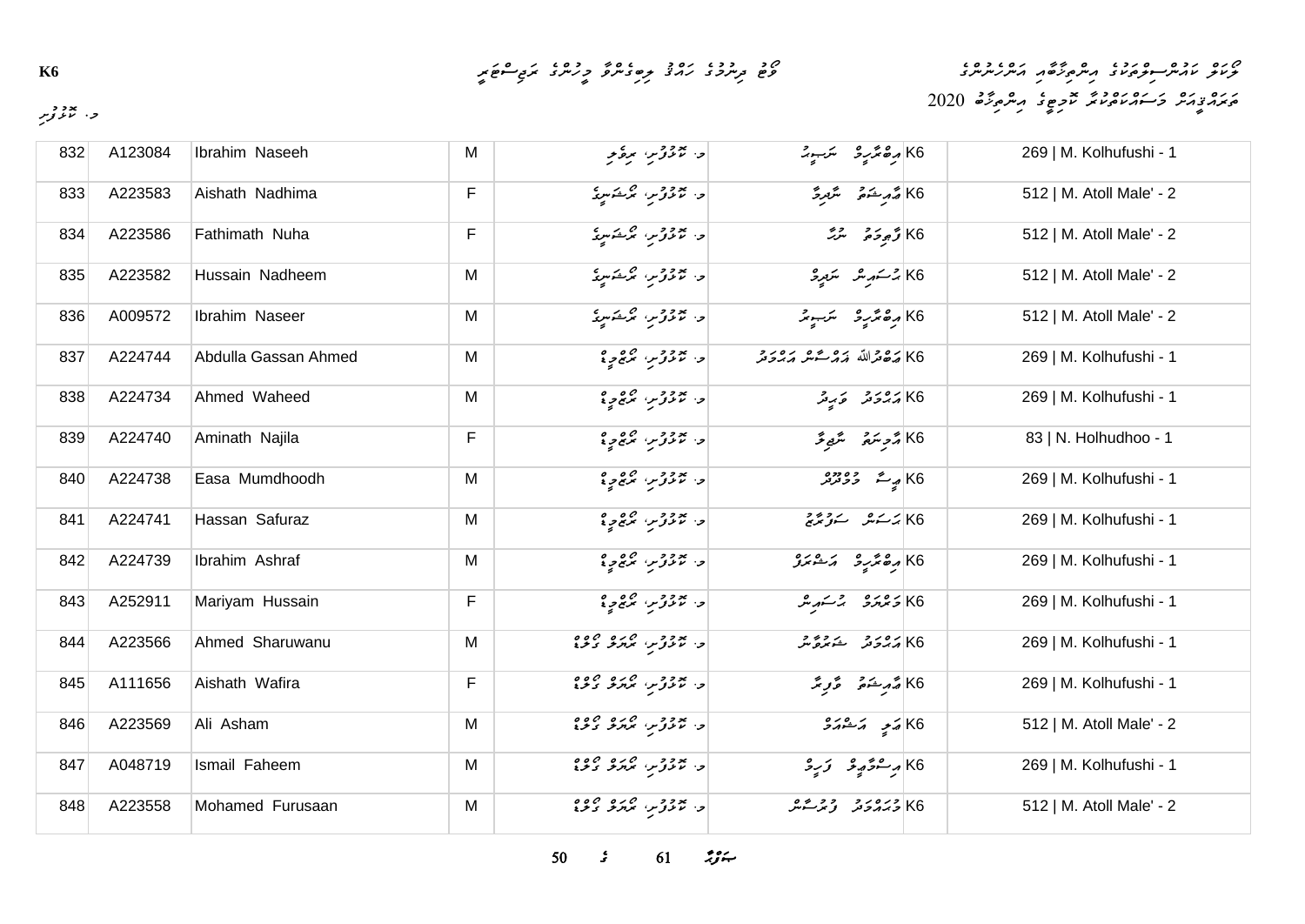| 832 | A123084 | Ibrahim Naseeh | M | ވ. ކޮޅުފުށި، ނިރުޖާ | K6  އިބްރާހީމް ނަސީޙް | 269 \| M. Kolhufushi - 1 |
|---|---|---|---|---|---|---|
| 833 | A223583 | Aishath Nadhima | F | ވ. ކޮޅުފުށި، ނޫރުސަނީގެ | K6 އާއިޝަތު ނާދިމާ | 512 \| M. Atoll Male' - 2 |
| 834 | A223586 | Fathimath Nuha | F | ވ. ކޮޅުފުށި، ނޫރުސަނީގެ | K6 ފާތިމަތު ނުހާ | 512 \| M. Atoll Male' - 2 |
| 835 | A223582 | Hussain Nadheem | M | ވ. ކޮޅުފުށި، ނޫރުސަނީގެ | K6 ހުސައިން ނަދީމް | 512 \| M. Atoll Male' - 2 |
| 836 | A009572 | Ibrahim Naseer | M | ވ. ކޮޅުފުށި، ނޫރުސަނީގެ | K6 އިބްރާހީމް ނަސީރު | 512 \| M. Atoll Male' - 2 |
| 837 | A224744 | Abdulla Gassan Ahmed | M | ވ. ކޮޅުފުށި، ނޫރުމިނާ | K6 އަބްދުﷲ ޣައްސާން އަހްމަދު | 269 \| M. Kolhufushi - 1 |
| 838 | A224734 | Ahmed Waheed | M | ވ. ކޮޅުފުށި، ނޫރުމިނާ | K6 އަހްމަދު ވަހީދު | 269 \| M. Kolhufushi - 1 |
| 839 | A224740 | Aminath Najila | F | ވ. ކޮޅުފުށި، ނޫރުމިނާ | K6 އާމިނަތު ނާޖިލާ | 83 \| N. Holhudhoo - 1 |
| 840 | A224738 | Easa Mumdhoodh | M | ވ. ކޮޅުފުށި، ނޫރުމިނާ | K6 ޢީސާ މުމްދޫދު | 269 \| M. Kolhufushi - 1 |
| 841 | A224741 | Hassan Safuraz | M | ވ. ކޮޅުފުށި، ނޫރުމިނާ | K6 ހަސަން ސަފުރާޒް | 269 \| M. Kolhufushi - 1 |
| 842 | A224739 | Ibrahim Ashraf | M | ވ. ކޮޅުފުށި، ނޫރުމިނާ | K6 އިބްރާހީމް އަޝްރަފް | 269 \| M. Kolhufushi - 1 |
| 843 | A252911 | Mariyam Hussain | F | ވ. ކޮޅުފުށި، ނޫރުމިނާ | K6 މަރިޔަމް ހުސައިން | 269 \| M. Kolhufushi - 1 |
| 844 | A223566 | Ahmed Sharuwanu | M | ވ. ކޮޅުފުށި، ނޫރުމާ ގެގެ | K6 އަހްމަދު ޝަރުވާނު | 269 \| M. Kolhufushi - 1 |
| 845 | A111656 | Aishath Wafira | F | ވ. ކޮޅުފުށި، ނޫރުމާ ގެގެ | K6 އާއިޝަތު ވާފިރާ | 269 \| M. Kolhufushi - 1 |
| 846 | A223569 | Ali Asham | M | ވ. ކޮޅުފުށި، ނޫރުމާ ގެގެ | K6 އަލި އަޝްޢަމް | 512 \| M. Atoll Male' - 2 |
| 847 | A048719 | Ismail Faheem | M | ވ. ކޮޅުފުށި، ނޫރުމާ ގެގެ | K6 އިސްމާޢީލް ފަހީމް | 269 \| M. Kolhufushi - 1 |
| 848 | A223558 | Mohamed Furusaan | M | ވ. ކޮޅުފުށި، ނޫރުމާ ގެގެ | K6 މުޙައްމަދު ފުރުސާން | 512 \| M. Atoll Male' - 2 |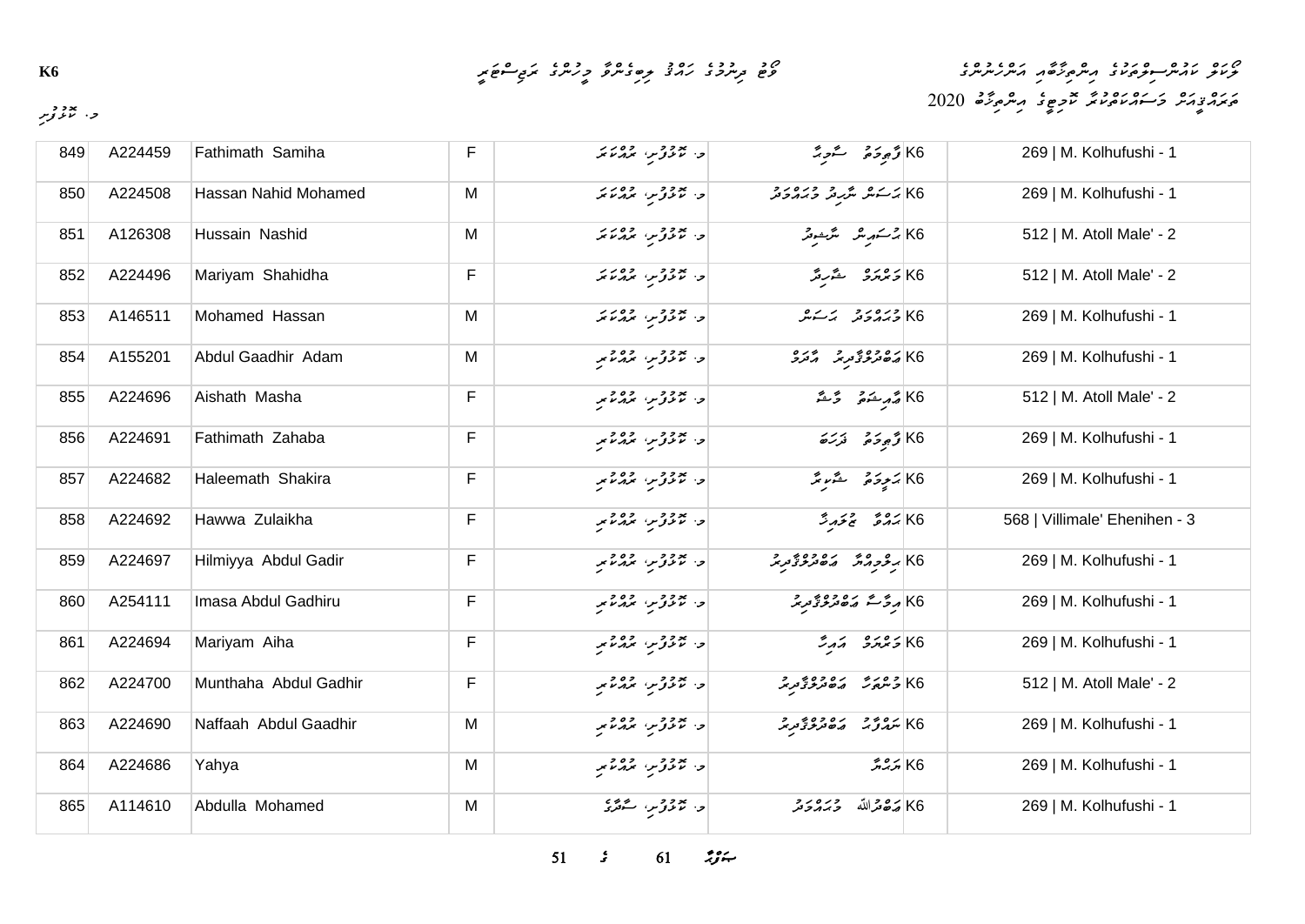| 849 | A224459 | Fathimath Samiha | F | د· ކޮޅުފުށި، ރަޙުމަތު | K6 ފާތިމަތު ސާމިހާ | 269 \| M. Kolhufushi - 1 |
|---|---|---|---|---|---|---|
| 850 | A224508 | Hassan Nahid Mohamed | M | د· ކޮޅުފުށި، ރަޙުމަތު | K6 ޙަސަން ނާހިދު މުޙައްމަދު | 269 \| M. Kolhufushi - 1 |
| 851 | A126308 | Hussain Nashid | M | د· ކޮޅުފުށި، ރަޙުމަތު | K6 ޙުސައިން ނާޝިދު | 512 \| M. Atoll Male' - 2 |
| 852 | A224496 | Mariyam Shahidha | F | د· ކޮޅުފުށި، ރަޙުމަތު | K6 މަރިޔަމް ޝާހިދާ | 512 \| M. Atoll Male' - 2 |
| 853 | A146511 | Mohamed Hassan | M | د· ކޮޅުފުށި، ރަޙުމަތު | K6 މުޙައްމަދު ޙަސަން | 269 \| M. Kolhufushi - 1 |
| 854 | A155201 | Abdul Gaadhir Adam | M | د· ކޮޅުފުށި، ރަޙުމާނީ | K6 އަބްދުލްޤާދިރު އާދަމް | 269 \| M. Kolhufushi - 1 |
| 855 | A224696 | Aishath Masha | F | د· ކޮޅުފުށި، ރަޙުމާނީ | K6 އާއިޝަތު މާޝާ | 512 \| M. Atoll Male' - 2 |
| 856 | A224691 | Fathimath Zahaba | F | د· ކޮޅުފުށި، ރަޙުމާނީ | K6 ފާތިމަތު ޒަހަބަ | 269 \| M. Kolhufushi - 1 |
| 857 | A224682 | Haleemath Shakira | F | د· ކޮޅުފުށި، ރަޙުމާނީ | K6 ހަލީމަތު ޝާކިރާ | 269 \| M. Kolhufushi - 1 |
| 858 | A224692 | Hawwa Zulaikha | F | د· ކޮޅުފުށި، ރަޙުމާނީ | K6 ހައްވާ ޒުލައިޚާ | 568 \| Villimale' Ehenihen - 3 |
| 859 | A224697 | Hilmiyya Abdul Gadir | F | د· ކޮޅުފުށި، ރަޙުމާނީ | K6 ހިލްމިއްޔާ އަބްދުލްގާދިރު | 269 \| M. Kolhufushi - 1 |
| 860 | A254111 | Imasa Abdul Gadhiru | F | د· ކޮޅުފުށި، ރަޙުމާނީ | K6 އިމާސާ އަބްދުލްގާދިރު | 269 \| M. Kolhufushi - 1 |
| 861 | A224694 | Mariyam Aiha | F | د· ކޮޅުފުށި، ރަޙުމާނީ | K6 މަރިޔަމް އައިހާ | 269 \| M. Kolhufushi - 1 |
| 862 | A224700 | Munthaha Abdul Gadhir | F | د· ކޮޅުފުށި، ރަޙުމާނީ | K6 މުންތަހާ އަބްދުލްގާދިރު | 512 \| M. Atoll Male' - 2 |
| 863 | A224690 | Naffaah Abdul Gaadhir | M | د· ކޮޅުފުށި، ރަޙުމާނީ | K6 ނައްފާހު އަބްދުލްގާދިރު | 269 \| M. Kolhufushi - 1 |
| 864 | A224686 | Yahya | M | د· ކޮޅުފުށި، ރަޙުމާނީ | K6 ޔަޙްޔާ | 269 \| M. Kolhufushi - 1 |
| 865 | A114610 | Abdulla Mohamed | M | د· ކޮޅުފުށި، ސާދާ | K6 އަބްދުالله މުޙައްމަދު | 269 \| M. Kolhufushi - 1 |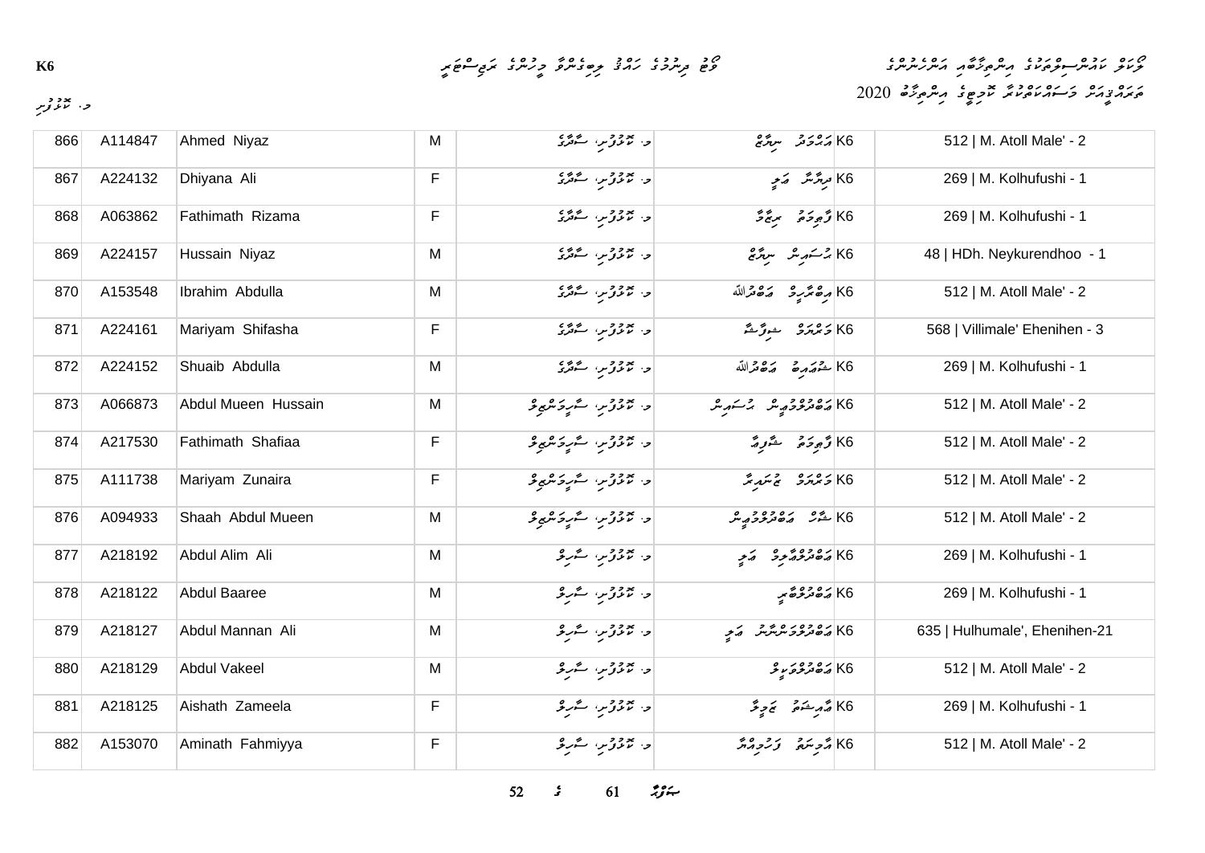| 866 | A114847 | Ahmed Niyaz | M | د. ކުޅުދުއްފުށި، ސޯދާގެ | K6 އަޙްމަދު ނިޔާޒް | 512 \| M. Atoll Male' - 2 |
|---|---|---|---|---|---|---|
| 867 | A224132 | Dhiyana Ali | F | د. ކުޅުދުއްފުށި، ސޯދާގެ | K6 ދިޔާނާ އަލި | 269 \| M. Kolhufushi - 1 |
| 868 | A063862 | Fathimath Rizama | F | د. ކުޅުދުއްފުށި، ސޯދާގެ | K6 ފާތިމަތު ރިޒާމާ | 269 \| M. Kolhufushi - 1 |
| 869 | A224157 | Hussain Niyaz | M | د. ކުޅުދުއްފުށި، ސޯދާގެ | K6 ހުސައިން ނިޔާޒް | 48 \| HDh. Neykurendhoo - 1 |
| 870 | A153548 | Ibrahim Abdulla | M | د. ކުޅުދުއްފުށި، ސޯދާގެ | K6 އިބްރާހީމް އަބްދުﷲ | 512 \| M. Atoll Male' - 2 |
| 871 | A224161 | Mariyam Shifasha | F | د. ކުޅުދުއްފުށި، ސޯދާގެ | K6 މަރިޔަމް ޝިފާޝާ | 568 \| Villimale' Ehenihen - 3 |
| 872 | A224152 | Shuaib Abdulla | M | د. ކުޅުދުއްފުށި، ސޯދާގެ | K6 ޝުއައިބު އަބްދުﷲ | 269 \| M. Kolhufushi - 1 |
| 873 | A066873 | Abdul Mueen Hussain | M | د. ކުޅުދުއްފުށި، ސާރިމަންޒިލް | K6 އަބްދުލްމުޢީން ހުސައިން | 512 \| M. Atoll Male' - 2 |
| 874 | A217530 | Fathimath Shafiaa | F | د. ކުޅުދުއްފުށި، ސާރިމަންޒިލް | K6 ފާތިމަތު ޝާފިޢާ | 512 \| M. Atoll Male' - 2 |
| 875 | A111738 | Mariyam Zunaira | F | د. ކުޅުދުއްފުށި، ސާރިމަންޒިލް | K6 މަރިޔަމް ޒުނައިރާ | 512 \| M. Atoll Male' - 2 |
| 876 | A094933 | Shaah Abdul Mueen | M | د. ކުޅުދުއްފުށި، ސާރިމަންޒިލް | K6 ޝާހް އަބްދުލްމުޢީން | 512 \| M. Atoll Male' - 2 |
| 877 | A218192 | Abdul Alim Ali | M | د. ކުޅުދުއްފުށި، ސާރިވާ | K6 އަބްދުލްއާލިމް އަލި | 269 \| M. Kolhufushi - 1 |
| 878 | A218122 | Abdul Baaree | M | د. ކުޅުދުއްފުށި، ސާރިވާ | K6 އަބްދުލްބާރީ | 269 \| M. Kolhufushi - 1 |
| 879 | A218127 | Abdul Mannan Ali | M | د. ކުޅުދުއްފުށި، ސާރިވާ | K6 އަބްދުލްމަންނާން އަލި | 635 \| Hulhumale', Ehenihen-21 |
| 880 | A218129 | Abdul Vakeel | M | د. ކުޅުދުއްފުށި، ސާރިވާ | K6 އަބްދުލްވަކީލް | 512 \| M. Atoll Male' - 2 |
| 881 | A218125 | Aishath Zameela | F | د. ކުޅުދުއްފުށި، ސާރިވާ | K6 އާއިޝަތު ޒަމީލާ | 269 \| M. Kolhufushi - 1 |
| 882 | A153070 | Aminath Fahmiyya | F | د. ކުޅުދުއްފުށި، ސާރިވާ | K6 އާމިނަތު ފަހުމިއްޔާ | 512 \| M. Atoll Male' - 2 |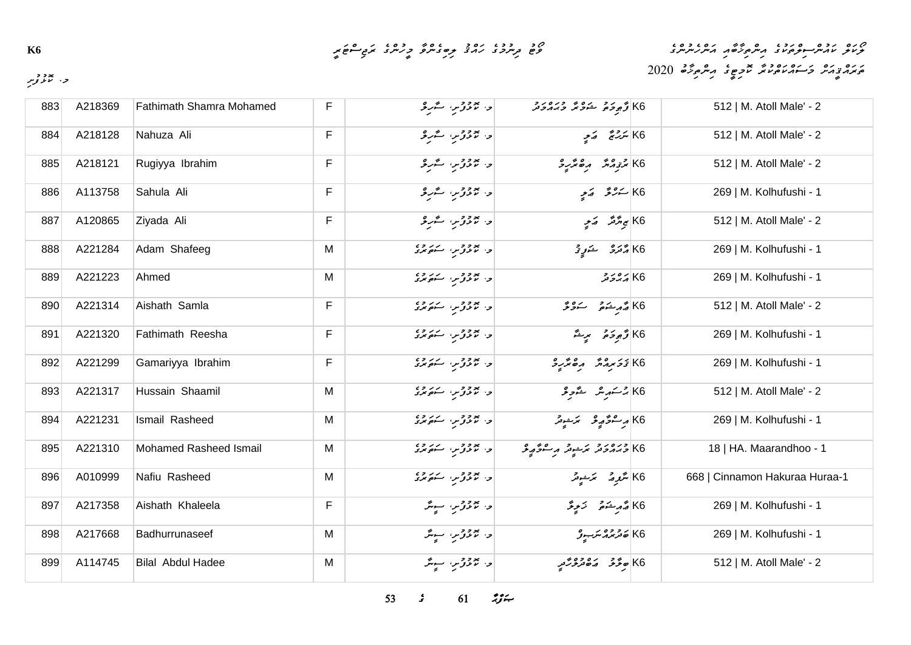| 883 | A218369 | Fathimath Shamra Mohamed | F | د. ކޮޅުފުށި، ސާރިވާ | K6 ފާތިމަތު ޝަމްރާ މުޙައްމަދު | 512 \| M. Atoll Male' - 2 |
|---|---|---|---|---|---|---|
| 884 | A218128 | Nahuza Ali | F | د. ކޮޅުފުށި، ސާރިވާ | K6 ނަހުޒާ ޢަލީ | 512 \| M. Atoll Male' - 2 |
| 885 | A218121 | Rugiyya Ibrahim | F | د. ކޮޅުފުށި، ސާރިވާ | K6 ރުގިއްޔާ އިބްރާހީމް | 512 \| M. Atoll Male' - 2 |
| 886 | A113758 | Sahula Ali | F | د. ކޮޅުފުށި، ސާރިވާ | K6 ސަހުލާ ޢަލީ | 269 \| M. Kolhufushi - 1 |
| 887 | A120865 | Ziyada Ali | F | د. ކޮޅުފުށި، ސާރިވާ | K6 ޒިޔާދާ ޢަލީ | 512 \| M. Atoll Male' - 2 |
| 888 | A221284 | Adam Shafeeg | M | د. ކޮޅުފުށި، ސަވޭރާ | K6 އާދަމް ޝަފީޤު | 269 \| M. Kolhufushi - 1 |
| 889 | A221223 | Ahmed | M | د. ކޮޅުފުށި، ސަވޭރާ | K6 އަޙްމަދު | 269 \| M. Kolhufushi - 1 |
| 890 | A221314 | Aishath Samla | F | د. ކޮޅުފުށި، ސަވޭރާ | K6 ޢާއިޝަތު ސަމްލާ | 512 \| M. Atoll Male' - 2 |
| 891 | A221320 | Fathimath Reesha | F | د. ކޮޅުފުށި، ސަވޭރާ | K6 ފާތިމަތު ރީޝާ | 269 \| M. Kolhufushi - 1 |
| 892 | A221299 | Gamariyya Ibrahim | F | د. ކޮޅުފުށި، ސަވޭރާ | K6 ޤަމަރިއްޔާ އިބްރާހީމް | 269 \| M. Kolhufushi - 1 |
| 893 | A221317 | Hussain Shaamil | M | د. ކޮޅުފުށި، ސަވޭރާ | K6 ޙުސައިން ޝާމިލް | 512 \| M. Atoll Male' - 2 |
| 894 | A221231 | Ismail Rasheed | M | د. ކޮޅުފުށި، ސަވޭރާ | K6 އިސްމާޢީލް ރަޝީދު | 269 \| M. Kolhufushi - 1 |
| 895 | A221310 | Mohamed Rasheed Ismail | M | د. ކޮޅުފުށި، ސަވޭރާ | K6 މުޙައްމަދު ރަޝީދު އިސްމާޢީލް | 18 \| HA. Maarandhoo - 1 |
| 896 | A010999 | Nafiu Rasheed | M | د. ކޮޅުފުށި، ސަވޭރާ | K6 ނާފިޢު ރަޝީދު | 668 \| Cinnamon Hakuraa Huraa-1 |
| 897 | A217358 | Aishath Khaleela | F | د. ކޮޅުފުށި، ސިޔާ | K6 ޢާއިޝަތު ޚަލީލާ | 269 \| M. Kolhufushi - 1 |
| 898 | A217668 | Badhurrunaseef | M | د. ކޮޅުފުށި، ސިޔާ | K6 ބަދުރުރުނަސީފު | 269 \| M. Kolhufushi - 1 |
| 899 | A114745 | Bilal Abdul Hadee | M | د. ކޮޅުފުށި، ސިޔާ | K6 ބިލާލް ޢަބްދުލްހާދީ | 512 \| M. Atoll Male' - 2 |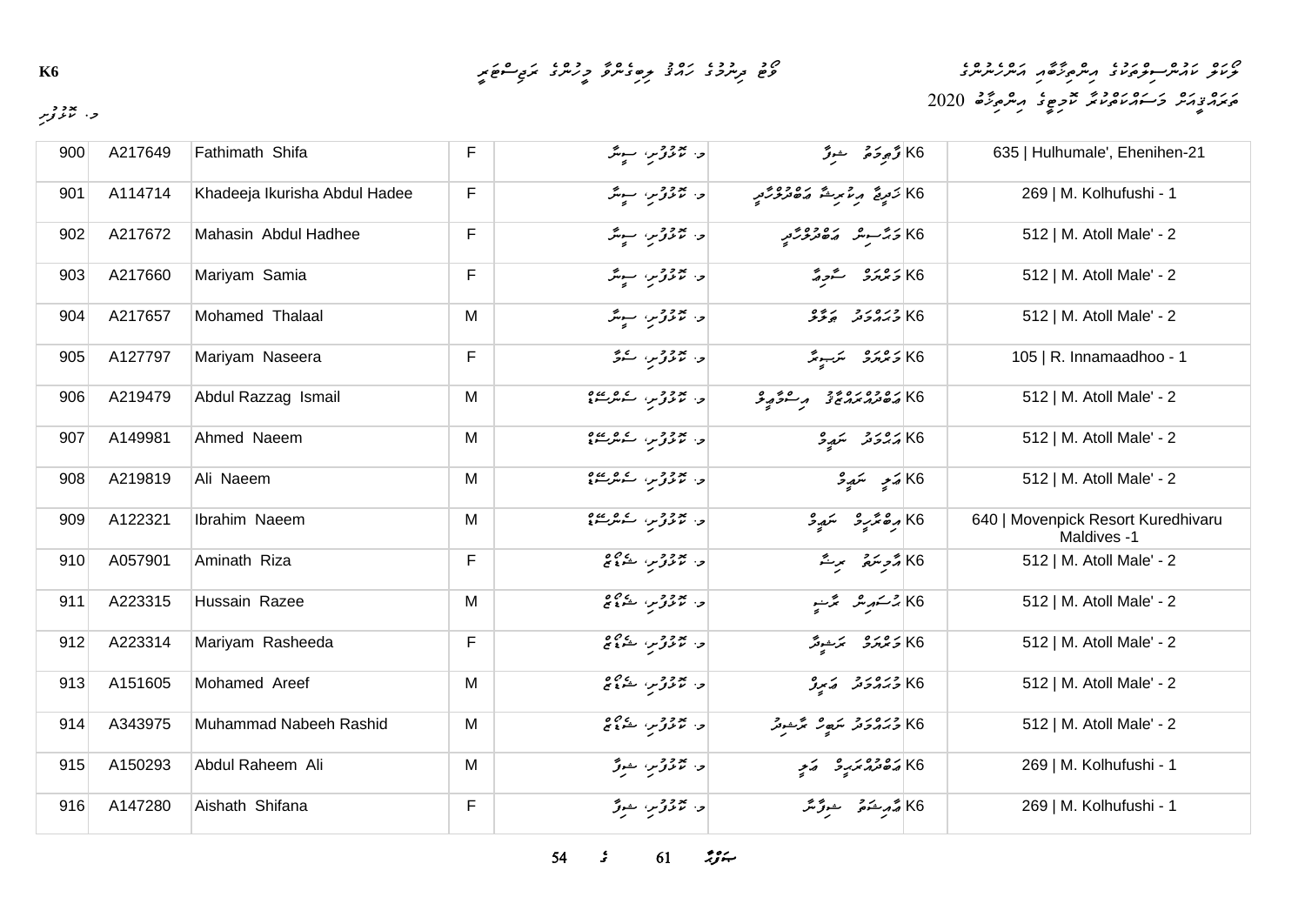| 900 | A217649 | Fathimath Shifa | F | و· ކޮޅުފުށި، ސިޔާ | K6 ފާތިމަތު ޝިފާ | 635 \| Hulhumale', Ehenihen-21 |
|---|---|---|---|---|---|---|
| 901 | A114714 | Khadeeja Ikurisha Abdul Hadee | F | و· ކޮޅުފުށި، ސިޔާ | K6 ޚަދީޖާ އިކުރިޝާ އަބްދުލްހާދީ | 269 \| M. Kolhufushi - 1 |
| 902 | A217672 | Mahasin Abdul Hadhee | F | و· ކޮޅުފުށި، ސިޔާ | K6 މަހާސިން އަބްދުލްހާދީ | 512 \| M. Atoll Male' - 2 |
| 903 | A217660 | Mariyam Samia | F | و· ކޮޅުފުށި، ސިޔާ | K6 މަރިޔަމް ސާމިއާ | 512 \| M. Atoll Male' - 2 |
| 904 | A217657 | Mohamed Thalaal | M | و· ކޮޅުފުށި، ސިޔާ | K6 މުހައްމަދު ތަލާލް | 512 \| M. Atoll Male' - 2 |
| 905 | A127797 | Mariyam Naseera | F | و· ކޮޅުފުށި، ސަވާ | K6 މަރިޔަމް ނަސީރާ | 105 \| R. Innamaadhoo - 1 |
| 906 | A219479 | Abdul Razzag Ismail | M | و· ކޮޅުފުށި، ސަންރައިޒް | K6 އަބްދުއްރައްޒާގު އިސްމާޢީލް | 512 \| M. Atoll Male' - 2 |
| 907 | A149981 | Ahmed Naeem | M | و· ކޮޅުފުށި، ސަންރައިޒް | K6 އަހުމަދު ނަޢީމް | 512 \| M. Atoll Male' - 2 |
| 908 | A219819 | Ali Naeem | M | و· ކޮޅުފުށި، ސަންރައިޒް | K6 އަލި ނަޢީމް | 512 \| M. Atoll Male' - 2 |
| 909 | A122321 | Ibrahim Naeem | M | و· ކޮޅުފުށި، ސަންރައިޒް | K6 އިބްރާހީމް ނަޢީމް | 640 \| Movenpick Resort Kuredhivaru Maldives -1 |
| 910 | A057901 | Aminath Riza | F | و· ކޮޅުފުށި، ޝަޖަރާ | K6 އާމިނަތު ރިޒާ | 512 \| M. Atoll Male' - 2 |
| 911 | A223315 | Hussain Razee | M | و· ކޮޅުފުށި، ޝަޖަރާ | K6 ހުސައިން ރާޒީ | 512 \| M. Atoll Male' - 2 |
| 912 | A223314 | Mariyam Rasheeda | F | و· ކޮޅުފުށި، ޝަޖަރާ | K6 މަރިޔަމް ރަޝީދާ | 512 \| M. Atoll Male' - 2 |
| 913 | A151605 | Mohamed Areef | M | و· ކޮޅުފުށި، ޝަޖަރާ | K6 މުހައްމަދު އަރީފް | 512 \| M. Atoll Male' - 2 |
| 914 | A343975 | Muhammad Nabeeh Rashid | M | و· ކޮޅުފުށި، ޝަޖަރާ | K6 މުހައްމަދު ނަބީހް ރާޝިދު | 512 \| M. Atoll Male' - 2 |
| 915 | A150293 | Abdul Raheem Ali | M | و· ކޮޅުފުށި، ޝިފާ | K6 އަބްދުއްރަޙީމް އަލި | 269 \| M. Kolhufushi - 1 |
| 916 | A147280 | Aishath Shifana | F | و· ކޮޅުފުށި، ޝިފާ | K6 އާއިޝަތު ޝިފާނާ | 269 \| M. Kolhufushi - 1 |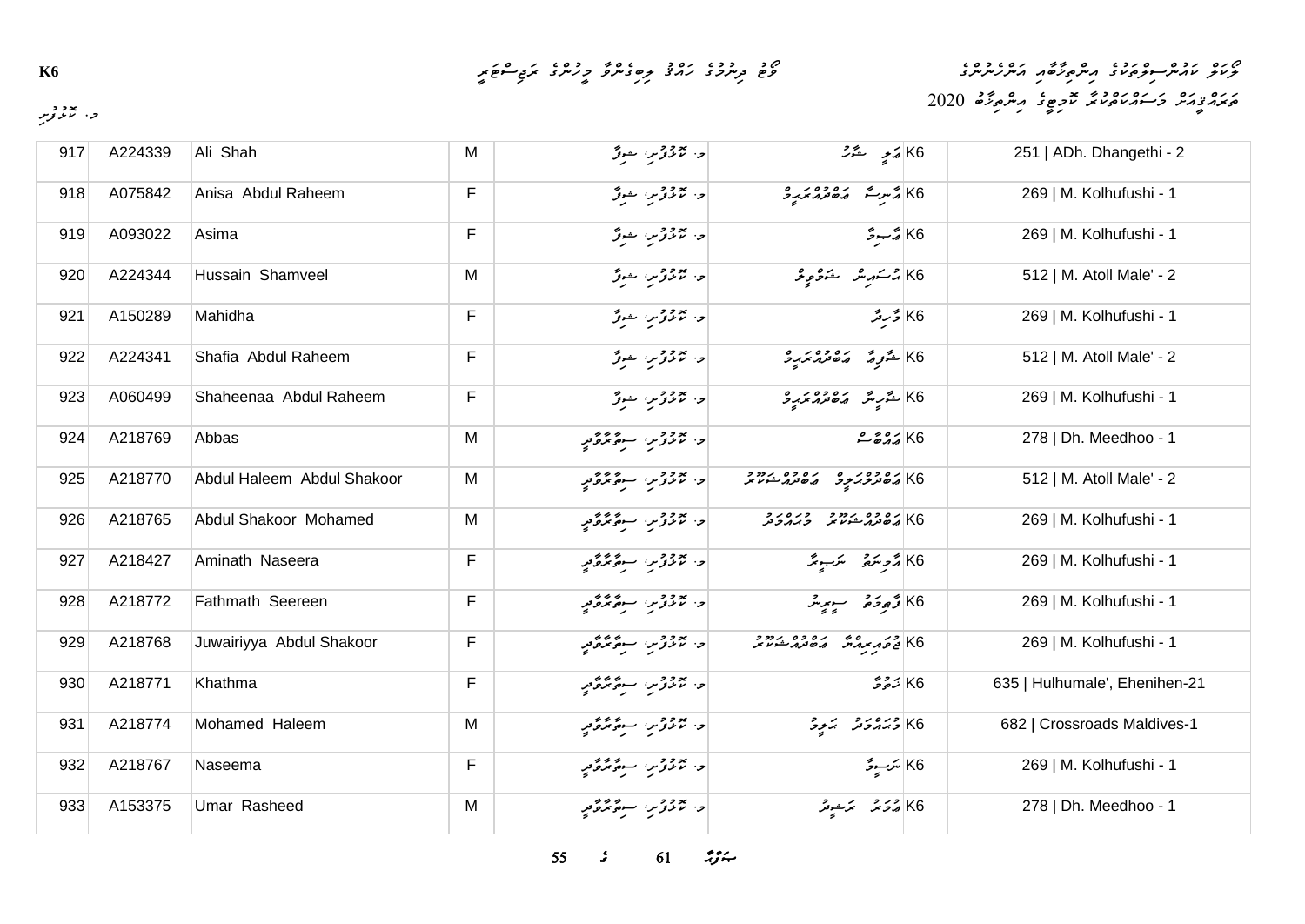| 917 | A224339 | Ali Shah | M | و. ކޮޅުފުށި، ޝިފާ | K6 | ޢަލީ ޝާހް | 251 \| ADh. Dhangethi - 2 |
|---|---|---|---|---|---|---|---|
| 918 | A075842 | Anisa Abdul Raheem | F | و. ކޮޅުފުށި، ޝިފާ | K6 | އަނީސާ ޢަބްދުލްރަޙީމް | 269 \| M. Kolhufushi - 1 |
| 919 | A093022 | Asima | F | و. ކޮޅުފުށި، ޝިފާ | K6 | އާސިމާ | 269 \| M. Kolhufushi - 1 |
| 920 | A224344 | Hussain Shamveel | M | و. ކޮޅުފުށި، ޝިފާ | K6 | ޙުސައިން ޝަމްވީލް | 512 \| M. Atoll Male' - 2 |
| 921 | A150289 | Mahidha | F | و. ކޮޅުފުށި، ޝިފާ | K6 | މާހިދާ | 269 \| M. Kolhufushi - 1 |
| 922 | A224341 | Shafia Abdul Raheem | F | و. ކޮޅުފުށި، ޝިފާ | K6 | ޝާފިޢާ ޢަބްދުލްރަޙީމް | 512 \| M. Atoll Male' - 2 |
| 923 | A060499 | Shaheenaa Abdul Raheem | F | و. ކޮޅުފުށި، ޝިފާ | K6 | ޝާހީނާ ޢަބްދުލްރަޙީމް | 269 \| M. Kolhufushi - 1 |
| 924 | A218769 | Abbas | M | و. ކޮޅުފުށި، ސިލްވަރވިލާ | K6 | ޢައްބާސް | 278 \| Dh. Meedhoo - 1 |
| 925 | A218770 | Abdul Haleem Abdul Shakoor | M | و. ކޮޅުފުށި، ސިލްވަރވިލާ | K6 | ޢަބްދުލްޙަލީމް ޢަބްދުލްޝަކޫރު | 512 \| M. Atoll Male' - 2 |
| 926 | A218765 | Abdul Shakoor Mohamed | M | و. ކޮޅުފުށި، ސިލްވަރވިލާ | K6 | ޢަބްދުލްޝަކޫރު މުޙައްމަދު | 269 \| M. Kolhufushi - 1 |
| 927 | A218427 | Aminath Naseera | F | و. ކޮޅުފުށި، ސިލްވަރވިލާ | K6 | އާމިނަތު ނަސީރާ | 269 \| M. Kolhufushi - 1 |
| 928 | A218772 | Fathmath Seereen | F | و. ކޮޅުފުށި، ސިލްވަރވިލާ | K6 | ފާތިމަތު ސީރީން | 269 \| M. Kolhufushi - 1 |
| 929 | A218768 | Juwairiyya Abdul Shakoor | F | و. ކޮޅުފުށި، ސިލްވަރވިލާ | K6 | ޖުވައިރިއްޔާ ޢަބްދުލްޝަކޫރު | 269 \| M. Kolhufushi - 1 |
| 930 | A218771 | Khathma | F | و. ކޮޅުފުށި، ސިލްވަރވިލާ | K6 | ޚަތްމާ | 635 \| Hulhumale', Ehenihen-21 |
| 931 | A218774 | Mohamed Haleem | M | و. ކޮޅުފުށި، ސިލްވަރވިލާ | K6 | މުޙައްމަދު ޙަލީމް | 682 \| Crossroads Maldives-1 |
| 932 | A218767 | Naseema | F | و. ކޮޅުފުށި، ސިލްވަރވިލާ | K6 | ނަސީމާ | 269 \| M. Kolhufushi - 1 |
| 933 | A153375 | Umar Rasheed | M | و. ކޮޅުފުށި، ސިލްވަރވިލާ | K6 | ޢުމަރު ރަޝީދު | 278 \| Dh. Meedhoo - 1 |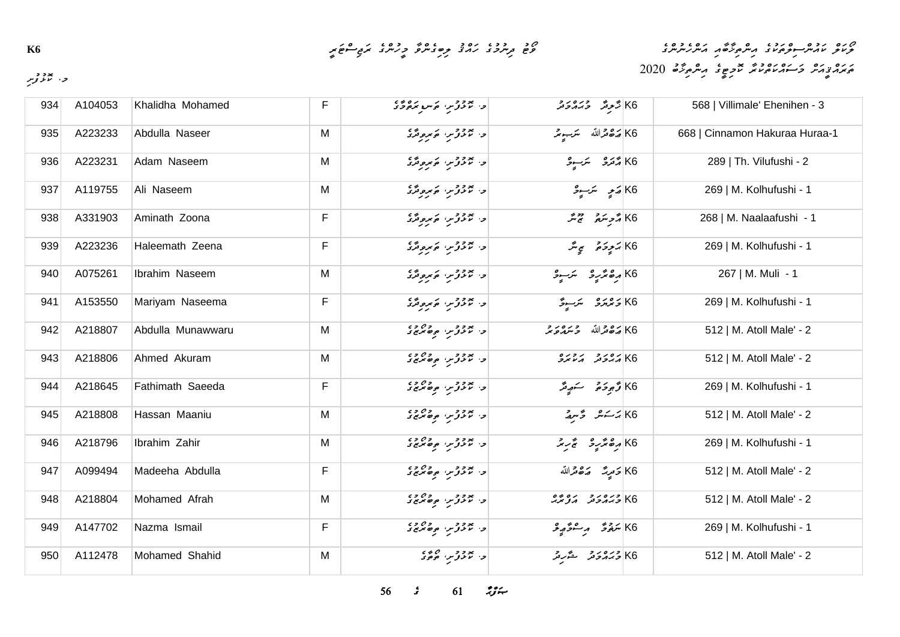| 934 | A104053 | Khalidha Mohamed | F | و· ކާޑުފުނި، ތަސިކަޅުމާގެ | K6 ޚާލިދާ މުހައްމަދު | 568 \| Villimale' Ehenihen - 3 |
|---|---|---|---|---|---|---|
| 935 | A223233 | Abdulla Naseer | M | و· ކާޑުފުނި، ތަރިވިދާގެ | K6 އަބްދުﷲ ނަސީރު | 668 \| Cinnamon Hakuraa Huraa-1 |
| 936 | A223231 | Adam Naseem | M | و· ކާޑުފުނި، ތަރިވިދާގެ | K6 އާދަމް ނަސީމް | 289 \| Th. Vilufushi - 2 |
| 937 | A119755 | Ali Naseem | M | و· ކާޑުފުނި، ތަރިވިދާގެ | K6 އަލި ނަސީމް | 269 \| M. Kolhufushi - 1 |
| 938 | A331903 | Aminath Zoona | F | و· ކާޑުފުނި، ތަރިވިދާގެ | K6 އާމިނަތު ޒޫނާ | 268 \| M. Naalaafushi - 1 |
| 939 | A223236 | Haleemath Zeena | F | و· ކާޑުފުނި، ތަރިވިދާގެ | K6 ހަލީމަތު ޒީނާ | 269 \| M. Kolhufushi - 1 |
| 940 | A075261 | Ibrahim Naseem | M | و· ކާޑުފުނި، ތަރިވިދާގެ | K6 އިބްރާހީމް ނަސީމް | 267 \| M. Muli - 1 |
| 941 | A153550 | Mariyam Naseema | F | و· ކާޑުފުނި، ތަރިވިދާގެ | K6 މަރިޔަމް ނަސީމާ | 269 \| M. Kolhufushi - 1 |
| 942 | A218807 | Abdulla Munawwaru | M | و· ކާޑުފުނި، ވިބްރަޒްގެ | K6 އަބްދުﷲ މުނައްވަރު | 512 \| M. Atoll Male' - 2 |
| 943 | A218806 | Ahmed Akuram | M | و· ކާޑުފުނި، ވިބްރަޒްގެ | K6 އަހްމަދު އަކުރަމް | 512 \| M. Atoll Male' - 2 |
| 944 | A218645 | Fathimath Saeeda | F | و· ކާޑުފުނި، ވިބްރަޒްގެ | K6 ފާތިމަތު ސައީދާ | 269 \| M. Kolhufushi - 1 |
| 945 | A218808 | Hassan Maaniu | M | و· ކާޑުފުނި، ވިބްރަޒްގެ | K6 ހަސަން މާނިއު | 512 \| M. Atoll Male' - 2 |
| 946 | A218796 | Ibrahim Zahir | M | و· ކާޑުފުނި، ވިބްރަޒްގެ | K6 އިބްރާހީމް ޒާހިރު | 269 \| M. Kolhufushi - 1 |
| 947 | A099494 | Madeeha Abdulla | F | و· ކާޑުފުނި، ވިބްރަޒްގެ | K6 މަދީހާ އަބްދުﷲ | 512 \| M. Atoll Male' - 2 |
| 948 | A218804 | Mohamed Afrah | M | و· ކާޑުފުނި، ވިބްރަޒްގެ | K6 މުހައްމަދު އަފްރާހް | 512 \| M. Atoll Male' - 2 |
| 949 | A147702 | Nazma Ismail | F | و· ކާޑުފުނި، ވިބްރަޒްގެ | K6 ނަޒްމާ އިސްމާޢީލް | 269 \| M. Kolhufushi - 1 |
| 950 | A112478 | Mohamed Shahid | M | و· ކާޑުފުނި، ތޮތާގެ | K6 މުހައްމަދު ޝާހިދު | 512 \| M. Atoll Male' - 2 |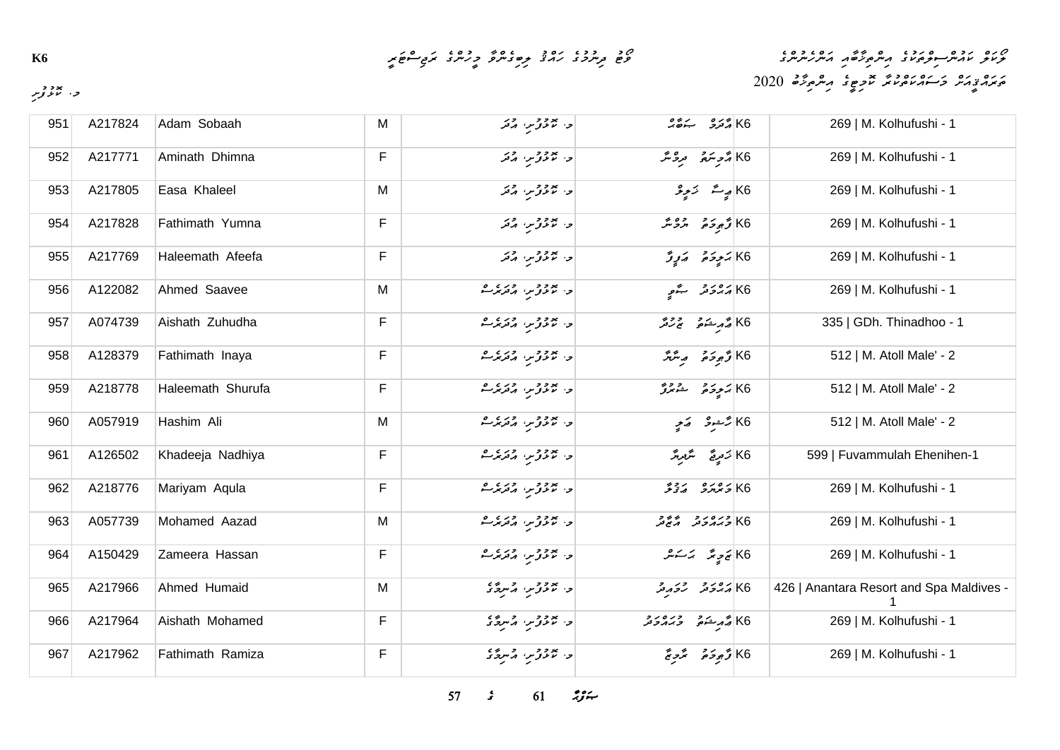| 951 | A217824 | Adam Sobaah | M | ގ. ކޮޅުފުށި، އުދަރ | K6 އާދަމް ސަބާހް | 269 \| M. Kolhufushi - 1 |
|---|---|---|---|---|---|---|
| 952 | A217771 | Aminath Dhimna | F | ގ. ކޮޅުފުށި، އުދަރ | K6 އާމިނަތު ދިމްނާ | 269 \| M. Kolhufushi - 1 |
| 953 | A217805 | Easa Khaleel | M | ގ. ކޮޅުފުށި، އުދަރ | K6 ޢީސާ ޚަލީލް | 269 \| M. Kolhufushi - 1 |
| 954 | A217828 | Fathimath Yumna | F | ގ. ކޮޅުފުށި، އުދަރ | K6 ފާތިމަތު ޔުމްނާ | 269 \| M. Kolhufushi - 1 |
| 955 | A217769 | Haleemath Afeefa | F | ގ. ކޮޅުފުށި، އުދަރ | K6 ހަލީމަތު އަފީފާ | 269 \| M. Kolhufushi - 1 |
| 956 | A122082 | Ahmed Saavee | M | ގ. ކޮޅުފުށި، އުދަރެސް | K6 އަޙްމަދު ސާވީ | 269 \| M. Kolhufushi - 1 |
| 957 | A074739 | Aishath Zuhudha | F | ގ. ކޮޅުފުށި، އުދަރެސް | K6 އާއިޝަތު ޒުހުދާ | 335 \| GDh. Thinadhoo - 1 |
| 958 | A128379 | Fathimath Inaya | F | ގ. ކޮޅުފުށި، އުދަރެސް | K6 ފާތިމަތު ޢިނާޔާ | 512 \| M. Atoll Male' - 2 |
| 959 | A218778 | Haleemath Shurufa | F | ގ. ކޮޅުފުށި، އުދަރެސް | K6 ހަލީމަތު ޝުރުފާ | 512 \| M. Atoll Male' - 2 |
| 960 | A057919 | Hashim Ali | M | ގ. ކޮޅުފުށި، އުދަރެސް | K6 ހާޝިމް ޢަލީ | 512 \| M. Atoll Male' - 2 |
| 961 | A126502 | Khadeeja Nadhiya | F | ގ. ކޮޅުފުށި، އުދަރެސް | K6 ޚަދީޖާ ނާދިޔާ | 599 \| Fuvammulah Ehenihen-1 |
| 962 | A218776 | Mariyam Aqula | F | ގ. ކޮޅުފުށި، އުދަރެސް | K6 މަރިޔަމް އަޤުލާ | 269 \| M. Kolhufushi - 1 |
| 963 | A057739 | Mohamed Aazad | M | ގ. ކޮޅުފުށި، އުދަރެސް | K6 މުޙައްމަދު އާޒާދު | 269 \| M. Kolhufushi - 1 |
| 964 | A150429 | Zameera Hassan | F | ގ. ކޮޅުފުށި، އުދަރެސް | K6 ޒަމީރާ ޙަސަން | 269 \| M. Kolhufushi - 1 |
| 965 | A217966 | Ahmed Humaid | M | ގ. ކޮޅުފުށި، އުނިމާގެ | K6 އަޙްމަދު ހުމައިދު | 426 \| Anantara Resort and Spa Maldives - 1 |
| 966 | A217964 | Aishath Mohamed | F | ގ. ކޮޅުފުށި، އުނިމާގެ | K6 އާއިޝަތު މުޙައްމަދު | 269 \| M. Kolhufushi - 1 |
| 967 | A217962 | Fathimath Ramiza | F | ގ. ކޮޅުފުށި، އުނިމާގެ | K6 ފާތިމަތު ރާމިޒާ | 269 \| M. Kolhufushi - 1 |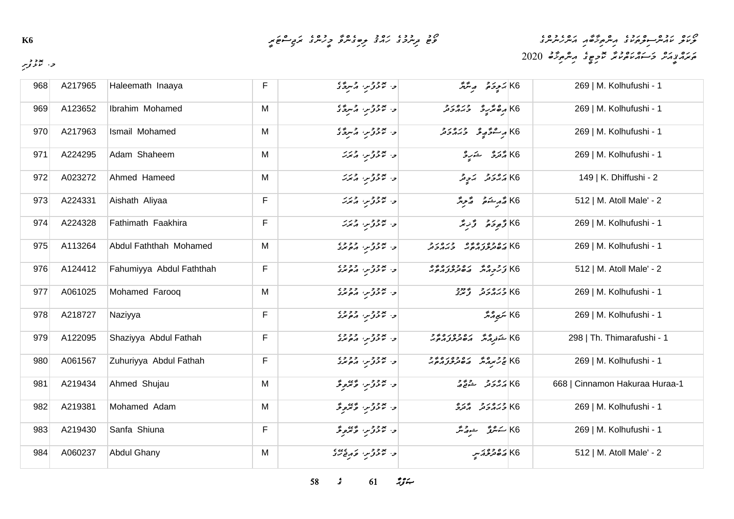| 968 | A217965 | Haleemath Inaaya | F | د· ކޮޅުފުށި، އިނާޔާގެ | K6 ހަލީމަތު އިނާޔާ | 269 \| M. Kolhufushi - 1 |
|---|---|---|---|---|---|---|
| 969 | A123652 | Ibrahim Mohamed | M | د· ކޮޅުފުށި، އިނާޔާގެ | K6 އިބްރާހީމް މުހައްމަދު | 269 \| M. Kolhufushi - 1 |
| 970 | A217963 | Ismail Mohamed | M | د· ކޮޅުފުށި، އިނާޔާގެ | K6 އިސްމާއީލް މުހައްމަދު | 269 \| M. Kolhufushi - 1 |
| 971 | A224295 | Adam Shaheem | M | د· ކޮޅުފުށި، އަރަރަ | K6 އާދަމް ޝަހީމް | 269 \| M. Kolhufushi - 1 |
| 972 | A023272 | Ahmed Hameed | M | د· ކޮޅުފުށި، އަރަރަ | K6 އަޙްމަދު ހަމީދު | 149 \| K. Dhiffushi - 2 |
| 973 | A224331 | Aishath Aliyaa | F | د· ކޮޅުފުށި، އަރަރަ | K6 އާއިޝަތު އަލިޔާ | 512 \| M. Atoll Male' - 2 |
| 974 | A224328 | Fathimath Faakhira | F | د· ކޮޅުފުށި، އަރަރަ | K6 ފާތިމަތު ފާހިރާ | 269 \| M. Kolhufushi - 1 |
| 975 | A113264 | Abdul Faththah Mohamed | M | د· ކޮޅުފުށި، އުތުރުގެ | K6 އަބްދުލްފައްތާޙް މުހައްމަދު | 269 \| M. Kolhufushi - 1 |
| 976 | A124412 | Fahumiyya Abdul Faththah | F | د· ކޮޅުފުށި، އުތުރުގެ | K6 ފަހުމިއްޔާ އަބްދުލްފައްތާޙް | 512 \| M. Atoll Male' - 2 |
| 977 | A061025 | Mohamed Farooq | M | د· ކޮޅުފުށި، އުތުރުގެ | K6 މުހައްމަދު ފާރޫޤު | 269 \| M. Kolhufushi - 1 |
| 978 | A218727 | Naziyya | F | د· ކޮޅުފުށި، އުތުރުގެ | K6 ނަޒިއްޔާ | 269 \| M. Kolhufushi - 1 |
| 979 | A122095 | Shaziyya Abdul Fathah | F | د· ކޮޅުފުށި، އުތުރުގެ | K6 ޝާޒިއްޔާ އަބްދުލްފައްތާޙް | 298 \| Th. Thimarafushi - 1 |
| 980 | A061567 | Zuhuriyya Abdul Fathah | F | د· ކޮޅުފުށި، އުތުރުގެ | K6 ޒުހުރިއްޔާ އަބްދުލްފައްތާޙް | 269 \| M. Kolhufushi - 1 |
| 981 | A219434 | Ahmed Shujau | M | د· ކޮޅުފުށި، ވާރޮޅިގެ | K6 އަޙްމަދު ޝުޖާޢު | 668 \| Cinnamon Hakuraa Huraa-1 |
| 982 | A219381 | Mohamed Adam | M | د· ކޮޅުފުށި، ވާރޮޅިގެ | K6 މުހައްމަދު އާދަމް | 269 \| M. Kolhufushi - 1 |
| 983 | A219430 | Sanfa Shiuna | F | د· ކޮޅުފުށި، ވާރޮޅިގެ | K6 ސަންފާ ޝިއުނާ | 269 \| M. Kolhufushi - 1 |
| 984 | A060237 | Abdul Ghany | M | د· ކޮޅުފުށި، ވައިޖެހޭގެ | K6 އަބްދުލްޣަނީ | 512 \| M. Atoll Male' - 2 |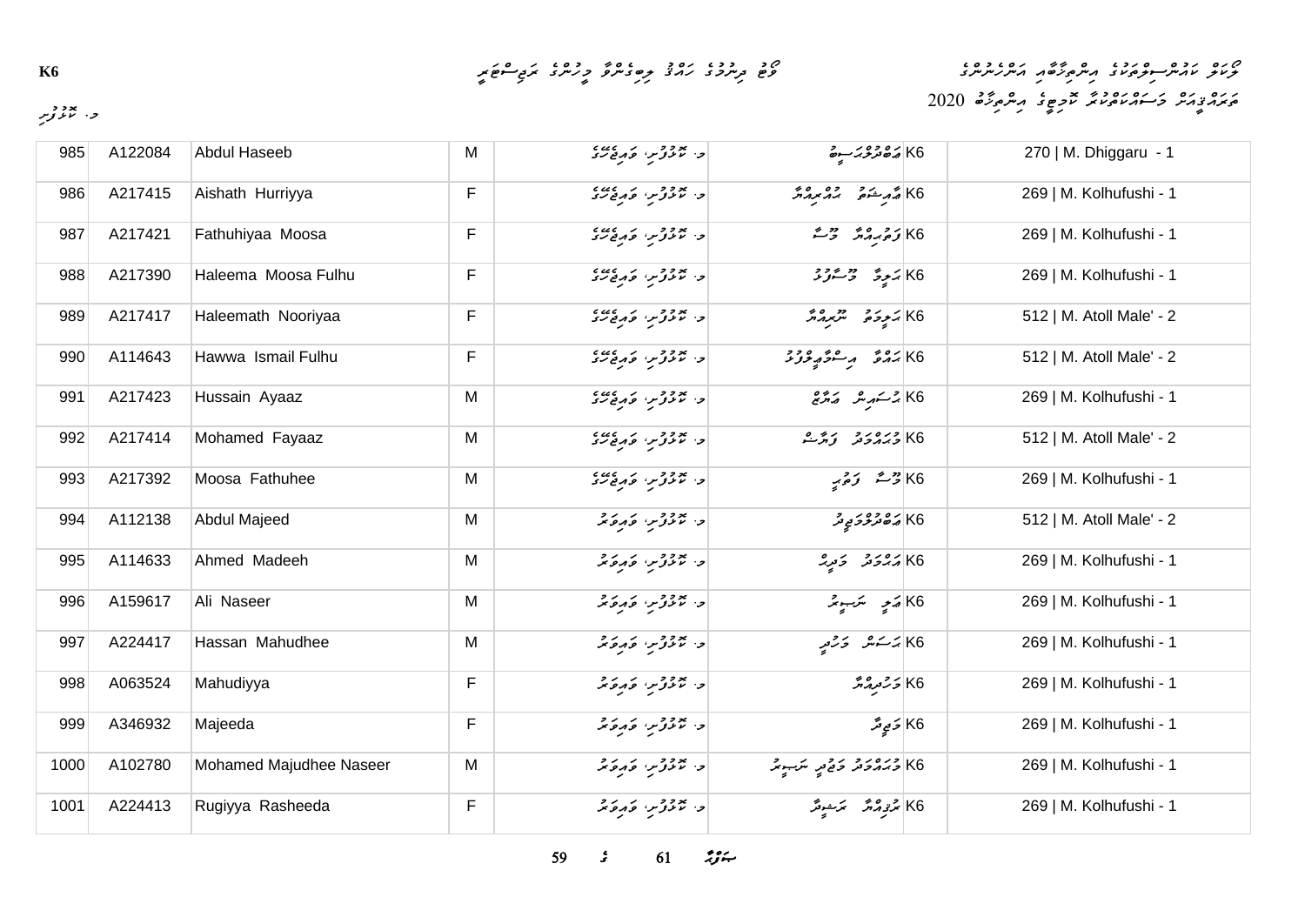| 985 | A122084 | Abdul Haseeb | M | د. ކޮޅުފުށި، ވައިޓްހައުސް | ޢަބްދުލްޙަސީބު K6 | 270 \| M. Dhiggaru - 1 |
|---|---|---|---|---|---|---|
| 986 | A217415 | Aishath Hurriyya | F | د. ކޮޅުފުށި، ވައިޓްހައުސް | އާއިޝަތު ހުއްރިއްޔާ K6 | 269 \| M. Kolhufushi - 1 |
| 987 | A217421 | Fathuhiyaa Moosa | F | د. ކޮޅުފުށި، ވައިޓްހައުސް | ފަތުހިޔާ މޫސާ K6 | 269 \| M. Kolhufushi - 1 |
| 988 | A217390 | Haleema Moosa Fulhu | F | د. ކޮޅުފުށި، ވައިޓްހައުސް | ހަލީމާ މޫސާފުޅު K6 | 269 \| M. Kolhufushi - 1 |
| 989 | A217417 | Haleemath Nooriyaa | F | د. ކޮޅުފުށި، ވައިޓްހައުސް | ހަލީމަތު ނޫރިޔާ K6 | 512 \| M. Atoll Male' - 2 |
| 990 | A114643 | Hawwa Ismail Fulhu | F | د. ކޮޅުފުށި، ވައިޓްހައުސް | ހައްވާ އިސްމާއިލްފުޅު K6 | 512 \| M. Atoll Male' - 2 |
| 991 | A217423 | Hussain Ayaaz | M | د. ކޮޅުފުށި، ވައިޓްހައުސް | ހުސައިން އަޔާޒު K6 | 269 \| M. Kolhufushi - 1 |
| 992 | A217414 | Mohamed Fayaaz | M | د. ކޮޅުފުށި، ވައިޓްހައުސް | މުހައްމަދު ފަޔާޟް K6 | 512 \| M. Atoll Male' - 2 |
| 993 | A217392 | Moosa Fathuhee | M | د. ކޮޅުފުށި، ވައިޓްހައުސް | މޫސާ ފަތުހީ K6 | 269 \| M. Kolhufushi - 1 |
| 994 | A112138 | Abdul Majeed | M | د. ކޮޅުފުށި، ވައިލެޓް | ޢަބްދުލްމަޖީދު K6 | 512 \| M. Atoll Male' - 2 |
| 995 | A114633 | Ahmed Madeeh | M | د. ކޮޅުފުށި، ވައިލެޓް | އަހްމަދު މަދީހު K6 | 269 \| M. Kolhufushi - 1 |
| 996 | A159617 | Ali Naseer | M | د. ކޮޅުފުށި، ވައިލެޓް | އަލި ނަސީރު K6 | 269 \| M. Kolhufushi - 1 |
| 997 | A224417 | Hassan Mahudhee | M | د. ކޮޅުފުށި، ވައިލެޓް | ހަސަން މަހުދީ K6 | 269 \| M. Kolhufushi - 1 |
| 998 | A063524 | Mahudiyya | F | د. ކޮޅުފުށި، ވައިލެޓް | މަހުދިއްޔާ K6 | 269 \| M. Kolhufushi - 1 |
| 999 | A346932 | Majeeda | F | د. ކޮޅުފުށި، ވައިލެޓް | މަޖީދާ K6 | 269 \| M. Kolhufushi - 1 |
| 1000 | A102780 | Mohamed Majudhee Naseer | M | د. ކޮޅުފުށި، ވައިލެޓް | މުހައްމަދު މަޖުދީ ނަސީރު K6 | 269 \| M. Kolhufushi - 1 |
| 1001 | A224413 | Rugiyya Rasheeda | F | د. ކޮޅުފުށި، ވައިލެޓް | ރުގިއްޔާ ރަޝީދާ K6 | 269 \| M. Kolhufushi - 1 |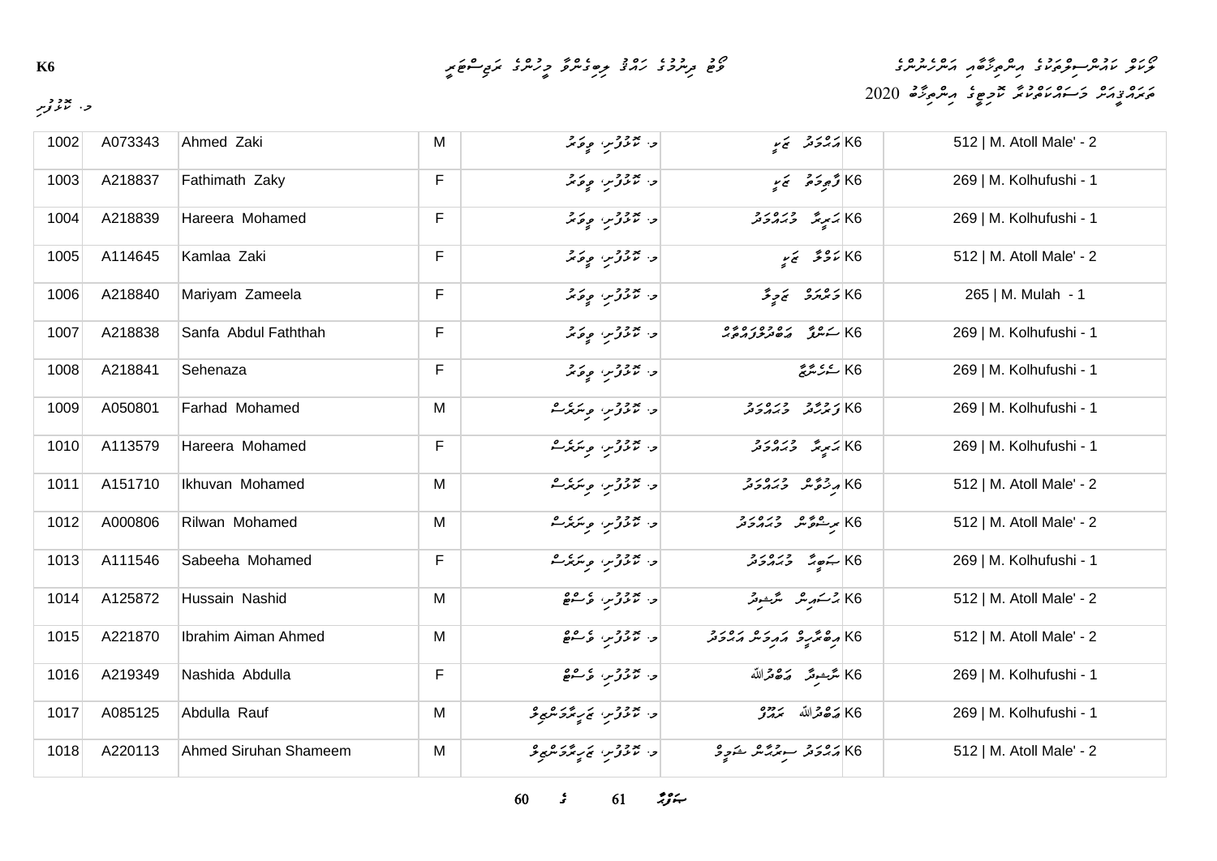| 1002 | A073343 | Ahmed Zaki | M | ހ. ކޮޅުފުށި، ވިލާރޭ | K6 އަހުމަދު ޒަކީ | 512 \| M. Atoll Male' - 2 |
|---|---|---|---|---|---|---|
| 1003 | A218837 | Fathimath Zaky | F | ހ. ކޮޅުފުށި، ވިލާރޭ | K6 ފާތިމަތު ޒަކީ | 269 \| M. Kolhufushi - 1 |
| 1004 | A218839 | Hareera Mohamed | F | ހ. ކޮޅުފުށި، ވިލާރޭ | K6 ހަރީރާ މުހައްމަދު | 269 \| M. Kolhufushi - 1 |
| 1005 | A114645 | Kamlaa Zaki | F | ހ. ކޮޅުފުށި، ވިލާރޭ | K6 ކަމްލާ ޒަކީ | 512 \| M. Atoll Male' - 2 |
| 1006 | A218840 | Mariyam Zameela | F | ހ. ކޮޅުފުށި، ވިލާރޭ | K6 މަރިޔަމް ޒަމީލާ | 265 \| M. Mulah - 1 |
| 1007 | A218838 | Sanfa Abdul Faththah | F | ހ. ކޮޅުފުށި، ވިލާރޭ | K6 ސަންފާ އަބްދުލްފައްތާހް | 269 \| M. Kolhufushi - 1 |
| 1008 | A218841 | Sehenaza | F | ހ. ކޮޅުފުށި، ވިލާރޭ | K6 ސެހެނާޒާ | 269 \| M. Kolhufushi - 1 |
| 1009 | A050801 | Farhad Mohamed | M | ހ. ކޮޅުފުށި، ވިނަރެސް | K6 ފަރުހާދު މުހައްމަދު | 269 \| M. Kolhufushi - 1 |
| 1010 | A113579 | Hareera Mohamed | F | ހ. ކޮޅުފުށި، ވިނަރެސް | K6 ހަރީރާ މުހައްމަދު | 269 \| M. Kolhufushi - 1 |
| 1011 | A151710 | Ikhuvan Mohamed | M | ހ. ކޮޅުފުށި، ވިނަރެސް | K6 އިހުވާން މުހައްމަދު | 512 \| M. Atoll Male' - 2 |
| 1012 | A000806 | Rilwan Mohamed | M | ހ. ކޮޅުފުށި، ވިނަރެސް | K6 ރިލްވާން މުހައްމަދު | 512 \| M. Atoll Male' - 2 |
| 1013 | A111546 | Sabeeha Mohamed | F | ހ. ކޮޅުފުށި، ވިނަރެސް | K6 ސަބީހާ މުހައްމަދު | 269 \| M. Kolhufushi - 1 |
| 1014 | A125872 | Hussain Nashid | M | ހ. ކޮޅުފުށި، ވެސްޓް | K6 ހުސައިން ނާޝިދު | 512 \| M. Atoll Male' - 2 |
| 1015 | A221870 | Ibrahim Aiman Ahmed | M | ހ. ކޮޅުފުށި، ވެސްޓް | K6 އިބްރާހީމް އައިމަން އަހުމަދު | 512 \| M. Atoll Male' - 2 |
| 1016 | A219349 | Nashida Abdulla | F | ހ. ކޮޅުފުށި، ވެސްޓް | K6 ނާޝިދާ އަބްދުﷲ | 269 \| M. Kolhufushi - 1 |
| 1017 | A085125 | Abdulla Rauf | M | ހ. ކޮޅުފުށި، ޒަރީނާމަންޒިލް | K6 އަބްދުﷲ ރައުފު | 269 \| M. Kolhufushi - 1 |
| 1018 | A220113 | Ahmed Siruhan Shameem | M | ހ. ކޮޅުފުށި، ޒަރީނާމަންޒިލް | K6 އަހުމަދު ސިރުހާން ޝަމީމް | 512 \| M. Atoll Male' - 2 |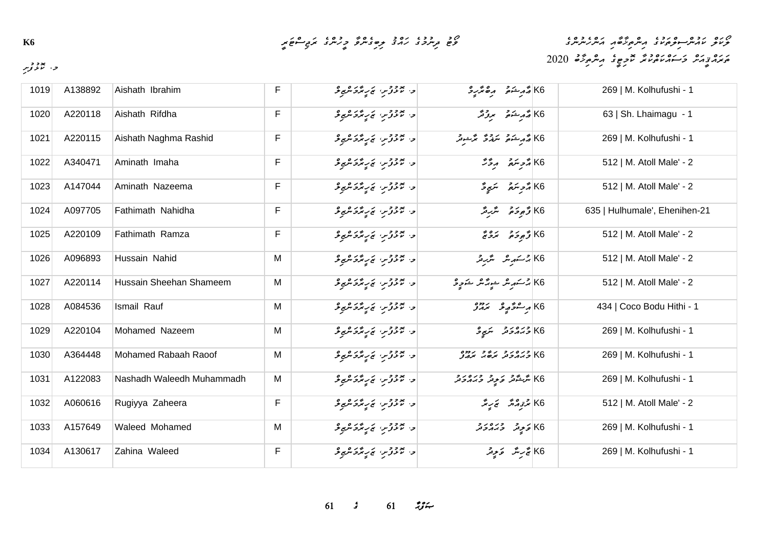| | | | | | | | |
|---|---|---|---|---|---|---|---|
| 1019 | A138892 | Aishath Ibrahim | F | ދ. ކޮޅުފުށި، ޖަހަނގީރުމާގެ | އައިޝަތު އިބްރާހީމް | K6 | 269 \| M. Kolhufushi - 1 |
| 1020 | A220118 | Aishath Rifdha | F | ދ. ކޮޅުފުށި، ޖަހަނގީރުމާގެ | އައިޝަތު ރިފްދާ | K6 | 63 \| Sh. Lhaimagu - 1 |
| 1021 | A220115 | Aishath Naghma Rashid | F | ދ. ކޮޅުފުށި، ޖަހަނގީރުމާގެ | އައިޝަތު ނަޣްމާ ރާޝިދު | K6 | 269 \| M. Kolhufushi - 1 |
| 1022 | A340471 | Aminath Imaha | F | ދ. ކޮޅުފުށި، ޖަހަނގީރުމާގެ | އާމިނަތު އިމާހާ | K6 | 512 \| M. Atoll Male' - 2 |
| 1023 | A147044 | Aminath Nazeema | F | ދ. ކޮޅުފުށި، ޖަހަނގީރުމާގެ | އާމިނަތު ނަޒީމާ | K6 | 512 \| M. Atoll Male' - 2 |
| 1024 | A097705 | Fathimath Nahidha | F | ދ. ކޮޅުފުށި، ޖަހަނގީރުމާގެ | ފާތިމަތު ނާހިދާ | K6 | 635 \| Hulhumale', Ehenihen-21 |
| 1025 | A220109 | Fathimath Ramza | F | ދ. ކޮޅުފުށި، ޖަހަނގީރުމާގެ | ފާތިމަތު ރަމްޒާ | K6 | 512 \| M. Atoll Male' - 2 |
| 1026 | A096893 | Hussain Nahid | M | ދ. ކޮޅުފުށި، ޖަހަނގީރުމާގެ | ހުސައިން ނާހިދު | K6 | 512 \| M. Atoll Male' - 2 |
| 1027 | A220114 | Hussain Sheehan Shameem | M | ދ. ކޮޅުފުށި، ޖަހަނގީރުމާގެ | ހުސައިން ޝީހާން ޝަމީމް | K6 | 512 \| M. Atoll Male' - 2 |
| 1028 | A084536 | Ismail Rauf | M | ދ. ކޮޅުފުށި، ޖަހަނގީރުމާގެ | އިސްމާޢީލް ރައުފް | K6 | 434 \| Coco Bodu Hithi - 1 |
| 1029 | A220104 | Mohamed Nazeem | M | ދ. ކޮޅުފުށި، ޖަހަނގީރުމާގެ | މުހައްމަދު ނަޒީމް | K6 | 269 \| M. Kolhufushi - 1 |
| 1030 | A364448 | Mohamed Rabaah Raoof | M | ދ. ކޮޅުފުށި، ޖަހަނގީރުމާގެ | މުހައްމަދު ރަބާހު ރައޫފް | K6 | 269 \| M. Kolhufushi - 1 |
| 1031 | A122083 | Nashadh Waleedh Muhammadh | M | ދ. ކޮޅުފުށި، ޖަހަނގީރުމާގެ | ނާޝާދު ވަލީދު މުހައްމަދު | K6 | 269 \| M. Kolhufushi - 1 |
| 1032 | A060616 | Rugiyya Zaheera | F | ދ. ކޮޅުފުށި، ޖަހަނގީރުމާގެ | ރުގިއްޔާ ޒަހީރާ | K6 | 512 \| M. Atoll Male' - 2 |
| 1033 | A157649 | Waleed Mohamed | M | ދ. ކޮޅުފުށި، ޖަހަނގީރުމާގެ | ވަލީދު މުހައްމަދު | K6 | 269 \| M. Kolhufushi - 1 |
| 1034 | A130617 | Zahina Waleed | F | ދ. ކޮޅުފުށި، ޖަހަނގީރުމާގެ | ޒާހިނާ ވަލީދު | K6 | 269 \| M. Kolhufushi - 1 |